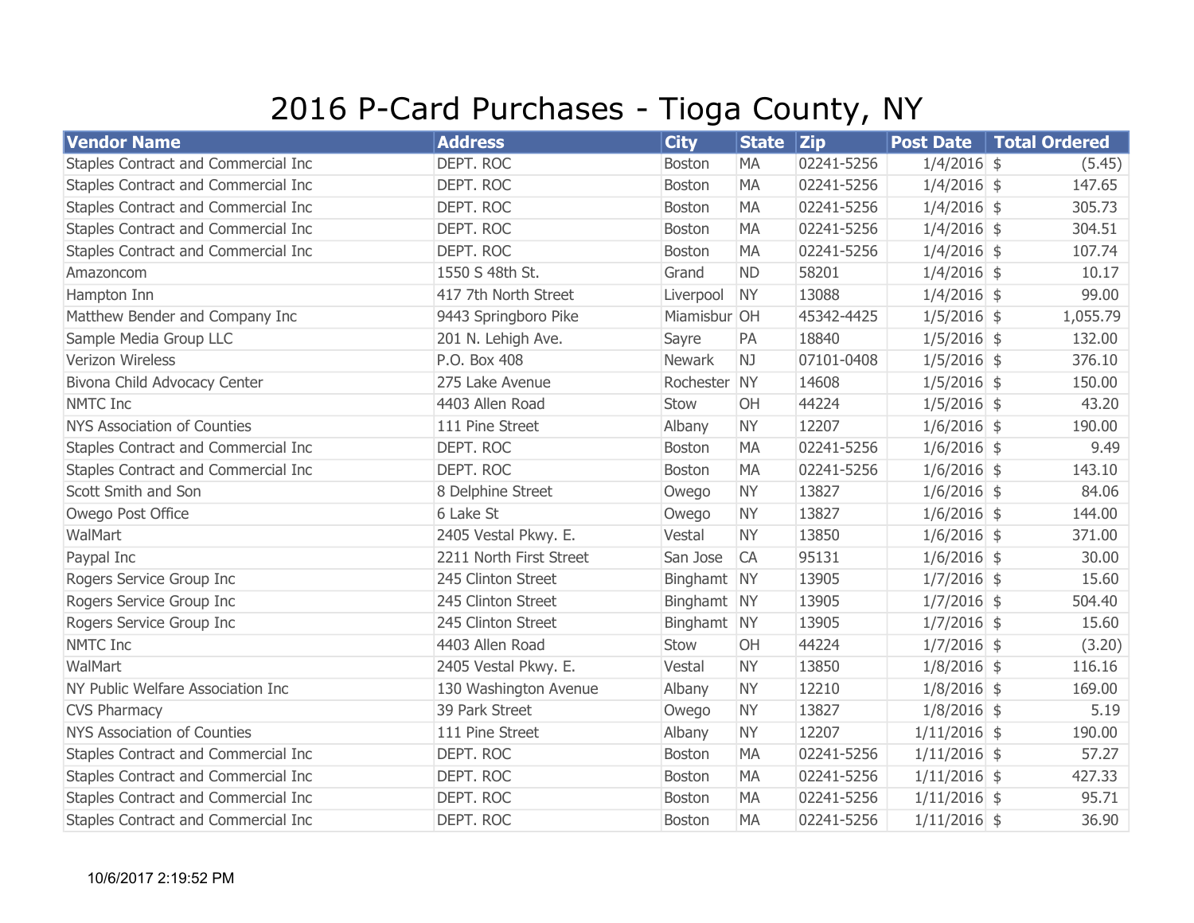# 2016 P-Card Purchases - Tioga County, NY

| Vendor Name | Address | City | State | Zip | Post Date | Total Ordered |
|---|---|---|---|---|---|---|
| Staples Contract and Commercial Inc | DEPT. ROC | Boston | MA | 02241-5256 | 1/4/2016 | $ (5.45) |
| Staples Contract and Commercial Inc | DEPT. ROC | Boston | MA | 02241-5256 | 1/4/2016 | $ 147.65 |
| Staples Contract and Commercial Inc | DEPT. ROC | Boston | MA | 02241-5256 | 1/4/2016 | $ 305.73 |
| Staples Contract and Commercial Inc | DEPT. ROC | Boston | MA | 02241-5256 | 1/4/2016 | $ 304.51 |
| Staples Contract and Commercial Inc | DEPT. ROC | Boston | MA | 02241-5256 | 1/4/2016 | $ 107.74 |
| Amazoncom | 1550 S 48th St. | Grand | ND | 58201 | 1/4/2016 | $ 10.17 |
| Hampton Inn | 417 7th North Street | Liverpool | NY | 13088 | 1/4/2016 | $ 99.00 |
| Matthew Bender and Company Inc | 9443 Springboro Pike | Miamisbur | OH | 45342-4425 | 1/5/2016 | $ 1,055.79 |
| Sample Media Group LLC | 201 N. Lehigh Ave. | Sayre | PA | 18840 | 1/5/2016 | $ 132.00 |
| Verizon Wireless | P.O. Box 408 | Newark | NJ | 07101-0408 | 1/5/2016 | $ 376.10 |
| Bivona Child Advocacy Center | 275 Lake Avenue | Rochester | NY | 14608 | 1/5/2016 | $ 150.00 |
| NMTC Inc | 4403 Allen Road | Stow | OH | 44224 | 1/5/2016 | $ 43.20 |
| NYS Association of Counties | 111 Pine Street | Albany | NY | 12207 | 1/6/2016 | $ 190.00 |
| Staples Contract and Commercial Inc | DEPT. ROC | Boston | MA | 02241-5256 | 1/6/2016 | $ 9.49 |
| Staples Contract and Commercial Inc | DEPT. ROC | Boston | MA | 02241-5256 | 1/6/2016 | $ 143.10 |
| Scott Smith and Son | 8 Delphine Street | Owego | NY | 13827 | 1/6/2016 | $ 84.06 |
| Owego Post Office | 6 Lake St | Owego | NY | 13827 | 1/6/2016 | $ 144.00 |
| WalMart | 2405 Vestal Pkwy. E. | Vestal | NY | 13850 | 1/6/2016 | $ 371.00 |
| Paypal Inc | 2211 North First Street | San Jose | CA | 95131 | 1/6/2016 | $ 30.00 |
| Rogers Service Group Inc | 245 Clinton Street | Binghamt | NY | 13905 | 1/7/2016 | $ 15.60 |
| Rogers Service Group Inc | 245 Clinton Street | Binghamt | NY | 13905 | 1/7/2016 | $ 504.40 |
| Rogers Service Group Inc | 245 Clinton Street | Binghamt | NY | 13905 | 1/7/2016 | $ 15.60 |
| NMTC Inc | 4403 Allen Road | Stow | OH | 44224 | 1/7/2016 | $ (3.20) |
| WalMart | 2405 Vestal Pkwy. E. | Vestal | NY | 13850 | 1/8/2016 | $ 116.16 |
| NY Public Welfare Association Inc | 130 Washington Avenue | Albany | NY | 12210 | 1/8/2016 | $ 169.00 |
| CVS Pharmacy | 39 Park Street | Owego | NY | 13827 | 1/8/2016 | $ 5.19 |
| NYS Association of Counties | 111 Pine Street | Albany | NY | 12207 | 1/11/2016 | $ 190.00 |
| Staples Contract and Commercial Inc | DEPT. ROC | Boston | MA | 02241-5256 | 1/11/2016 | $ 57.27 |
| Staples Contract and Commercial Inc | DEPT. ROC | Boston | MA | 02241-5256 | 1/11/2016 | $ 427.33 |
| Staples Contract and Commercial Inc | DEPT. ROC | Boston | MA | 02241-5256 | 1/11/2016 | $ 95.71 |
| Staples Contract and Commercial Inc | DEPT. ROC | Boston | MA | 02241-5256 | 1/11/2016 | $ 36.90 |

10/6/2017 2:19:52 PM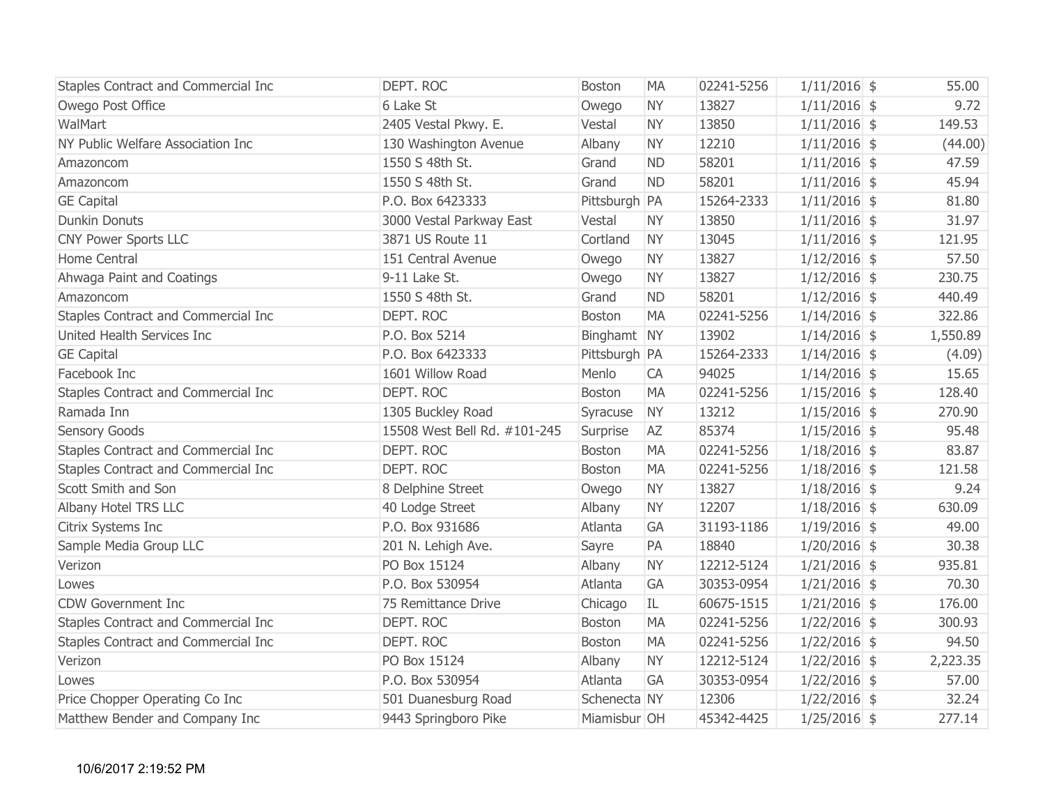| | | | | | | | |
|---|---|---|---|---|---|---|---|
| Staples Contract and Commercial Inc | DEPT. ROC | Boston | MA | 02241-5256 | 1/11/2016 | $ | 55.00 |
| Owego Post Office | 6 Lake St | Owego | NY | 13827 | 1/11/2016 | $ | 9.72 |
| WalMart | 2405 Vestal Pkwy. E. | Vestal | NY | 13850 | 1/11/2016 | $ | 149.53 |
| NY Public Welfare Association Inc | 130 Washington Avenue | Albany | NY | 12210 | 1/11/2016 | $ | (44.00) |
| Amazoncom | 1550 S 48th St. | Grand | ND | 58201 | 1/11/2016 | $ | 47.59 |
| Amazoncom | 1550 S 48th St. | Grand | ND | 58201 | 1/11/2016 | $ | 45.94 |
| GE Capital | P.O. Box 6423333 | Pittsburgh | PA | 15264-2333 | 1/11/2016 | $ | 81.80 |
| Dunkin Donuts | 3000 Vestal Parkway East | Vestal | NY | 13850 | 1/11/2016 | $ | 31.97 |
| CNY Power Sports LLC | 3871 US Route 11 | Cortland | NY | 13045 | 1/11/2016 | $ | 121.95 |
| Home Central | 151 Central Avenue | Owego | NY | 13827 | 1/12/2016 | $ | 57.50 |
| Ahwaga Paint and Coatings | 9-11 Lake St. | Owego | NY | 13827 | 1/12/2016 | $ | 230.75 |
| Amazoncom | 1550 S 48th St. | Grand | ND | 58201 | 1/12/2016 | $ | 440.49 |
| Staples Contract and Commercial Inc | DEPT. ROC | Boston | MA | 02241-5256 | 1/14/2016 | $ | 322.86 |
| United Health Services Inc | P.O. Box 5214 | Binghamt | NY | 13902 | 1/14/2016 | $ | 1,550.89 |
| GE Capital | P.O. Box 6423333 | Pittsburgh | PA | 15264-2333 | 1/14/2016 | $ | (4.09) |
| Facebook Inc | 1601 Willow Road | Menlo | CA | 94025 | 1/14/2016 | $ | 15.65 |
| Staples Contract and Commercial Inc | DEPT. ROC | Boston | MA | 02241-5256 | 1/15/2016 | $ | 128.40 |
| Ramada Inn | 1305 Buckley Road | Syracuse | NY | 13212 | 1/15/2016 | $ | 270.90 |
| Sensory Goods | 15508 West Bell Rd. #101-245 | Surprise | AZ | 85374 | 1/15/2016 | $ | 95.48 |
| Staples Contract and Commercial Inc | DEPT. ROC | Boston | MA | 02241-5256 | 1/18/2016 | $ | 83.87 |
| Staples Contract and Commercial Inc | DEPT. ROC | Boston | MA | 02241-5256 | 1/18/2016 | $ | 121.58 |
| Scott Smith and Son | 8 Delphine Street | Owego | NY | 13827 | 1/18/2016 | $ | 9.24 |
| Albany Hotel TRS LLC | 40 Lodge Street | Albany | NY | 12207 | 1/18/2016 | $ | 630.09 |
| Citrix Systems Inc | P.O. Box 931686 | Atlanta | GA | 31193-1186 | 1/19/2016 | $ | 49.00 |
| Sample Media Group LLC | 201 N. Lehigh Ave. | Sayre | PA | 18840 | 1/20/2016 | $ | 30.38 |
| Verizon | PO Box 15124 | Albany | NY | 12212-5124 | 1/21/2016 | $ | 935.81 |
| Lowes | P.O. Box 530954 | Atlanta | GA | 30353-0954 | 1/21/2016 | $ | 70.30 |
| CDW Government Inc | 75 Remittance Drive | Chicago | IL | 60675-1515 | 1/21/2016 | $ | 176.00 |
| Staples Contract and Commercial Inc | DEPT. ROC | Boston | MA | 02241-5256 | 1/22/2016 | $ | 300.93 |
| Staples Contract and Commercial Inc | DEPT. ROC | Boston | MA | 02241-5256 | 1/22/2016 | $ | 94.50 |
| Verizon | PO Box 15124 | Albany | NY | 12212-5124 | 1/22/2016 | $ | 2,223.35 |
| Lowes | P.O. Box 530954 | Atlanta | GA | 30353-0954 | 1/22/2016 | $ | 57.00 |
| Price Chopper Operating Co Inc | 501 Duanesburg Road | Schenecta | NY | 12306 | 1/22/2016 | $ | 32.24 |
| Matthew Bender and Company Inc | 9443 Springboro Pike | Miamisbur | OH | 45342-4425 | 1/25/2016 | $ | 277.14 |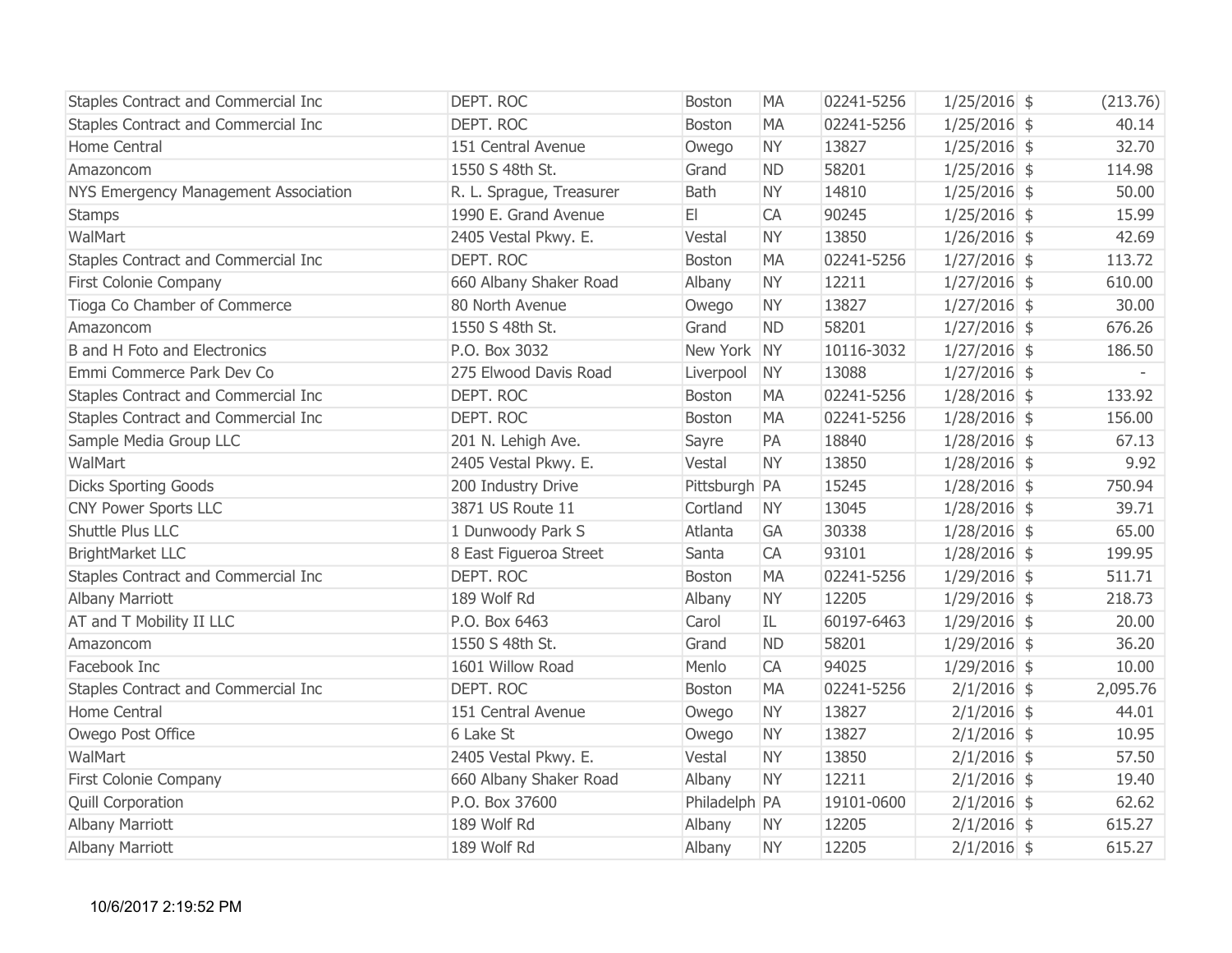| | | | | | | | |
|---|---|---|---|---|---|---|---|
| Staples Contract and Commercial Inc | DEPT. ROC | Boston | MA | 02241-5256 | 1/25/2016 | $ | (213.76) |
| Staples Contract and Commercial Inc | DEPT. ROC | Boston | MA | 02241-5256 | 1/25/2016 | $ | 40.14 |
| Home Central | 151 Central Avenue | Owego | NY | 13827 | 1/25/2016 | $ | 32.70 |
| Amazoncom | 1550 S 48th St. | Grand | ND | 58201 | 1/25/2016 | $ | 114.98 |
| NYS Emergency Management Association | R. L. Sprague, Treasurer | Bath | NY | 14810 | 1/25/2016 | $ | 50.00 |
| Stamps | 1990 E. Grand Avenue | El | CA | 90245 | 1/25/2016 | $ | 15.99 |
| WalMart | 2405 Vestal Pkwy. E. | Vestal | NY | 13850 | 1/26/2016 | $ | 42.69 |
| Staples Contract and Commercial Inc | DEPT. ROC | Boston | MA | 02241-5256 | 1/27/2016 | $ | 113.72 |
| First Colonie Company | 660 Albany Shaker Road | Albany | NY | 12211 | 1/27/2016 | $ | 610.00 |
| Tioga Co Chamber of Commerce | 80 North Avenue | Owego | NY | 13827 | 1/27/2016 | $ | 30.00 |
| Amazoncom | 1550 S 48th St. | Grand | ND | 58201 | 1/27/2016 | $ | 676.26 |
| B and H Foto and Electronics | P.O. Box 3032 | New York | NY | 10116-3032 | 1/27/2016 | $ | 186.50 |
| Emmi Commerce Park Dev Co | 275 Elwood Davis Road | Liverpool | NY | 13088 | 1/27/2016 | $ | - |
| Staples Contract and Commercial Inc | DEPT. ROC | Boston | MA | 02241-5256 | 1/28/2016 | $ | 133.92 |
| Staples Contract and Commercial Inc | DEPT. ROC | Boston | MA | 02241-5256 | 1/28/2016 | $ | 156.00 |
| Sample Media Group LLC | 201 N. Lehigh Ave. | Sayre | PA | 18840 | 1/28/2016 | $ | 67.13 |
| WalMart | 2405 Vestal Pkwy. E. | Vestal | NY | 13850 | 1/28/2016 | $ | 9.92 |
| Dicks Sporting Goods | 200 Industry Drive | Pittsburgh | PA | 15245 | 1/28/2016 | $ | 750.94 |
| CNY Power Sports LLC | 3871 US Route 11 | Cortland | NY | 13045 | 1/28/2016 | $ | 39.71 |
| Shuttle Plus LLC | 1 Dunwoody Park S | Atlanta | GA | 30338 | 1/28/2016 | $ | 65.00 |
| BrightMarket LLC | 8 East Figueroa Street | Santa | CA | 93101 | 1/28/2016 | $ | 199.95 |
| Staples Contract and Commercial Inc | DEPT. ROC | Boston | MA | 02241-5256 | 1/29/2016 | $ | 511.71 |
| Albany Marriott | 189 Wolf Rd | Albany | NY | 12205 | 1/29/2016 | $ | 218.73 |
| AT and T Mobility II LLC | P.O. Box 6463 | Carol | IL | 60197-6463 | 1/29/2016 | $ | 20.00 |
| Amazoncom | 1550 S 48th St. | Grand | ND | 58201 | 1/29/2016 | $ | 36.20 |
| Facebook Inc | 1601 Willow Road | Menlo | CA | 94025 | 1/29/2016 | $ | 10.00 |
| Staples Contract and Commercial Inc | DEPT. ROC | Boston | MA | 02241-5256 | 2/1/2016 | $ | 2,095.76 |
| Home Central | 151 Central Avenue | Owego | NY | 13827 | 2/1/2016 | $ | 44.01 |
| Owego Post Office | 6 Lake St | Owego | NY | 13827 | 2/1/2016 | $ | 10.95 |
| WalMart | 2405 Vestal Pkwy. E. | Vestal | NY | 13850 | 2/1/2016 | $ | 57.50 |
| First Colonie Company | 660 Albany Shaker Road | Albany | NY | 12211 | 2/1/2016 | $ | 19.40 |
| Quill Corporation | P.O. Box 37600 | Philadelph | PA | 19101-0600 | 2/1/2016 | $ | 62.62 |
| Albany Marriott | 189 Wolf Rd | Albany | NY | 12205 | 2/1/2016 | $ | 615.27 |
| Albany Marriott | 189 Wolf Rd | Albany | NY | 12205 | 2/1/2016 | $ | 615.27 |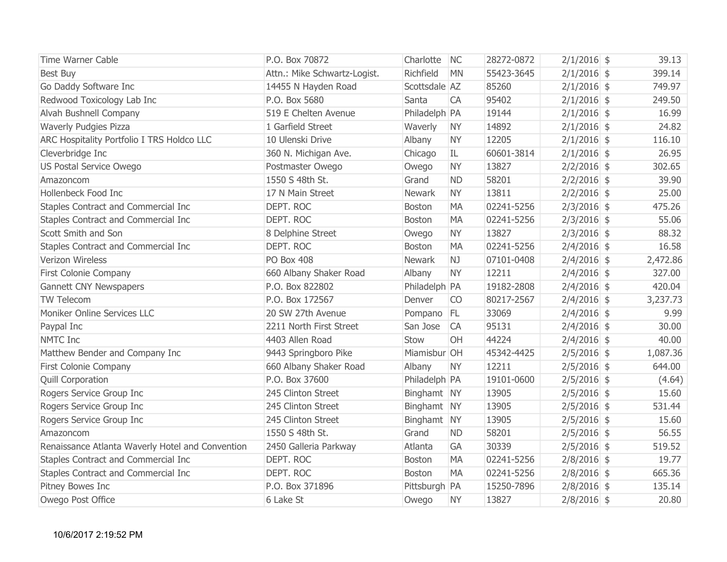| | | | | | | | |
|---|---|---|---|---|---|---|---|
| Time Warner Cable | P.O. Box 70872 | Charlotte | NC | 28272-0872 | 2/1/2016 | $ | 39.13 |
| Best Buy | Attn.: Mike Schwartz-Logist. | Richfield | MN | 55423-3645 | 2/1/2016 | $ | 399.14 |
| Go Daddy Software Inc | 14455 N Hayden Road | Scottsdale | AZ | 85260 | 2/1/2016 | $ | 749.97 |
| Redwood Toxicology Lab Inc | P.O. Box 5680 | Santa | CA | 95402 | 2/1/2016 | $ | 249.50 |
| Alvah Bushnell Company | 519 E Chelten Avenue | Philadelph | PA | 19144 | 2/1/2016 | $ | 16.99 |
| Waverly Pudgies Pizza | 1 Garfield Street | Waverly | NY | 14892 | 2/1/2016 | $ | 24.82 |
| ARC Hospitality Portfolio I TRS Holdco LLC | 10 Ulenski Drive | Albany | NY | 12205 | 2/1/2016 | $ | 116.10 |
| Cleverbridge Inc | 360 N. Michigan Ave. | Chicago | IL | 60601-3814 | 2/1/2016 | $ | 26.95 |
| US Postal Service Owego | Postmaster Owego | Owego | NY | 13827 | 2/2/2016 | $ | 302.65 |
| Amazoncom | 1550 S 48th St. | Grand | ND | 58201 | 2/2/2016 | $ | 39.90 |
| Hollenbeck Food Inc | 17 N Main Street | Newark | NY | 13811 | 2/2/2016 | $ | 25.00 |
| Staples Contract and Commercial Inc | DEPT. ROC | Boston | MA | 02241-5256 | 2/3/2016 | $ | 475.26 |
| Staples Contract and Commercial Inc | DEPT. ROC | Boston | MA | 02241-5256 | 2/3/2016 | $ | 55.06 |
| Scott Smith and Son | 8 Delphine Street | Owego | NY | 13827 | 2/3/2016 | $ | 88.32 |
| Staples Contract and Commercial Inc | DEPT. ROC | Boston | MA | 02241-5256 | 2/4/2016 | $ | 16.58 |
| Verizon Wireless | PO Box 408 | Newark | NJ | 07101-0408 | 2/4/2016 | $ | 2,472.86 |
| First Colonie Company | 660 Albany Shaker Road | Albany | NY | 12211 | 2/4/2016 | $ | 327.00 |
| Gannett CNY Newspapers | P.O. Box 822802 | Philadelph | PA | 19182-2808 | 2/4/2016 | $ | 420.04 |
| TW Telecom | P.O. Box 172567 | Denver | CO | 80217-2567 | 2/4/2016 | $ | 3,237.73 |
| Moniker Online Services LLC | 20 SW 27th Avenue | Pompano | FL | 33069 | 2/4/2016 | $ | 9.99 |
| Paypal Inc | 2211 North First Street | San Jose | CA | 95131 | 2/4/2016 | $ | 30.00 |
| NMTC Inc | 4403 Allen Road | Stow | OH | 44224 | 2/4/2016 | $ | 40.00 |
| Matthew Bender and Company Inc | 9443 Springboro Pike | Miamisbur | OH | 45342-4425 | 2/5/2016 | $ | 1,087.36 |
| First Colonie Company | 660 Albany Shaker Road | Albany | NY | 12211 | 2/5/2016 | $ | 644.00 |
| Quill Corporation | P.O. Box 37600 | Philadelph | PA | 19101-0600 | 2/5/2016 | $ | (4.64) |
| Rogers Service Group Inc | 245 Clinton Street | Binghamt | NY | 13905 | 2/5/2016 | $ | 15.60 |
| Rogers Service Group Inc | 245 Clinton Street | Binghamt | NY | 13905 | 2/5/2016 | $ | 531.44 |
| Rogers Service Group Inc | 245 Clinton Street | Binghamt | NY | 13905 | 2/5/2016 | $ | 15.60 |
| Amazoncom | 1550 S 48th St. | Grand | ND | 58201 | 2/5/2016 | $ | 56.55 |
| Renaissance Atlanta Waverly Hotel and Convention | 2450 Galleria Parkway | Atlanta | GA | 30339 | 2/5/2016 | $ | 519.52 |
| Staples Contract and Commercial Inc | DEPT. ROC | Boston | MA | 02241-5256 | 2/8/2016 | $ | 19.77 |
| Staples Contract and Commercial Inc | DEPT. ROC | Boston | MA | 02241-5256 | 2/8/2016 | $ | 665.36 |
| Pitney Bowes Inc | P.O. Box 371896 | Pittsburgh | PA | 15250-7896 | 2/8/2016 | $ | 135.14 |
| Owego Post Office | 6 Lake St | Owego | NY | 13827 | 2/8/2016 | $ | 20.80 |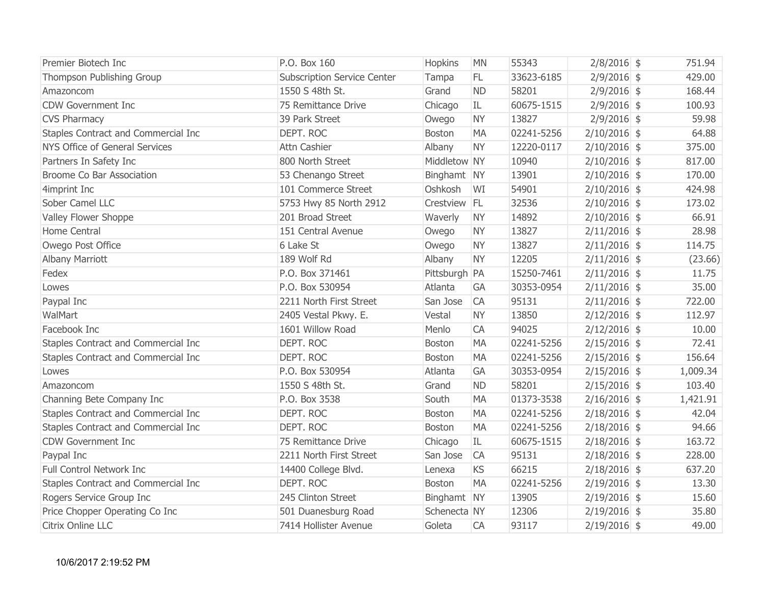| | | | | | | | |
|---|---|---|---|---|---|---|---|
| Premier Biotech Inc | P.O. Box 160 | Hopkins | MN | 55343 | 2/8/2016 | $ | 751.94 |
| Thompson Publishing Group | Subscription Service Center | Tampa | FL | 33623-6185 | 2/9/2016 | $ | 429.00 |
| Amazoncom | 1550 S 48th St. | Grand | ND | 58201 | 2/9/2016 | $ | 168.44 |
| CDW Government Inc | 75 Remittance Drive | Chicago | IL | 60675-1515 | 2/9/2016 | $ | 100.93 |
| CVS Pharmacy | 39 Park Street | Owego | NY | 13827 | 2/9/2016 | $ | 59.98 |
| Staples Contract and Commercial Inc | DEPT. ROC | Boston | MA | 02241-5256 | 2/10/2016 | $ | 64.88 |
| NYS Office of General Services | Attn Cashier | Albany | NY | 12220-0117 | 2/10/2016 | $ | 375.00 |
| Partners In Safety Inc | 800 North Street | Middletow | NY | 10940 | 2/10/2016 | $ | 817.00 |
| Broome Co Bar Association | 53 Chenango Street | Binghamt | NY | 13901 | 2/10/2016 | $ | 170.00 |
| 4imprint Inc | 101 Commerce Street | Oshkosh | WI | 54901 | 2/10/2016 | $ | 424.98 |
| Sober Camel LLC | 5753 Hwy 85 North 2912 | Crestview | FL | 32536 | 2/10/2016 | $ | 173.02 |
| Valley Flower Shoppe | 201 Broad Street | Waverly | NY | 14892 | 2/10/2016 | $ | 66.91 |
| Home Central | 151 Central Avenue | Owego | NY | 13827 | 2/11/2016 | $ | 28.98 |
| Owego Post Office | 6 Lake St | Owego | NY | 13827 | 2/11/2016 | $ | 114.75 |
| Albany Marriott | 189 Wolf Rd | Albany | NY | 12205 | 2/11/2016 | $ | (23.66) |
| Fedex | P.O. Box 371461 | Pittsburgh | PA | 15250-7461 | 2/11/2016 | $ | 11.75 |
| Lowes | P.O. Box 530954 | Atlanta | GA | 30353-0954 | 2/11/2016 | $ | 35.00 |
| Paypal Inc | 2211 North First Street | San Jose | CA | 95131 | 2/11/2016 | $ | 722.00 |
| WalMart | 2405 Vestal Pkwy. E. | Vestal | NY | 13850 | 2/12/2016 | $ | 112.97 |
| Facebook Inc | 1601 Willow Road | Menlo | CA | 94025 | 2/12/2016 | $ | 10.00 |
| Staples Contract and Commercial Inc | DEPT. ROC | Boston | MA | 02241-5256 | 2/15/2016 | $ | 72.41 |
| Staples Contract and Commercial Inc | DEPT. ROC | Boston | MA | 02241-5256 | 2/15/2016 | $ | 156.64 |
| Lowes | P.O. Box 530954 | Atlanta | GA | 30353-0954 | 2/15/2016 | $ | 1,009.34 |
| Amazoncom | 1550 S 48th St. | Grand | ND | 58201 | 2/15/2016 | $ | 103.40 |
| Channing Bete Company Inc | P.O. Box 3538 | South | MA | 01373-3538 | 2/16/2016 | $ | 1,421.91 |
| Staples Contract and Commercial Inc | DEPT. ROC | Boston | MA | 02241-5256 | 2/18/2016 | $ | 42.04 |
| Staples Contract and Commercial Inc | DEPT. ROC | Boston | MA | 02241-5256 | 2/18/2016 | $ | 94.66 |
| CDW Government Inc | 75 Remittance Drive | Chicago | IL | 60675-1515 | 2/18/2016 | $ | 163.72 |
| Paypal Inc | 2211 North First Street | San Jose | CA | 95131 | 2/18/2016 | $ | 228.00 |
| Full Control Network Inc | 14400 College Blvd. | Lenexa | KS | 66215 | 2/18/2016 | $ | 637.20 |
| Staples Contract and Commercial Inc | DEPT. ROC | Boston | MA | 02241-5256 | 2/19/2016 | $ | 13.30 |
| Rogers Service Group Inc | 245 Clinton Street | Binghamt | NY | 13905 | 2/19/2016 | $ | 15.60 |
| Price Chopper Operating Co Inc | 501 Duanesburg Road | Schenecta | NY | 12306 | 2/19/2016 | $ | 35.80 |
| Citrix Online LLC | 7414 Hollister Avenue | Goleta | CA | 93117 | 2/19/2016 | $ | 49.00 |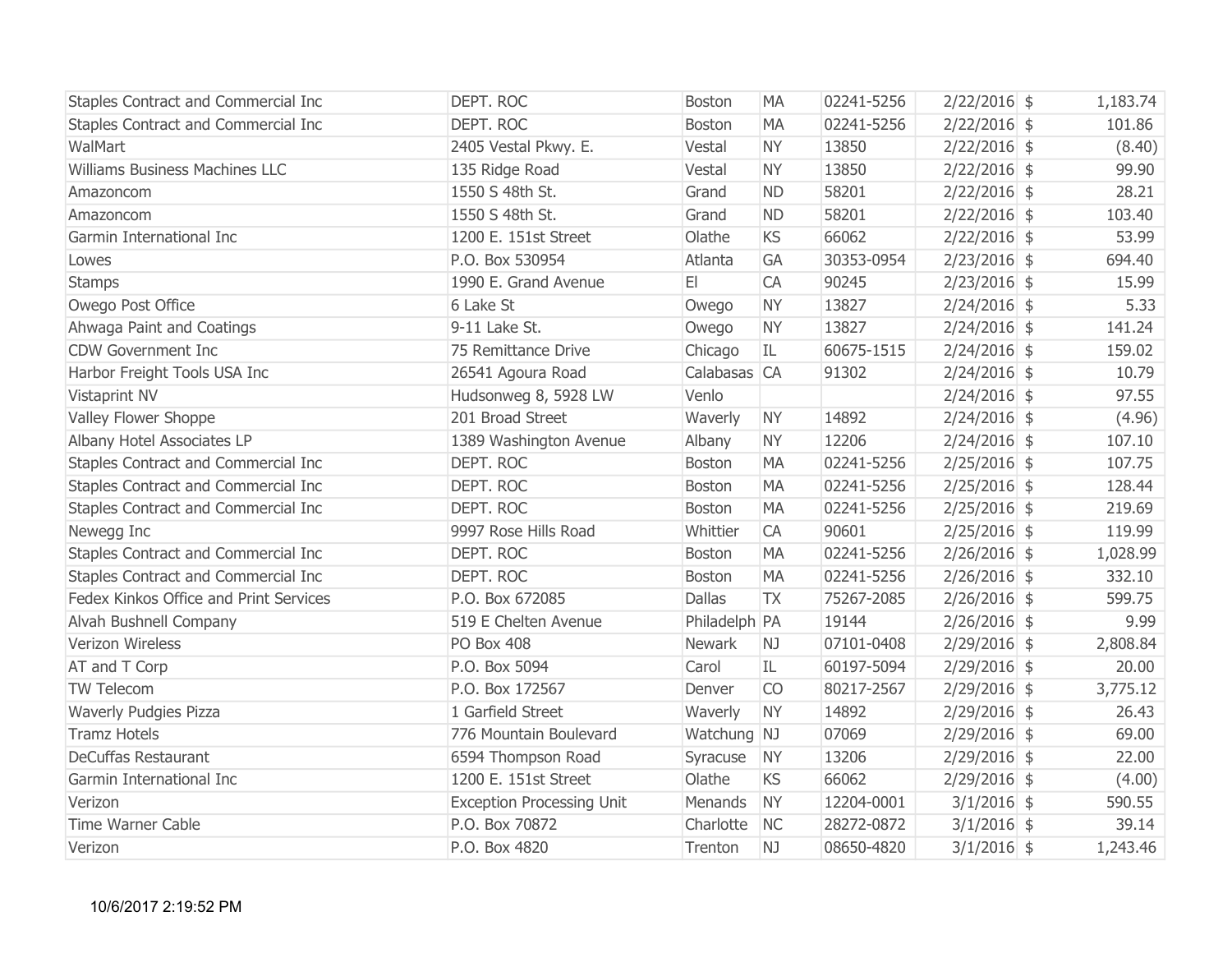| | | | | | | | |
|---|---|---|---|---|---|---|---|
| Staples Contract and Commercial Inc | DEPT. ROC | Boston | MA | 02241-5256 | 2/22/2016 | $ | 1,183.74 |
| Staples Contract and Commercial Inc | DEPT. ROC | Boston | MA | 02241-5256 | 2/22/2016 | $ | 101.86 |
| WalMart | 2405 Vestal Pkwy. E. | Vestal | NY | 13850 | 2/22/2016 | $ | (8.40) |
| Williams Business Machines LLC | 135 Ridge Road | Vestal | NY | 13850 | 2/22/2016 | $ | 99.90 |
| Amazoncom | 1550 S 48th St. | Grand | ND | 58201 | 2/22/2016 | $ | 28.21 |
| Amazoncom | 1550 S 48th St. | Grand | ND | 58201 | 2/22/2016 | $ | 103.40 |
| Garmin International Inc | 1200 E. 151st Street | Olathe | KS | 66062 | 2/22/2016 | $ | 53.99 |
| Lowes | P.O. Box 530954 | Atlanta | GA | 30353-0954 | 2/23/2016 | $ | 694.40 |
| Stamps | 1990 E. Grand Avenue | El | CA | 90245 | 2/23/2016 | $ | 15.99 |
| Owego Post Office | 6 Lake St | Owego | NY | 13827 | 2/24/2016 | $ | 5.33 |
| Ahwaga Paint and Coatings | 9-11 Lake St. | Owego | NY | 13827 | 2/24/2016 | $ | 141.24 |
| CDW Government Inc | 75 Remittance Drive | Chicago | IL | 60675-1515 | 2/24/2016 | $ | 159.02 |
| Harbor Freight Tools USA Inc | 26541 Agoura Road | Calabasas | CA | 91302 | 2/24/2016 | $ | 10.79 |
| Vistaprint NV | Hudsonweg 8, 5928 LW | Venlo | | | 2/24/2016 | $ | 97.55 |
| Valley Flower Shoppe | 201 Broad Street | Waverly | NY | 14892 | 2/24/2016 | $ | (4.96) |
| Albany Hotel Associates LP | 1389 Washington Avenue | Albany | NY | 12206 | 2/24/2016 | $ | 107.10 |
| Staples Contract and Commercial Inc | DEPT. ROC | Boston | MA | 02241-5256 | 2/25/2016 | $ | 107.75 |
| Staples Contract and Commercial Inc | DEPT. ROC | Boston | MA | 02241-5256 | 2/25/2016 | $ | 128.44 |
| Staples Contract and Commercial Inc | DEPT. ROC | Boston | MA | 02241-5256 | 2/25/2016 | $ | 219.69 |
| Newegg Inc | 9997 Rose Hills Road | Whittier | CA | 90601 | 2/25/2016 | $ | 119.99 |
| Staples Contract and Commercial Inc | DEPT. ROC | Boston | MA | 02241-5256 | 2/26/2016 | $ | 1,028.99 |
| Staples Contract and Commercial Inc | DEPT. ROC | Boston | MA | 02241-5256 | 2/26/2016 | $ | 332.10 |
| Fedex Kinkos Office and Print Services | P.O. Box 672085 | Dallas | TX | 75267-2085 | 2/26/2016 | $ | 599.75 |
| Alvah Bushnell Company | 519 E Chelten Avenue | Philadelph | PA | 19144 | 2/26/2016 | $ | 9.99 |
| Verizon Wireless | PO Box 408 | Newark | NJ | 07101-0408 | 2/29/2016 | $ | 2,808.84 |
| AT and T Corp | P.O. Box 5094 | Carol | IL | 60197-5094 | 2/29/2016 | $ | 20.00 |
| TW Telecom | P.O. Box 172567 | Denver | CO | 80217-2567 | 2/29/2016 | $ | 3,775.12 |
| Waverly Pudgies Pizza | 1 Garfield Street | Waverly | NY | 14892 | 2/29/2016 | $ | 26.43 |
| Tramz Hotels | 776 Mountain Boulevard | Watchung | NJ | 07069 | 2/29/2016 | $ | 69.00 |
| DeCuffas Restaurant | 6594 Thompson Road | Syracuse | NY | 13206 | 2/29/2016 | $ | 22.00 |
| Garmin International Inc | 1200 E. 151st Street | Olathe | KS | 66062 | 2/29/2016 | $ | (4.00) |
| Verizon | Exception Processing Unit | Menands | NY | 12204-0001 | 3/1/2016 | $ | 590.55 |
| Time Warner Cable | P.O. Box 70872 | Charlotte | NC | 28272-0872 | 3/1/2016 | $ | 39.14 |
| Verizon | P.O. Box 4820 | Trenton | NJ | 08650-4820 | 3/1/2016 | $ | 1,243.46 |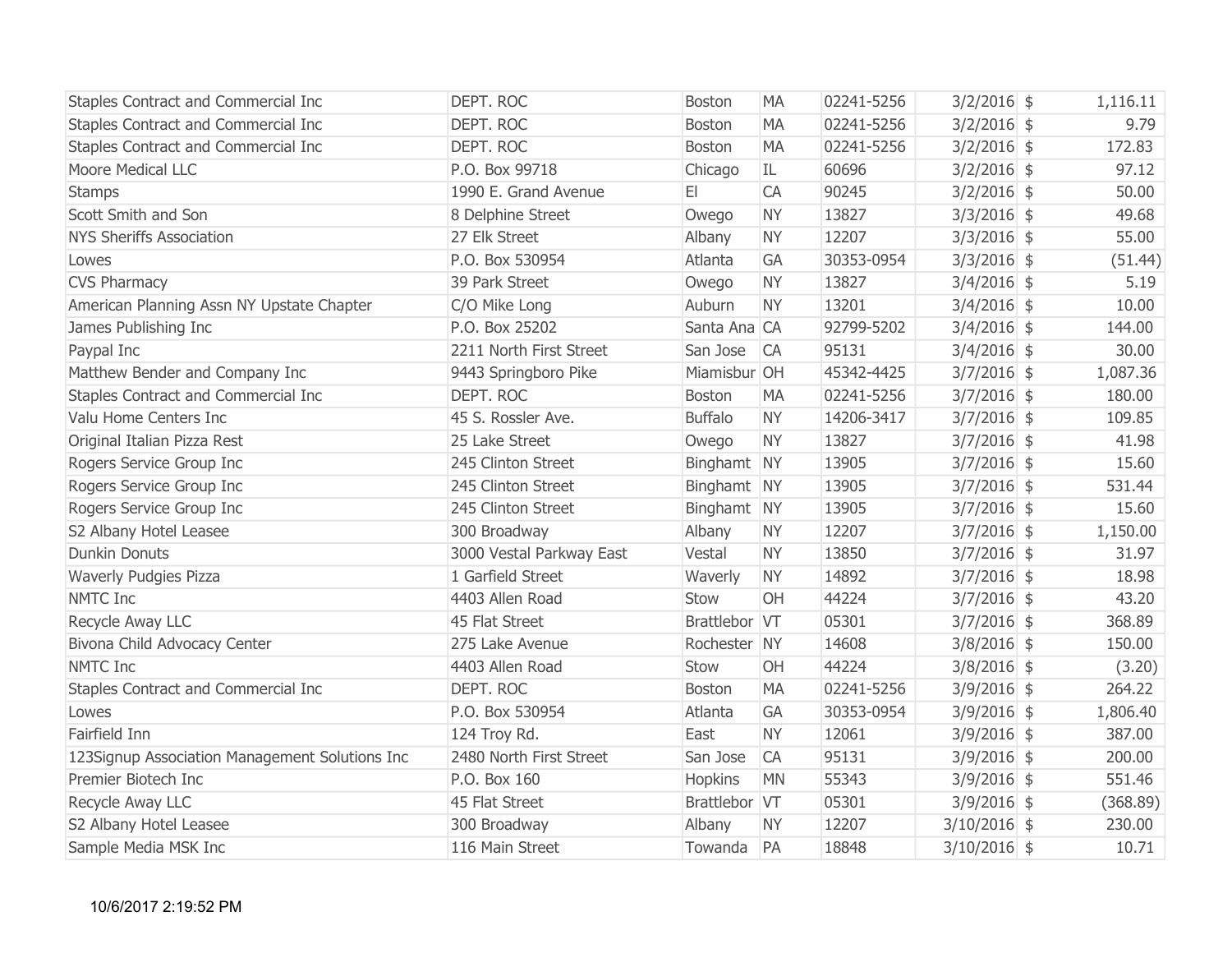| | | | | | | | |
|---|---|---|---|---|---|---|---|
| Staples Contract and Commercial Inc | DEPT. ROC | Boston | MA | 02241-5256 | 3/2/2016 | $ | 1,116.11 |
| Staples Contract and Commercial Inc | DEPT. ROC | Boston | MA | 02241-5256 | 3/2/2016 | $ | 9.79 |
| Staples Contract and Commercial Inc | DEPT. ROC | Boston | MA | 02241-5256 | 3/2/2016 | $ | 172.83 |
| Moore Medical LLC | P.O. Box 99718 | Chicago | IL | 60696 | 3/2/2016 | $ | 97.12 |
| Stamps | 1990 E. Grand Avenue | El | CA | 90245 | 3/2/2016 | $ | 50.00 |
| Scott Smith and Son | 8 Delphine Street | Owego | NY | 13827 | 3/3/2016 | $ | 49.68 |
| NYS Sheriffs Association | 27 Elk Street | Albany | NY | 12207 | 3/3/2016 | $ | 55.00 |
| Lowes | P.O. Box 530954 | Atlanta | GA | 30353-0954 | 3/3/2016 | $ | (51.44) |
| CVS Pharmacy | 39 Park Street | Owego | NY | 13827 | 3/4/2016 | $ | 5.19 |
| American Planning Assn NY Upstate Chapter | C/O Mike Long | Auburn | NY | 13201 | 3/4/2016 | $ | 10.00 |
| James Publishing Inc | P.O. Box 25202 | Santa Ana | CA | 92799-5202 | 3/4/2016 | $ | 144.00 |
| Paypal Inc | 2211 North First Street | San Jose | CA | 95131 | 3/4/2016 | $ | 30.00 |
| Matthew Bender and Company Inc | 9443 Springboro Pike | Miamisbur | OH | 45342-4425 | 3/7/2016 | $ | 1,087.36 |
| Staples Contract and Commercial Inc | DEPT. ROC | Boston | MA | 02241-5256 | 3/7/2016 | $ | 180.00 |
| Valu Home Centers Inc | 45 S. Rossler Ave. | Buffalo | NY | 14206-3417 | 3/7/2016 | $ | 109.85 |
| Original Italian Pizza Rest | 25 Lake Street | Owego | NY | 13827 | 3/7/2016 | $ | 41.98 |
| Rogers Service Group Inc | 245 Clinton Street | Binghamt | NY | 13905 | 3/7/2016 | $ | 15.60 |
| Rogers Service Group Inc | 245 Clinton Street | Binghamt | NY | 13905 | 3/7/2016 | $ | 531.44 |
| Rogers Service Group Inc | 245 Clinton Street | Binghamt | NY | 13905 | 3/7/2016 | $ | 15.60 |
| S2 Albany Hotel Leasee | 300 Broadway | Albany | NY | 12207 | 3/7/2016 | $ | 1,150.00 |
| Dunkin Donuts | 3000 Vestal Parkway East | Vestal | NY | 13850 | 3/7/2016 | $ | 31.97 |
| Waverly Pudgies Pizza | 1 Garfield Street | Waverly | NY | 14892 | 3/7/2016 | $ | 18.98 |
| NMTC Inc | 4403 Allen Road | Stow | OH | 44224 | 3/7/2016 | $ | 43.20 |
| Recycle Away LLC | 45 Flat Street | Brattlebor | VT | 05301 | 3/7/2016 | $ | 368.89 |
| Bivona Child Advocacy Center | 275 Lake Avenue | Rochester | NY | 14608 | 3/8/2016 | $ | 150.00 |
| NMTC Inc | 4403 Allen Road | Stow | OH | 44224 | 3/8/2016 | $ | (3.20) |
| Staples Contract and Commercial Inc | DEPT. ROC | Boston | MA | 02241-5256 | 3/9/2016 | $ | 264.22 |
| Lowes | P.O. Box 530954 | Atlanta | GA | 30353-0954 | 3/9/2016 | $ | 1,806.40 |
| Fairfield Inn | 124 Troy Rd. | East | NY | 12061 | 3/9/2016 | $ | 387.00 |
| 123Signup Association Management Solutions Inc | 2480 North First Street | San Jose | CA | 95131 | 3/9/2016 | $ | 200.00 |
| Premier Biotech Inc | P.O. Box 160 | Hopkins | MN | 55343 | 3/9/2016 | $ | 551.46 |
| Recycle Away LLC | 45 Flat Street | Brattlebor | VT | 05301 | 3/9/2016 | $ | (368.89) |
| S2 Albany Hotel Leasee | 300 Broadway | Albany | NY | 12207 | 3/10/2016 | $ | 230.00 |
| Sample Media MSK Inc | 116 Main Street | Towanda | PA | 18848 | 3/10/2016 | $ | 10.71 |

10/6/2017 2:19:52 PM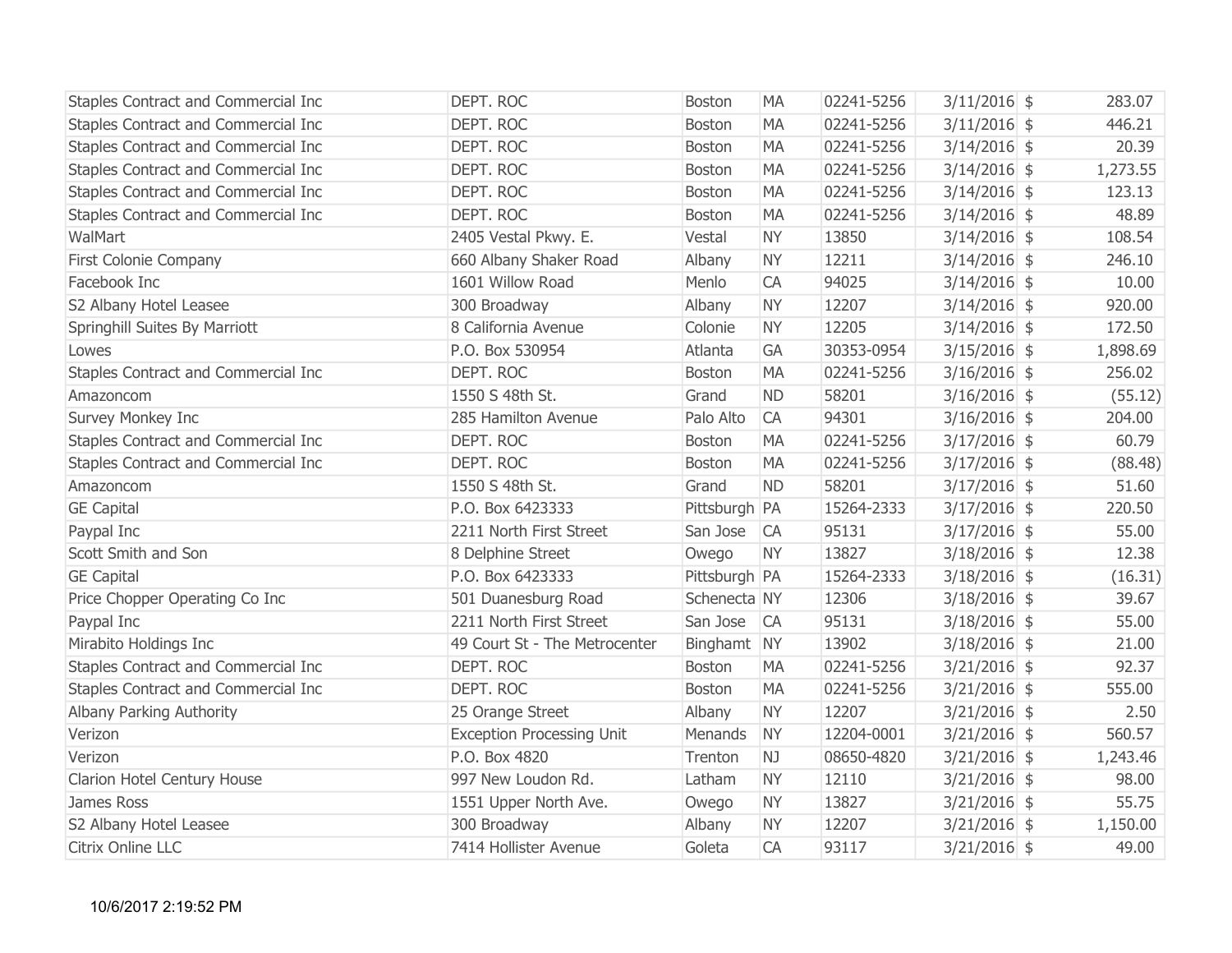| | | | | | | | |
|---|---|---|---|---|---|---|---|
| Staples Contract and Commercial Inc | DEPT. ROC | Boston | MA | 02241-5256 | 3/11/2016 | $ | 283.07 |
| Staples Contract and Commercial Inc | DEPT. ROC | Boston | MA | 02241-5256 | 3/11/2016 | $ | 446.21 |
| Staples Contract and Commercial Inc | DEPT. ROC | Boston | MA | 02241-5256 | 3/14/2016 | $ | 20.39 |
| Staples Contract and Commercial Inc | DEPT. ROC | Boston | MA | 02241-5256 | 3/14/2016 | $ | 1,273.55 |
| Staples Contract and Commercial Inc | DEPT. ROC | Boston | MA | 02241-5256 | 3/14/2016 | $ | 123.13 |
| Staples Contract and Commercial Inc | DEPT. ROC | Boston | MA | 02241-5256 | 3/14/2016 | $ | 48.89 |
| WalMart | 2405 Vestal Pkwy. E. | Vestal | NY | 13850 | 3/14/2016 | $ | 108.54 |
| First Colonie Company | 660 Albany Shaker Road | Albany | NY | 12211 | 3/14/2016 | $ | 246.10 |
| Facebook Inc | 1601 Willow Road | Menlo | CA | 94025 | 3/14/2016 | $ | 10.00 |
| S2 Albany Hotel Leasee | 300 Broadway | Albany | NY | 12207 | 3/14/2016 | $ | 920.00 |
| Springhill Suites By Marriott | 8 California Avenue | Colonie | NY | 12205 | 3/14/2016 | $ | 172.50 |
| Lowes | P.O. Box 530954 | Atlanta | GA | 30353-0954 | 3/15/2016 | $ | 1,898.69 |
| Staples Contract and Commercial Inc | DEPT. ROC | Boston | MA | 02241-5256 | 3/16/2016 | $ | 256.02 |
| Amazoncom | 1550 S 48th St. | Grand | ND | 58201 | 3/16/2016 | $ | (55.12) |
| Survey Monkey Inc | 285 Hamilton Avenue | Palo Alto | CA | 94301 | 3/16/2016 | $ | 204.00 |
| Staples Contract and Commercial Inc | DEPT. ROC | Boston | MA | 02241-5256 | 3/17/2016 | $ | 60.79 |
| Staples Contract and Commercial Inc | DEPT. ROC | Boston | MA | 02241-5256 | 3/17/2016 | $ | (88.48) |
| Amazoncom | 1550 S 48th St. | Grand | ND | 58201 | 3/17/2016 | $ | 51.60 |
| GE Capital | P.O. Box 6423333 | Pittsburgh | PA | 15264-2333 | 3/17/2016 | $ | 220.50 |
| Paypal Inc | 2211 North First Street | San Jose | CA | 95131 | 3/17/2016 | $ | 55.00 |
| Scott Smith and Son | 8 Delphine Street | Owego | NY | 13827 | 3/18/2016 | $ | 12.38 |
| GE Capital | P.O. Box 6423333 | Pittsburgh | PA | 15264-2333 | 3/18/2016 | $ | (16.31) |
| Price Chopper Operating Co Inc | 501 Duanesburg Road | Schenecta | NY | 12306 | 3/18/2016 | $ | 39.67 |
| Paypal Inc | 2211 North First Street | San Jose | CA | 95131 | 3/18/2016 | $ | 55.00 |
| Mirabito Holdings Inc | 49 Court St - The Metrocenter | Binghamt | NY | 13902 | 3/18/2016 | $ | 21.00 |
| Staples Contract and Commercial Inc | DEPT. ROC | Boston | MA | 02241-5256 | 3/21/2016 | $ | 92.37 |
| Staples Contract and Commercial Inc | DEPT. ROC | Boston | MA | 02241-5256 | 3/21/2016 | $ | 555.00 |
| Albany Parking Authority | 25 Orange Street | Albany | NY | 12207 | 3/21/2016 | $ | 2.50 |
| Verizon | Exception Processing Unit | Menands | NY | 12204-0001 | 3/21/2016 | $ | 560.57 |
| Verizon | P.O. Box 4820 | Trenton | NJ | 08650-4820 | 3/21/2016 | $ | 1,243.46 |
| Clarion Hotel Century House | 997 New Loudon Rd. | Latham | NY | 12110 | 3/21/2016 | $ | 98.00 |
| James Ross | 1551 Upper North Ave. | Owego | NY | 13827 | 3/21/2016 | $ | 55.75 |
| S2 Albany Hotel Leasee | 300 Broadway | Albany | NY | 12207 | 3/21/2016 | $ | 1,150.00 |
| Citrix Online LLC | 7414 Hollister Avenue | Goleta | CA | 93117 | 3/21/2016 | $ | 49.00 |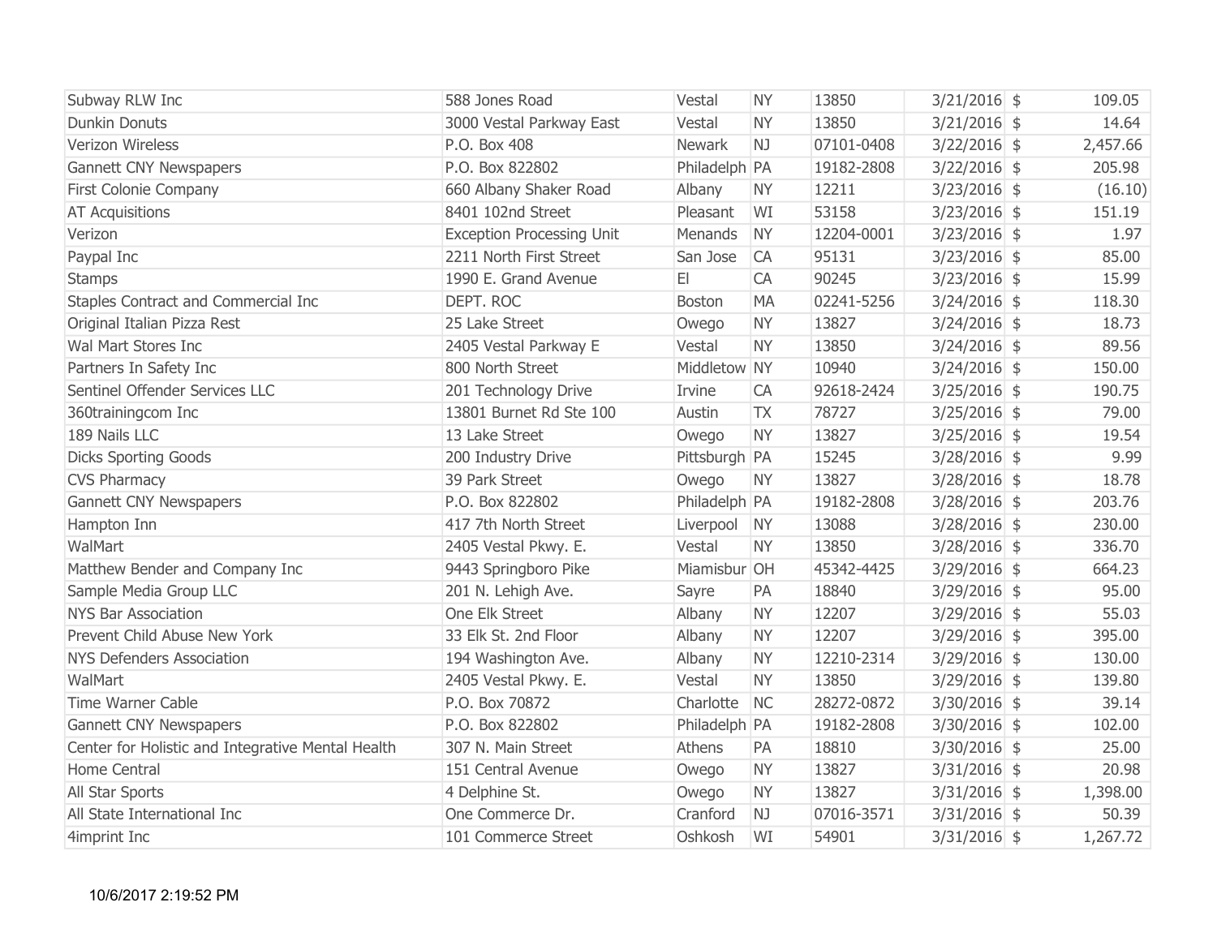| | | | | | | | |
|---|---|---|---|---|---|---|---|
| Subway RLW Inc | 588 Jones Road | Vestal | NY | 13850 | 3/21/2016 | $ | 109.05 |
| Dunkin Donuts | 3000 Vestal Parkway East | Vestal | NY | 13850 | 3/21/2016 | $ | 14.64 |
| Verizon Wireless | P.O. Box 408 | Newark | NJ | 07101-0408 | 3/22/2016 | $ | 2,457.66 |
| Gannett CNY Newspapers | P.O. Box 822802 | Philadelph | PA | 19182-2808 | 3/22/2016 | $ | 205.98 |
| First Colonie Company | 660 Albany Shaker Road | Albany | NY | 12211 | 3/23/2016 | $ | (16.10) |
| AT Acquisitions | 8401 102nd Street | Pleasant | WI | 53158 | 3/23/2016 | $ | 151.19 |
| Verizon | Exception Processing Unit | Menands | NY | 12204-0001 | 3/23/2016 | $ | 1.97 |
| Paypal Inc | 2211 North First Street | San Jose | CA | 95131 | 3/23/2016 | $ | 85.00 |
| Stamps | 1990 E. Grand Avenue | El | CA | 90245 | 3/23/2016 | $ | 15.99 |
| Staples Contract and Commercial Inc | DEPT. ROC | Boston | MA | 02241-5256 | 3/24/2016 | $ | 118.30 |
| Original Italian Pizza Rest | 25 Lake Street | Owego | NY | 13827 | 3/24/2016 | $ | 18.73 |
| Wal Mart Stores Inc | 2405 Vestal Parkway E | Vestal | NY | 13850 | 3/24/2016 | $ | 89.56 |
| Partners In Safety Inc | 800 North Street | Middletow | NY | 10940 | 3/24/2016 | $ | 150.00 |
| Sentinel Offender Services LLC | 201 Technology Drive | Irvine | CA | 92618-2424 | 3/25/2016 | $ | 190.75 |
| 360trainingcom Inc | 13801 Burnet Rd Ste 100 | Austin | TX | 78727 | 3/25/2016 | $ | 79.00 |
| 189 Nails LLC | 13 Lake Street | Owego | NY | 13827 | 3/25/2016 | $ | 19.54 |
| Dicks Sporting Goods | 200 Industry Drive | Pittsburgh | PA | 15245 | 3/28/2016 | $ | 9.99 |
| CVS Pharmacy | 39 Park Street | Owego | NY | 13827 | 3/28/2016 | $ | 18.78 |
| Gannett CNY Newspapers | P.O. Box 822802 | Philadelph | PA | 19182-2808 | 3/28/2016 | $ | 203.76 |
| Hampton Inn | 417 7th North Street | Liverpool | NY | 13088 | 3/28/2016 | $ | 230.00 |
| WalMart | 2405 Vestal Pkwy. E. | Vestal | NY | 13850 | 3/28/2016 | $ | 336.70 |
| Matthew Bender and Company Inc | 9443 Springboro Pike | Miamisbur | OH | 45342-4425 | 3/29/2016 | $ | 664.23 |
| Sample Media Group LLC | 201 N. Lehigh Ave. | Sayre | PA | 18840 | 3/29/2016 | $ | 95.00 |
| NYS Bar Association | One Elk Street | Albany | NY | 12207 | 3/29/2016 | $ | 55.03 |
| Prevent Child Abuse New York | 33 Elk St. 2nd Floor | Albany | NY | 12207 | 3/29/2016 | $ | 395.00 |
| NYS Defenders Association | 194 Washington Ave. | Albany | NY | 12210-2314 | 3/29/2016 | $ | 130.00 |
| WalMart | 2405 Vestal Pkwy. E. | Vestal | NY | 13850 | 3/29/2016 | $ | 139.80 |
| Time Warner Cable | P.O. Box 70872 | Charlotte | NC | 28272-0872 | 3/30/2016 | $ | 39.14 |
| Gannett CNY Newspapers | P.O. Box 822802 | Philadelph | PA | 19182-2808 | 3/30/2016 | $ | 102.00 |
| Center for Holistic and Integrative Mental Health | 307 N. Main Street | Athens | PA | 18810 | 3/30/2016 | $ | 25.00 |
| Home Central | 151 Central Avenue | Owego | NY | 13827 | 3/31/2016 | $ | 20.98 |
| All Star Sports | 4 Delphine St. | Owego | NY | 13827 | 3/31/2016 | $ | 1,398.00 |
| All State International Inc | One Commerce Dr. | Cranford | NJ | 07016-3571 | 3/31/2016 | $ | 50.39 |
| 4imprint Inc | 101 Commerce Street | Oshkosh | WI | 54901 | 3/31/2016 | $ | 1,267.72 |

10/6/2017 2:19:52 PM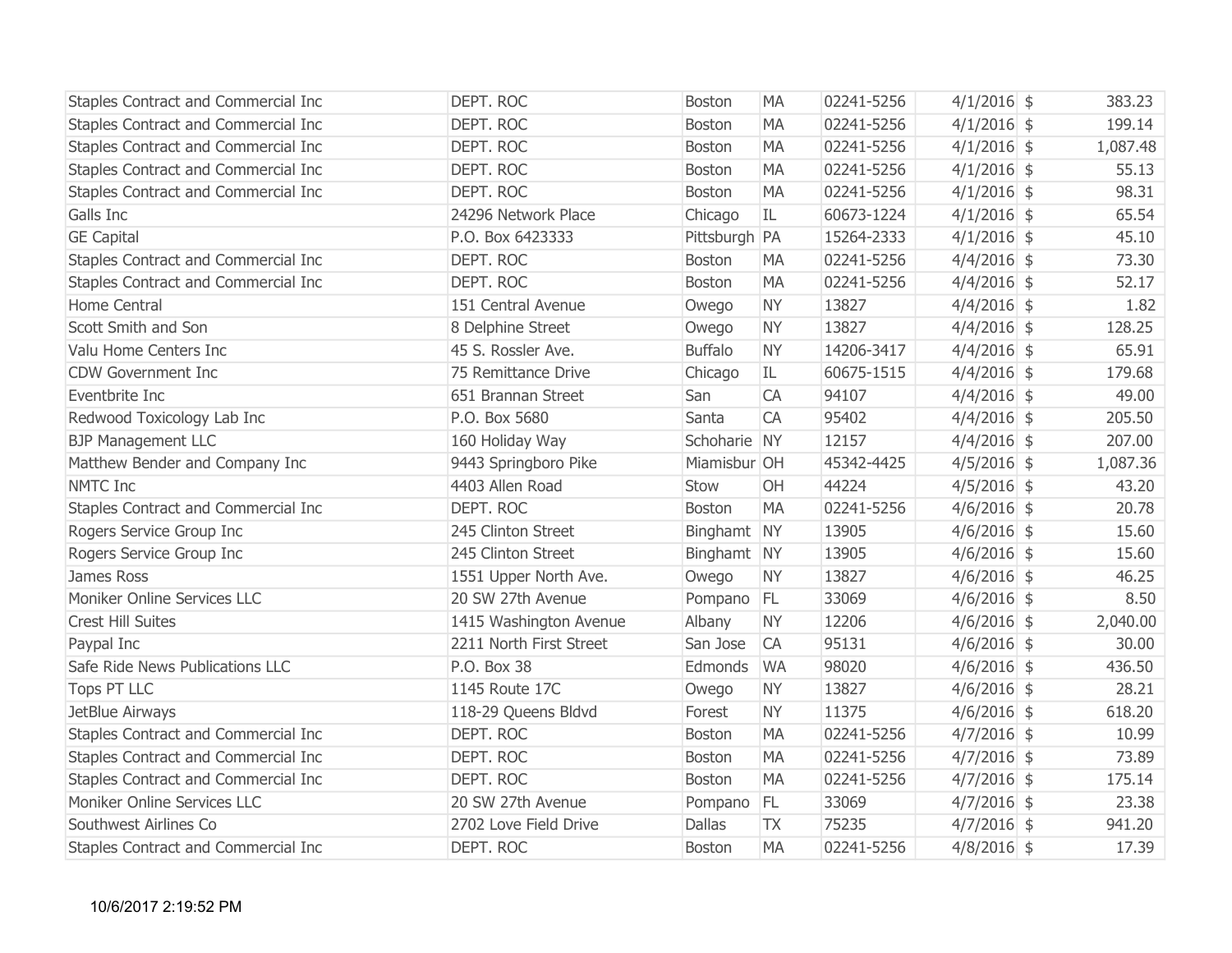| | | | | | | | |
|---|---|---|---|---|---|---|---|
| Staples Contract and Commercial Inc | DEPT. ROC | Boston | MA | 02241-5256 | 4/1/2016 | $ | 383.23 |
| Staples Contract and Commercial Inc | DEPT. ROC | Boston | MA | 02241-5256 | 4/1/2016 | $ | 199.14 |
| Staples Contract and Commercial Inc | DEPT. ROC | Boston | MA | 02241-5256 | 4/1/2016 | $ | 1,087.48 |
| Staples Contract and Commercial Inc | DEPT. ROC | Boston | MA | 02241-5256 | 4/1/2016 | $ | 55.13 |
| Staples Contract and Commercial Inc | DEPT. ROC | Boston | MA | 02241-5256 | 4/1/2016 | $ | 98.31 |
| Galls Inc | 24296 Network Place | Chicago | IL | 60673-1224 | 4/1/2016 | $ | 65.54 |
| GE Capital | P.O. Box 6423333 | Pittsburgh | PA | 15264-2333 | 4/1/2016 | $ | 45.10 |
| Staples Contract and Commercial Inc | DEPT. ROC | Boston | MA | 02241-5256 | 4/4/2016 | $ | 73.30 |
| Staples Contract and Commercial Inc | DEPT. ROC | Boston | MA | 02241-5256 | 4/4/2016 | $ | 52.17 |
| Home Central | 151 Central Avenue | Owego | NY | 13827 | 4/4/2016 | $ | 1.82 |
| Scott Smith and Son | 8 Delphine Street | Owego | NY | 13827 | 4/4/2016 | $ | 128.25 |
| Valu Home Centers Inc | 45 S. Rossler Ave. | Buffalo | NY | 14206-3417 | 4/4/2016 | $ | 65.91 |
| CDW Government Inc | 75 Remittance Drive | Chicago | IL | 60675-1515 | 4/4/2016 | $ | 179.68 |
| Eventbrite Inc | 651 Brannan Street | San | CA | 94107 | 4/4/2016 | $ | 49.00 |
| Redwood Toxicology Lab Inc | P.O. Box 5680 | Santa | CA | 95402 | 4/4/2016 | $ | 205.50 |
| BJP Management LLC | 160 Holiday Way | Schoharie | NY | 12157 | 4/4/2016 | $ | 207.00 |
| Matthew Bender and Company Inc | 9443 Springboro Pike | Miamisbur | OH | 45342-4425 | 4/5/2016 | $ | 1,087.36 |
| NMTC Inc | 4403 Allen Road | Stow | OH | 44224 | 4/5/2016 | $ | 43.20 |
| Staples Contract and Commercial Inc | DEPT. ROC | Boston | MA | 02241-5256 | 4/6/2016 | $ | 20.78 |
| Rogers Service Group Inc | 245 Clinton Street | Binghamt | NY | 13905 | 4/6/2016 | $ | 15.60 |
| Rogers Service Group Inc | 245 Clinton Street | Binghamt | NY | 13905 | 4/6/2016 | $ | 15.60 |
| James Ross | 1551 Upper North Ave. | Owego | NY | 13827 | 4/6/2016 | $ | 46.25 |
| Moniker Online Services LLC | 20 SW 27th Avenue | Pompano | FL | 33069 | 4/6/2016 | $ | 8.50 |
| Crest Hill Suites | 1415 Washington Avenue | Albany | NY | 12206 | 4/6/2016 | $ | 2,040.00 |
| Paypal Inc | 2211 North First Street | San Jose | CA | 95131 | 4/6/2016 | $ | 30.00 |
| Safe Ride News Publications LLC | P.O. Box 38 | Edmonds | WA | 98020 | 4/6/2016 | $ | 436.50 |
| Tops PT LLC | 1145 Route 17C | Owego | NY | 13827 | 4/6/2016 | $ | 28.21 |
| JetBlue Airways | 118-29 Queens Bldvd | Forest | NY | 11375 | 4/6/2016 | $ | 618.20 |
| Staples Contract and Commercial Inc | DEPT. ROC | Boston | MA | 02241-5256 | 4/7/2016 | $ | 10.99 |
| Staples Contract and Commercial Inc | DEPT. ROC | Boston | MA | 02241-5256 | 4/7/2016 | $ | 73.89 |
| Staples Contract and Commercial Inc | DEPT. ROC | Boston | MA | 02241-5256 | 4/7/2016 | $ | 175.14 |
| Moniker Online Services LLC | 20 SW 27th Avenue | Pompano | FL | 33069 | 4/7/2016 | $ | 23.38 |
| Southwest Airlines Co | 2702 Love Field Drive | Dallas | TX | 75235 | 4/7/2016 | $ | 941.20 |
| Staples Contract and Commercial Inc | DEPT. ROC | Boston | MA | 02241-5256 | 4/8/2016 | $ | 17.39 |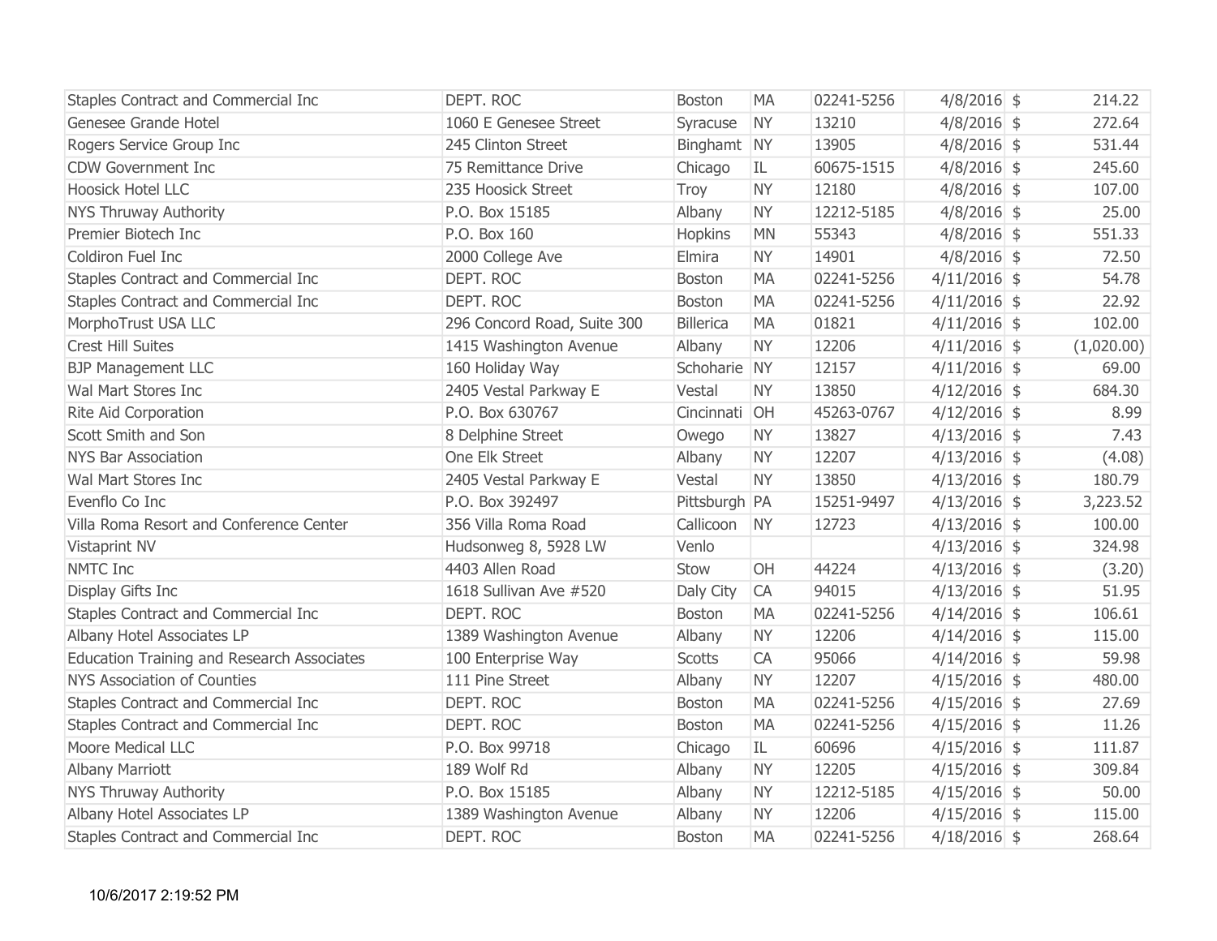| | | | | | | | |
|---|---|---|---|---|---|---|---|
| Staples Contract and Commercial Inc | DEPT. ROC | Boston | MA | 02241-5256 | 4/8/2016 | $ | 214.22 |
| Genesee Grande Hotel | 1060 E Genesee Street | Syracuse | NY | 13210 | 4/8/2016 | $ | 272.64 |
| Rogers Service Group Inc | 245 Clinton Street | Binghamt | NY | 13905 | 4/8/2016 | $ | 531.44 |
| CDW Government Inc | 75 Remittance Drive | Chicago | IL | 60675-1515 | 4/8/2016 | $ | 245.60 |
| Hoosick Hotel LLC | 235 Hoosick Street | Troy | NY | 12180 | 4/8/2016 | $ | 107.00 |
| NYS Thruway Authority | P.O. Box 15185 | Albany | NY | 12212-5185 | 4/8/2016 | $ | 25.00 |
| Premier Biotech Inc | P.O. Box 160 | Hopkins | MN | 55343 | 4/8/2016 | $ | 551.33 |
| Coldiron Fuel Inc | 2000 College Ave | Elmira | NY | 14901 | 4/8/2016 | $ | 72.50 |
| Staples Contract and Commercial Inc | DEPT. ROC | Boston | MA | 02241-5256 | 4/11/2016 | $ | 54.78 |
| Staples Contract and Commercial Inc | DEPT. ROC | Boston | MA | 02241-5256 | 4/11/2016 | $ | 22.92 |
| MorphoTrust USA LLC | 296 Concord Road, Suite 300 | Billerica | MA | 01821 | 4/11/2016 | $ | 102.00 |
| Crest Hill Suites | 1415 Washington Avenue | Albany | NY | 12206 | 4/11/2016 | $ | (1,020.00) |
| BJP Management LLC | 160 Holiday Way | Schoharie | NY | 12157 | 4/11/2016 | $ | 69.00 |
| Wal Mart Stores Inc | 2405 Vestal Parkway E | Vestal | NY | 13850 | 4/12/2016 | $ | 684.30 |
| Rite Aid Corporation | P.O. Box 630767 | Cincinnati | OH | 45263-0767 | 4/12/2016 | $ | 8.99 |
| Scott Smith and Son | 8 Delphine Street | Owego | NY | 13827 | 4/13/2016 | $ | 7.43 |
| NYS Bar Association | One Elk Street | Albany | NY | 12207 | 4/13/2016 | $ | (4.08) |
| Wal Mart Stores Inc | 2405 Vestal Parkway E | Vestal | NY | 13850 | 4/13/2016 | $ | 180.79 |
| Evenflo Co Inc | P.O. Box 392497 | Pittsburgh | PA | 15251-9497 | 4/13/2016 | $ | 3,223.52 |
| Villa Roma Resort and Conference Center | 356 Villa Roma Road | Callicoon | NY | 12723 | 4/13/2016 | $ | 100.00 |
| Vistaprint NV | Hudsonweg 8, 5928 LW | Venlo | | | 4/13/2016 | $ | 324.98 |
| NMTC Inc | 4403 Allen Road | Stow | OH | 44224 | 4/13/2016 | $ | (3.20) |
| Display Gifts Inc | 1618 Sullivan Ave #520 | Daly City | CA | 94015 | 4/13/2016 | $ | 51.95 |
| Staples Contract and Commercial Inc | DEPT. ROC | Boston | MA | 02241-5256 | 4/14/2016 | $ | 106.61 |
| Albany Hotel Associates LP | 1389 Washington Avenue | Albany | NY | 12206 | 4/14/2016 | $ | 115.00 |
| Education Training and Research Associates | 100 Enterprise Way | Scotts | CA | 95066 | 4/14/2016 | $ | 59.98 |
| NYS Association of Counties | 111 Pine Street | Albany | NY | 12207 | 4/15/2016 | $ | 480.00 |
| Staples Contract and Commercial Inc | DEPT. ROC | Boston | MA | 02241-5256 | 4/15/2016 | $ | 27.69 |
| Staples Contract and Commercial Inc | DEPT. ROC | Boston | MA | 02241-5256 | 4/15/2016 | $ | 11.26 |
| Moore Medical LLC | P.O. Box 99718 | Chicago | IL | 60696 | 4/15/2016 | $ | 111.87 |
| Albany Marriott | 189 Wolf Rd | Albany | NY | 12205 | 4/15/2016 | $ | 309.84 |
| NYS Thruway Authority | P.O. Box 15185 | Albany | NY | 12212-5185 | 4/15/2016 | $ | 50.00 |
| Albany Hotel Associates LP | 1389 Washington Avenue | Albany | NY | 12206 | 4/15/2016 | $ | 115.00 |
| Staples Contract and Commercial Inc | DEPT. ROC | Boston | MA | 02241-5256 | 4/18/2016 | $ | 268.64 |

10/6/2017 2:19:52 PM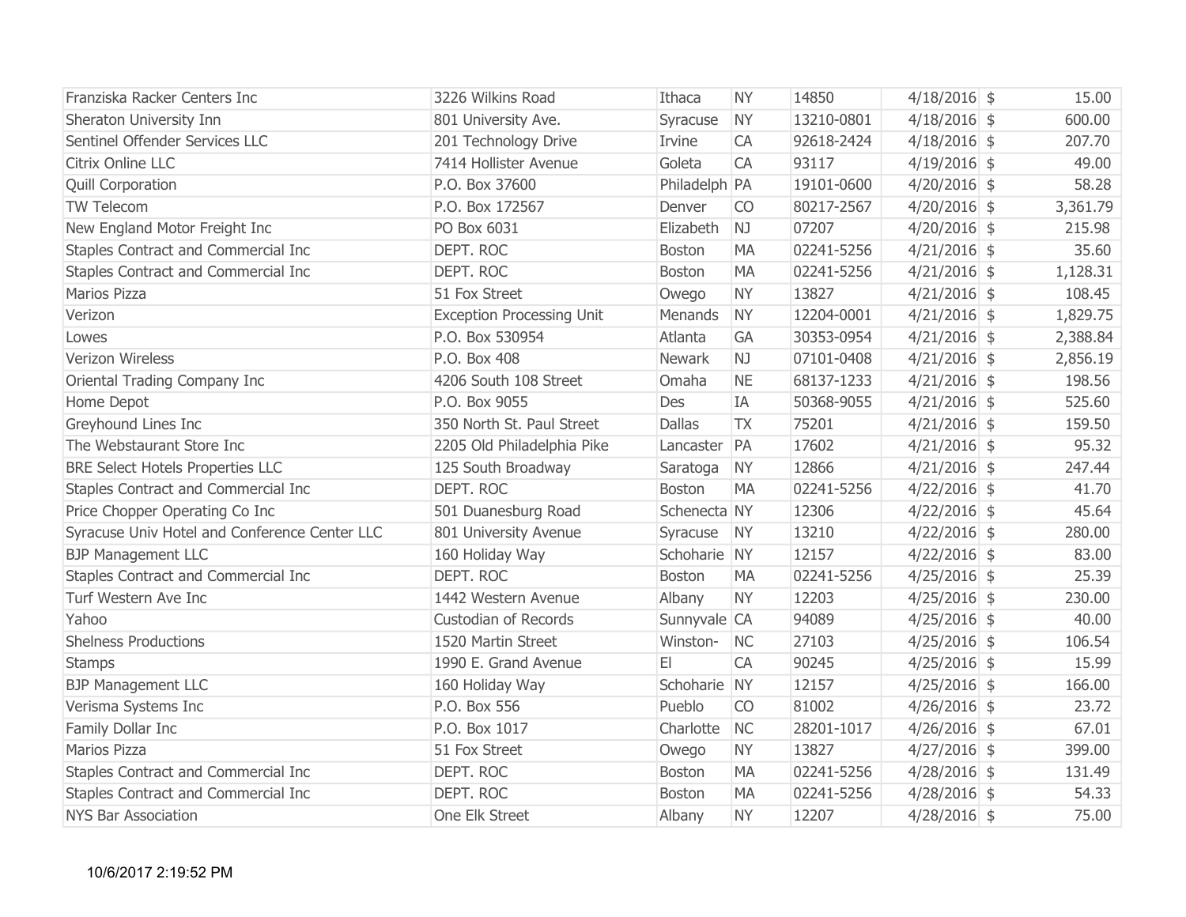| Franziska Racker Centers Inc | 3226 Wilkins Road | Ithaca | NY | 14850 | 4/18/2016 | $ | 15.00 |
|---|---|---|---|---|---|---|---|
| Sheraton University Inn | 801 University Ave. | Syracuse | NY | 13210-0801 | 4/18/2016 | $ | 600.00 |
| Sentinel Offender Services LLC | 201 Technology Drive | Irvine | CA | 92618-2424 | 4/18/2016 | $ | 207.70 |
| Citrix Online LLC | 7414 Hollister Avenue | Goleta | CA | 93117 | 4/19/2016 | $ | 49.00 |
| Quill Corporation | P.O. Box 37600 | Philadelph | PA | 19101-0600 | 4/20/2016 | $ | 58.28 |
| TW Telecom | P.O. Box 172567 | Denver | CO | 80217-2567 | 4/20/2016 | $ | 3,361.79 |
| New England Motor Freight Inc | PO Box 6031 | Elizabeth | NJ | 07207 | 4/20/2016 | $ | 215.98 |
| Staples Contract and Commercial Inc | DEPT. ROC | Boston | MA | 02241-5256 | 4/21/2016 | $ | 35.60 |
| Staples Contract and Commercial Inc | DEPT. ROC | Boston | MA | 02241-5256 | 4/21/2016 | $ | 1,128.31 |
| Marios Pizza | 51 Fox Street | Owego | NY | 13827 | 4/21/2016 | $ | 108.45 |
| Verizon | Exception Processing Unit | Menands | NY | 12204-0001 | 4/21/2016 | $ | 1,829.75 |
| Lowes | P.O. Box 530954 | Atlanta | GA | 30353-0954 | 4/21/2016 | $ | 2,388.84 |
| Verizon Wireless | P.O. Box 408 | Newark | NJ | 07101-0408 | 4/21/2016 | $ | 2,856.19 |
| Oriental Trading Company Inc | 4206 South 108 Street | Omaha | NE | 68137-1233 | 4/21/2016 | $ | 198.56 |
| Home Depot | P.O. Box 9055 | Des | IA | 50368-9055 | 4/21/2016 | $ | 525.60 |
| Greyhound Lines Inc | 350 North St. Paul Street | Dallas | TX | 75201 | 4/21/2016 | $ | 159.50 |
| The Webstaurant Store Inc | 2205 Old Philadelphia Pike | Lancaster | PA | 17602 | 4/21/2016 | $ | 95.32 |
| BRE Select Hotels Properties LLC | 125 South Broadway | Saratoga | NY | 12866 | 4/21/2016 | $ | 247.44 |
| Staples Contract and Commercial Inc | DEPT. ROC | Boston | MA | 02241-5256 | 4/22/2016 | $ | 41.70 |
| Price Chopper Operating Co Inc | 501 Duanesburg Road | Schenecta | NY | 12306 | 4/22/2016 | $ | 45.64 |
| Syracuse Univ Hotel and Conference Center LLC | 801 University Avenue | Syracuse | NY | 13210 | 4/22/2016 | $ | 280.00 |
| BJP Management LLC | 160 Holiday Way | Schoharie | NY | 12157 | 4/22/2016 | $ | 83.00 |
| Staples Contract and Commercial Inc | DEPT. ROC | Boston | MA | 02241-5256 | 4/25/2016 | $ | 25.39 |
| Turf Western Ave Inc | 1442 Western Avenue | Albany | NY | 12203 | 4/25/2016 | $ | 230.00 |
| Yahoo | Custodian of Records | Sunnyvale | CA | 94089 | 4/25/2016 | $ | 40.00 |
| Shelness Productions | 1520 Martin Street | Winston- | NC | 27103 | 4/25/2016 | $ | 106.54 |
| Stamps | 1990 E. Grand Avenue | El | CA | 90245 | 4/25/2016 | $ | 15.99 |
| BJP Management LLC | 160 Holiday Way | Schoharie | NY | 12157 | 4/25/2016 | $ | 166.00 |
| Verisma Systems Inc | P.O. Box 556 | Pueblo | CO | 81002 | 4/26/2016 | $ | 23.72 |
| Family Dollar Inc | P.O. Box 1017 | Charlotte | NC | 28201-1017 | 4/26/2016 | $ | 67.01 |
| Marios Pizza | 51 Fox Street | Owego | NY | 13827 | 4/27/2016 | $ | 399.00 |
| Staples Contract and Commercial Inc | DEPT. ROC | Boston | MA | 02241-5256 | 4/28/2016 | $ | 131.49 |
| Staples Contract and Commercial Inc | DEPT. ROC | Boston | MA | 02241-5256 | 4/28/2016 | $ | 54.33 |
| NYS Bar Association | One Elk Street | Albany | NY | 12207 | 4/28/2016 | $ | 75.00 |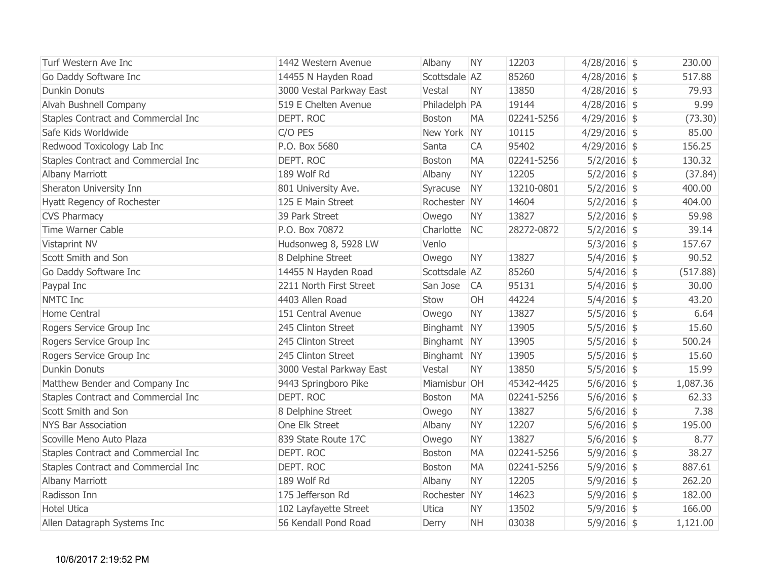| Turf Western Ave Inc | 1442 Western Avenue | Albany | NY | 12203 | 4/28/2016 | $ | 230.00 |
|---|---|---|---|---|---|---|---|
| Go Daddy Software Inc | 14455 N Hayden Road | Scottsdale | AZ | 85260 | 4/28/2016 | $ | 517.88 |
| Dunkin Donuts | 3000 Vestal Parkway East | Vestal | NY | 13850 | 4/28/2016 | $ | 79.93 |
| Alvah Bushnell Company | 519 E Chelten Avenue | Philadelph | PA | 19144 | 4/28/2016 | $ | 9.99 |
| Staples Contract and Commercial Inc | DEPT. ROC | Boston | MA | 02241-5256 | 4/29/2016 | $ | (73.30) |
| Safe Kids Worldwide | C/O PES | New York | NY | 10115 | 4/29/2016 | $ | 85.00 |
| Redwood Toxicology Lab Inc | P.O. Box 5680 | Santa | CA | 95402 | 4/29/2016 | $ | 156.25 |
| Staples Contract and Commercial Inc | DEPT. ROC | Boston | MA | 02241-5256 | 5/2/2016 | $ | 130.32 |
| Albany Marriott | 189 Wolf Rd | Albany | NY | 12205 | 5/2/2016 | $ | (37.84) |
| Sheraton University Inn | 801 University Ave. | Syracuse | NY | 13210-0801 | 5/2/2016 | $ | 400.00 |
| Hyatt Regency of Rochester | 125 E Main Street | Rochester | NY | 14604 | 5/2/2016 | $ | 404.00 |
| CVS Pharmacy | 39 Park Street | Owego | NY | 13827 | 5/2/2016 | $ | 59.98 |
| Time Warner Cable | P.O. Box 70872 | Charlotte | NC | 28272-0872 | 5/2/2016 | $ | 39.14 |
| Vistaprint NV | Hudsonweg 8, 5928 LW | Venlo | | | 5/3/2016 | $ | 157.67 |
| Scott Smith and Son | 8 Delphine Street | Owego | NY | 13827 | 5/4/2016 | $ | 90.52 |
| Go Daddy Software Inc | 14455 N Hayden Road | Scottsdale | AZ | 85260 | 5/4/2016 | $ | (517.88) |
| Paypal Inc | 2211 North First Street | San Jose | CA | 95131 | 5/4/2016 | $ | 30.00 |
| NMTC Inc | 4403 Allen Road | Stow | OH | 44224 | 5/4/2016 | $ | 43.20 |
| Home Central | 151 Central Avenue | Owego | NY | 13827 | 5/5/2016 | $ | 6.64 |
| Rogers Service Group Inc | 245 Clinton Street | Binghamt | NY | 13905 | 5/5/2016 | $ | 15.60 |
| Rogers Service Group Inc | 245 Clinton Street | Binghamt | NY | 13905 | 5/5/2016 | $ | 500.24 |
| Rogers Service Group Inc | 245 Clinton Street | Binghamt | NY | 13905 | 5/5/2016 | $ | 15.60 |
| Dunkin Donuts | 3000 Vestal Parkway East | Vestal | NY | 13850 | 5/5/2016 | $ | 15.99 |
| Matthew Bender and Company Inc | 9443 Springboro Pike | Miamisbur | OH | 45342-4425 | 5/6/2016 | $ | 1,087.36 |
| Staples Contract and Commercial Inc | DEPT. ROC | Boston | MA | 02241-5256 | 5/6/2016 | $ | 62.33 |
| Scott Smith and Son | 8 Delphine Street | Owego | NY | 13827 | 5/6/2016 | $ | 7.38 |
| NYS Bar Association | One Elk Street | Albany | NY | 12207 | 5/6/2016 | $ | 195.00 |
| Scoville Meno Auto Plaza | 839 State Route 17C | Owego | NY | 13827 | 5/6/2016 | $ | 8.77 |
| Staples Contract and Commercial Inc | DEPT. ROC | Boston | MA | 02241-5256 | 5/9/2016 | $ | 38.27 |
| Staples Contract and Commercial Inc | DEPT. ROC | Boston | MA | 02241-5256 | 5/9/2016 | $ | 887.61 |
| Albany Marriott | 189 Wolf Rd | Albany | NY | 12205 | 5/9/2016 | $ | 262.20 |
| Radisson Inn | 175 Jefferson Rd | Rochester | NY | 14623 | 5/9/2016 | $ | 182.00 |
| Hotel Utica | 102 Layfayette Street | Utica | NY | 13502 | 5/9/2016 | $ | 166.00 |
| Allen Datagraph Systems Inc | 56 Kendall Pond Road | Derry | NH | 03038 | 5/9/2016 | $ | 1,121.00 |

10/6/2017 2:19:52 PM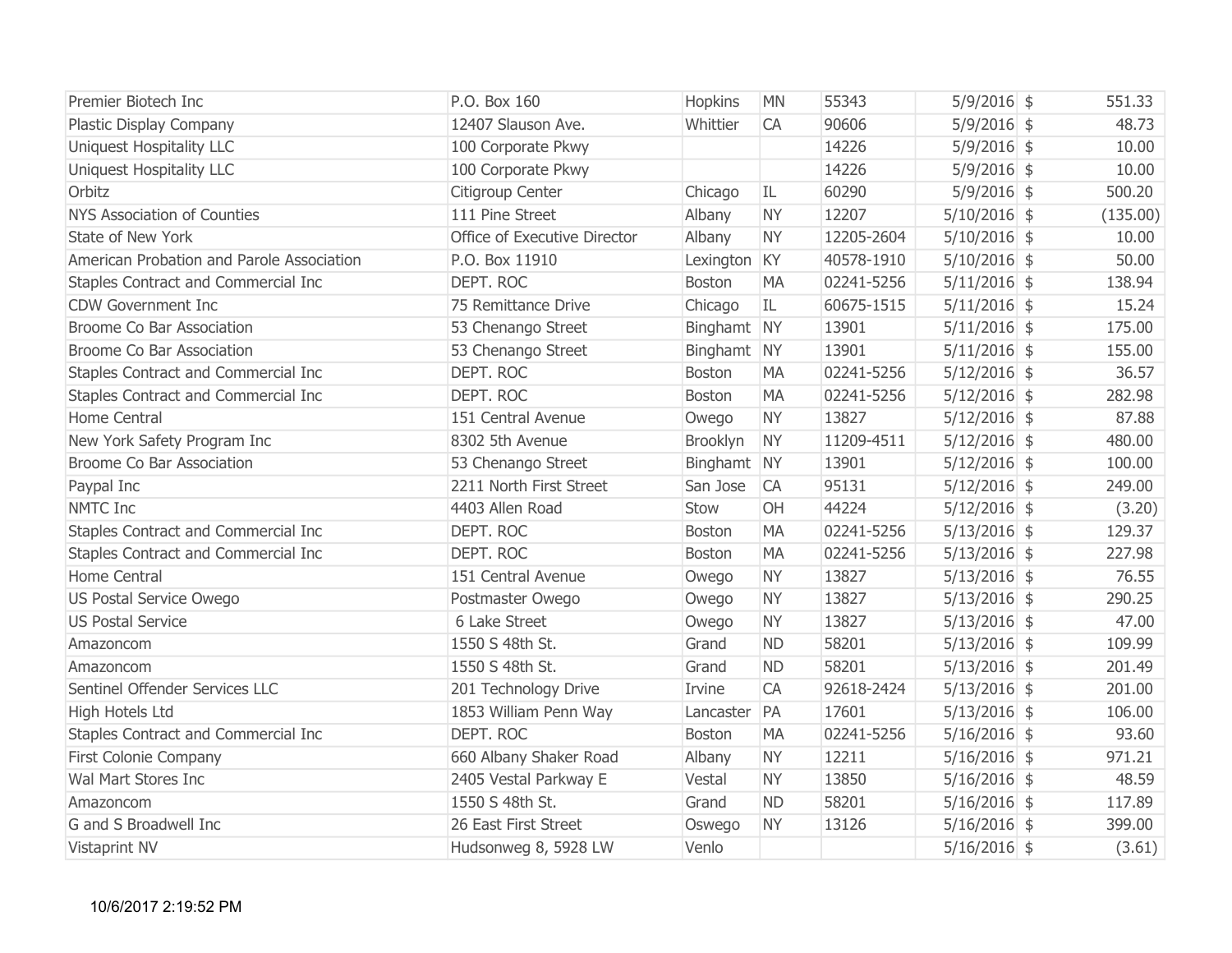| Premier Biotech Inc | P.O. Box 160 | Hopkins | MN | 55343 | 5/9/2016 | $ | 551.33 |
|---|---|---|---|---|---|---|---|
| Plastic Display Company | 12407 Slauson Ave. | Whittier | CA | 90606 | 5/9/2016 | $ | 48.73 |
| Uniquest Hospitality LLC | 100 Corporate Pkwy | | | 14226 | 5/9/2016 | $ | 10.00 |
| Uniquest Hospitality LLC | 100 Corporate Pkwy | | | 14226 | 5/9/2016 | $ | 10.00 |
| Orbitz | Citigroup Center | Chicago | IL | 60290 | 5/9/2016 | $ | 500.20 |
| NYS Association of Counties | 111 Pine Street | Albany | NY | 12207 | 5/10/2016 | $ | (135.00) |
| State of New York | Office of Executive Director | Albany | NY | 12205-2604 | 5/10/2016 | $ | 10.00 |
| American Probation and Parole Association | P.O. Box 11910 | Lexington | KY | 40578-1910 | 5/10/2016 | $ | 50.00 |
| Staples Contract and Commercial Inc | DEPT. ROC | Boston | MA | 02241-5256 | 5/11/2016 | $ | 138.94 |
| CDW Government Inc | 75 Remittance Drive | Chicago | IL | 60675-1515 | 5/11/2016 | $ | 15.24 |
| Broome Co Bar Association | 53 Chenango Street | Binghamt | NY | 13901 | 5/11/2016 | $ | 175.00 |
| Broome Co Bar Association | 53 Chenango Street | Binghamt | NY | 13901 | 5/11/2016 | $ | 155.00 |
| Staples Contract and Commercial Inc | DEPT. ROC | Boston | MA | 02241-5256 | 5/12/2016 | $ | 36.57 |
| Staples Contract and Commercial Inc | DEPT. ROC | Boston | MA | 02241-5256 | 5/12/2016 | $ | 282.98 |
| Home Central | 151 Central Avenue | Owego | NY | 13827 | 5/12/2016 | $ | 87.88 |
| New York Safety Program Inc | 8302 5th Avenue | Brooklyn | NY | 11209-4511 | 5/12/2016 | $ | 480.00 |
| Broome Co Bar Association | 53 Chenango Street | Binghamt | NY | 13901 | 5/12/2016 | $ | 100.00 |
| Paypal Inc | 2211 North First Street | San Jose | CA | 95131 | 5/12/2016 | $ | 249.00 |
| NMTC Inc | 4403 Allen Road | Stow | OH | 44224 | 5/12/2016 | $ | (3.20) |
| Staples Contract and Commercial Inc | DEPT. ROC | Boston | MA | 02241-5256 | 5/13/2016 | $ | 129.37 |
| Staples Contract and Commercial Inc | DEPT. ROC | Boston | MA | 02241-5256 | 5/13/2016 | $ | 227.98 |
| Home Central | 151 Central Avenue | Owego | NY | 13827 | 5/13/2016 | $ | 76.55 |
| US Postal Service Owego | Postmaster Owego | Owego | NY | 13827 | 5/13/2016 | $ | 290.25 |
| US Postal Service | 6 Lake Street | Owego | NY | 13827 | 5/13/2016 | $ | 47.00 |
| Amazoncom | 1550 S 48th St. | Grand | ND | 58201 | 5/13/2016 | $ | 109.99 |
| Amazoncom | 1550 S 48th St. | Grand | ND | 58201 | 5/13/2016 | $ | 201.49 |
| Sentinel Offender Services LLC | 201 Technology Drive | Irvine | CA | 92618-2424 | 5/13/2016 | $ | 201.00 |
| High Hotels Ltd | 1853 William Penn Way | Lancaster | PA | 17601 | 5/13/2016 | $ | 106.00 |
| Staples Contract and Commercial Inc | DEPT. ROC | Boston | MA | 02241-5256 | 5/16/2016 | $ | 93.60 |
| First Colonie Company | 660 Albany Shaker Road | Albany | NY | 12211 | 5/16/2016 | $ | 971.21 |
| Wal Mart Stores Inc | 2405 Vestal Parkway E | Vestal | NY | 13850 | 5/16/2016 | $ | 48.59 |
| Amazoncom | 1550 S 48th St. | Grand | ND | 58201 | 5/16/2016 | $ | 117.89 |
| G and S Broadwell Inc | 26 East First Street | Oswego | NY | 13126 | 5/16/2016 | $ | 399.00 |
| Vistaprint NV | Hudsonweg 8, 5928 LW | Venlo | | | 5/16/2016 | $ | (3.61) |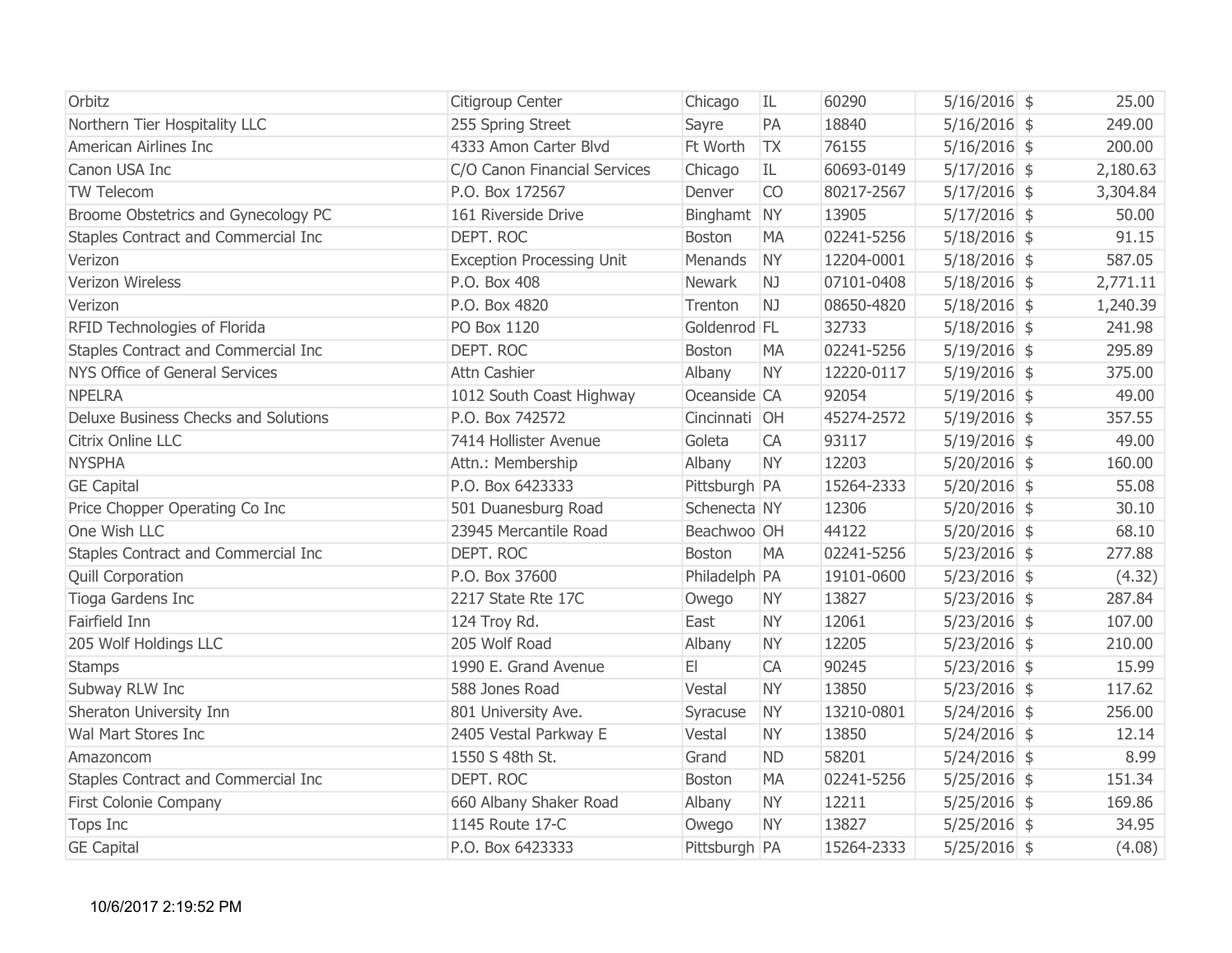| | | | | | | | |
|---|---|---|---|---|---|---|---|
| Orbitz | Citigroup Center | Chicago | IL | 60290 | 5/16/2016 | $ | 25.00 |
| Northern Tier Hospitality LLC | 255 Spring Street | Sayre | PA | 18840 | 5/16/2016 | $ | 249.00 |
| American Airlines Inc | 4333 Amon Carter Blvd | Ft Worth | TX | 76155 | 5/16/2016 | $ | 200.00 |
| Canon USA Inc | C/O Canon Financial Services | Chicago | IL | 60693-0149 | 5/17/2016 | $ | 2,180.63 |
| TW Telecom | P.O. Box 172567 | Denver | CO | 80217-2567 | 5/17/2016 | $ | 3,304.84 |
| Broome Obstetrics and Gynecology PC | 161 Riverside Drive | Binghamt | NY | 13905 | 5/17/2016 | $ | 50.00 |
| Staples Contract and Commercial Inc | DEPT. ROC | Boston | MA | 02241-5256 | 5/18/2016 | $ | 91.15 |
| Verizon | Exception Processing Unit | Menands | NY | 12204-0001 | 5/18/2016 | $ | 587.05 |
| Verizon Wireless | P.O. Box 408 | Newark | NJ | 07101-0408 | 5/18/2016 | $ | 2,771.11 |
| Verizon | P.O. Box 4820 | Trenton | NJ | 08650-4820 | 5/18/2016 | $ | 1,240.39 |
| RFID Technologies of Florida | PO Box 1120 | Goldenrod | FL | 32733 | 5/18/2016 | $ | 241.98 |
| Staples Contract and Commercial Inc | DEPT. ROC | Boston | MA | 02241-5256 | 5/19/2016 | $ | 295.89 |
| NYS Office of General Services | Attn Cashier | Albany | NY | 12220-0117 | 5/19/2016 | $ | 375.00 |
| NPELRA | 1012 South Coast Highway | Oceanside | CA | 92054 | 5/19/2016 | $ | 49.00 |
| Deluxe Business Checks and Solutions | P.O. Box 742572 | Cincinnati | OH | 45274-2572 | 5/19/2016 | $ | 357.55 |
| Citrix Online LLC | 7414 Hollister Avenue | Goleta | CA | 93117 | 5/19/2016 | $ | 49.00 |
| NYSPHA | Attn.: Membership | Albany | NY | 12203 | 5/20/2016 | $ | 160.00 |
| GE Capital | P.O. Box 6423333 | Pittsburgh | PA | 15264-2333 | 5/20/2016 | $ | 55.08 |
| Price Chopper Operating Co Inc | 501 Duanesburg Road | Schenecta | NY | 12306 | 5/20/2016 | $ | 30.10 |
| One Wish LLC | 23945 Mercantile Road | Beachwoo | OH | 44122 | 5/20/2016 | $ | 68.10 |
| Staples Contract and Commercial Inc | DEPT. ROC | Boston | MA | 02241-5256 | 5/23/2016 | $ | 277.88 |
| Quill Corporation | P.O. Box 37600 | Philadelph | PA | 19101-0600 | 5/23/2016 | $ | (4.32) |
| Tioga Gardens Inc | 2217 State Rte 17C | Owego | NY | 13827 | 5/23/2016 | $ | 287.84 |
| Fairfield Inn | 124 Troy Rd. | East | NY | 12061 | 5/23/2016 | $ | 107.00 |
| 205 Wolf Holdings LLC | 205 Wolf Road | Albany | NY | 12205 | 5/23/2016 | $ | 210.00 |
| Stamps | 1990 E. Grand Avenue | El | CA | 90245 | 5/23/2016 | $ | 15.99 |
| Subway RLW Inc | 588 Jones Road | Vestal | NY | 13850 | 5/23/2016 | $ | 117.62 |
| Sheraton University Inn | 801 University Ave. | Syracuse | NY | 13210-0801 | 5/24/2016 | $ | 256.00 |
| Wal Mart Stores Inc | 2405 Vestal Parkway E | Vestal | NY | 13850 | 5/24/2016 | $ | 12.14 |
| Amazoncom | 1550 S 48th St. | Grand | ND | 58201 | 5/24/2016 | $ | 8.99 |
| Staples Contract and Commercial Inc | DEPT. ROC | Boston | MA | 02241-5256 | 5/25/2016 | $ | 151.34 |
| First Colonie Company | 660 Albany Shaker Road | Albany | NY | 12211 | 5/25/2016 | $ | 169.86 |
| Tops Inc | 1145 Route 17-C | Owego | NY | 13827 | 5/25/2016 | $ | 34.95 |
| GE Capital | P.O. Box 6423333 | Pittsburgh | PA | 15264-2333 | 5/25/2016 | $ | (4.08) |

10/6/2017 2:19:52 PM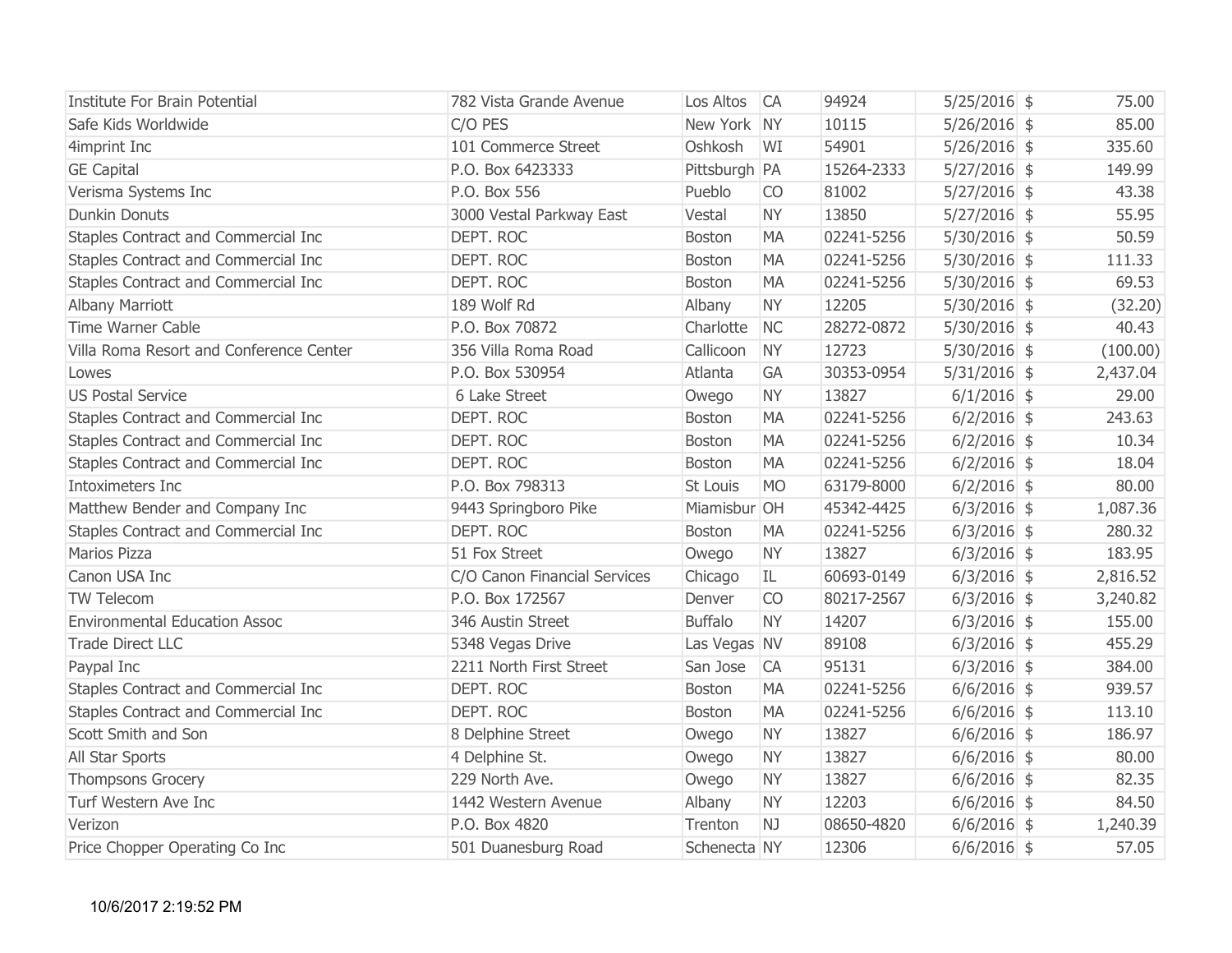| Institute For Brain Potential | 782 Vista Grande Avenue | Los Altos | CA | 94924 | 5/25/2016 | $ | 75.00 |
|---|---|---|---|---|---|---|---|
| Safe Kids Worldwide | C/O PES | New York | NY | 10115 | 5/26/2016 | $ | 85.00 |
| 4imprint Inc | 101 Commerce Street | Oshkosh | WI | 54901 | 5/26/2016 | $ | 335.60 |
| GE Capital | P.O. Box 6423333 | Pittsburgh | PA | 15264-2333 | 5/27/2016 | $ | 149.99 |
| Verisma Systems Inc | P.O. Box 556 | Pueblo | CO | 81002 | 5/27/2016 | $ | 43.38 |
| Dunkin Donuts | 3000 Vestal Parkway East | Vestal | NY | 13850 | 5/27/2016 | $ | 55.95 |
| Staples Contract and Commercial Inc | DEPT. ROC | Boston | MA | 02241-5256 | 5/30/2016 | $ | 50.59 |
| Staples Contract and Commercial Inc | DEPT. ROC | Boston | MA | 02241-5256 | 5/30/2016 | $ | 111.33 |
| Staples Contract and Commercial Inc | DEPT. ROC | Boston | MA | 02241-5256 | 5/30/2016 | $ | 69.53 |
| Albany Marriott | 189 Wolf Rd | Albany | NY | 12205 | 5/30/2016 | $ | (32.20) |
| Time Warner Cable | P.O. Box 70872 | Charlotte | NC | 28272-0872 | 5/30/2016 | $ | 40.43 |
| Villa Roma Resort and Conference Center | 356 Villa Roma Road | Callicoon | NY | 12723 | 5/30/2016 | $ | (100.00) |
| Lowes | P.O. Box 530954 | Atlanta | GA | 30353-0954 | 5/31/2016 | $ | 2,437.04 |
| US Postal Service | 6 Lake Street | Owego | NY | 13827 | 6/1/2016 | $ | 29.00 |
| Staples Contract and Commercial Inc | DEPT. ROC | Boston | MA | 02241-5256 | 6/2/2016 | $ | 243.63 |
| Staples Contract and Commercial Inc | DEPT. ROC | Boston | MA | 02241-5256 | 6/2/2016 | $ | 10.34 |
| Staples Contract and Commercial Inc | DEPT. ROC | Boston | MA | 02241-5256 | 6/2/2016 | $ | 18.04 |
| Intoximeters Inc | P.O. Box 798313 | St Louis | MO | 63179-8000 | 6/2/2016 | $ | 80.00 |
| Matthew Bender and Company Inc | 9443 Springboro Pike | Miamisbur | OH | 45342-4425 | 6/3/2016 | $ | 1,087.36 |
| Staples Contract and Commercial Inc | DEPT. ROC | Boston | MA | 02241-5256 | 6/3/2016 | $ | 280.32 |
| Marios Pizza | 51 Fox Street | Owego | NY | 13827 | 6/3/2016 | $ | 183.95 |
| Canon USA Inc | C/O Canon Financial Services | Chicago | IL | 60693-0149 | 6/3/2016 | $ | 2,816.52 |
| TW Telecom | P.O. Box 172567 | Denver | CO | 80217-2567 | 6/3/2016 | $ | 3,240.82 |
| Environmental Education Assoc | 346 Austin Street | Buffalo | NY | 14207 | 6/3/2016 | $ | 155.00 |
| Trade Direct LLC | 5348 Vegas Drive | Las Vegas | NV | 89108 | 6/3/2016 | $ | 455.29 |
| Paypal Inc | 2211 North First Street | San Jose | CA | 95131 | 6/3/2016 | $ | 384.00 |
| Staples Contract and Commercial Inc | DEPT. ROC | Boston | MA | 02241-5256 | 6/6/2016 | $ | 939.57 |
| Staples Contract and Commercial Inc | DEPT. ROC | Boston | MA | 02241-5256 | 6/6/2016 | $ | 113.10 |
| Scott Smith and Son | 8 Delphine Street | Owego | NY | 13827 | 6/6/2016 | $ | 186.97 |
| All Star Sports | 4 Delphine St. | Owego | NY | 13827 | 6/6/2016 | $ | 80.00 |
| Thompsons Grocery | 229 North Ave. | Owego | NY | 13827 | 6/6/2016 | $ | 82.35 |
| Turf Western Ave Inc | 1442 Western Avenue | Albany | NY | 12203 | 6/6/2016 | $ | 84.50 |
| Verizon | P.O. Box 4820 | Trenton | NJ | 08650-4820 | 6/6/2016 | $ | 1,240.39 |
| Price Chopper Operating Co Inc | 501 Duanesburg Road | Schenecta | NY | 12306 | 6/6/2016 | $ | 57.05 |

10/6/2017 2:19:52 PM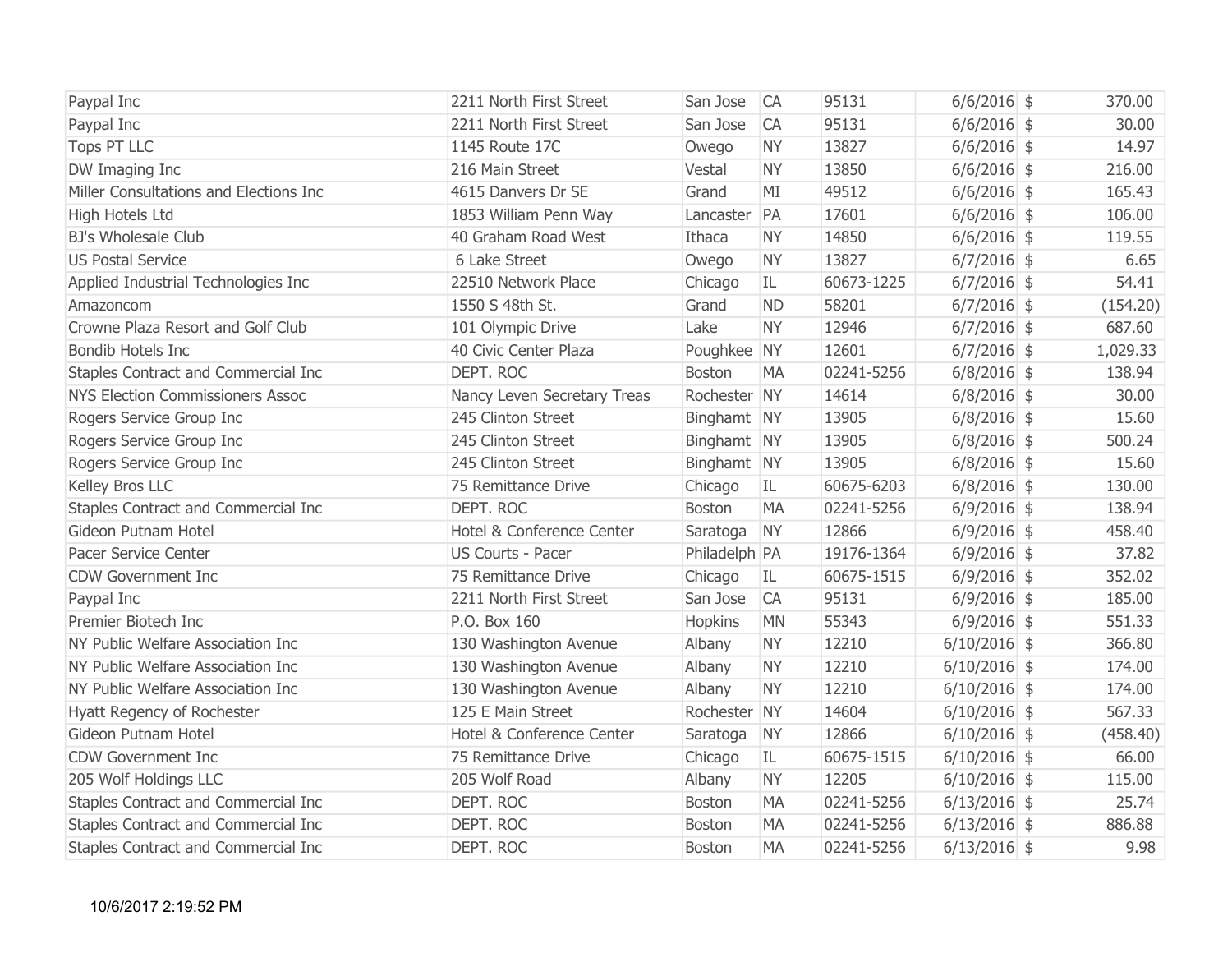| | | | | | | | |
|---|---|---|---|---|---|---|---|
| Paypal Inc | 2211 North First Street | San Jose | CA | 95131 | 6/6/2016 | $ | 370.00 |
| Paypal Inc | 2211 North First Street | San Jose | CA | 95131 | 6/6/2016 | $ | 30.00 |
| Tops PT LLC | 1145 Route 17C | Owego | NY | 13827 | 6/6/2016 | $ | 14.97 |
| DW Imaging Inc | 216 Main Street | Vestal | NY | 13850 | 6/6/2016 | $ | 216.00 |
| Miller Consultations and Elections Inc | 4615 Danvers Dr SE | Grand | MI | 49512 | 6/6/2016 | $ | 165.43 |
| High Hotels Ltd | 1853 William Penn Way | Lancaster | PA | 17601 | 6/6/2016 | $ | 106.00 |
| BJ's Wholesale Club | 40 Graham Road West | Ithaca | NY | 14850 | 6/6/2016 | $ | 119.55 |
| US Postal Service | 6 Lake Street | Owego | NY | 13827 | 6/7/2016 | $ | 6.65 |
| Applied Industrial Technologies Inc | 22510 Network Place | Chicago | IL | 60673-1225 | 6/7/2016 | $ | 54.41 |
| Amazoncom | 1550 S 48th St. | Grand | ND | 58201 | 6/7/2016 | $ | (154.20) |
| Crowne Plaza Resort and Golf Club | 101 Olympic Drive | Lake | NY | 12946 | 6/7/2016 | $ | 687.60 |
| Bondib Hotels Inc | 40 Civic Center Plaza | Poughkee | NY | 12601 | 6/7/2016 | $ | 1,029.33 |
| Staples Contract and Commercial Inc | DEPT. ROC | Boston | MA | 02241-5256 | 6/8/2016 | $ | 138.94 |
| NYS Election Commissioners Assoc | Nancy Leven Secretary Treas | Rochester | NY | 14614 | 6/8/2016 | $ | 30.00 |
| Rogers Service Group Inc | 245 Clinton Street | Binghamt | NY | 13905 | 6/8/2016 | $ | 15.60 |
| Rogers Service Group Inc | 245 Clinton Street | Binghamt | NY | 13905 | 6/8/2016 | $ | 500.24 |
| Rogers Service Group Inc | 245 Clinton Street | Binghamt | NY | 13905 | 6/8/2016 | $ | 15.60 |
| Kelley Bros LLC | 75 Remittance Drive | Chicago | IL | 60675-6203 | 6/8/2016 | $ | 130.00 |
| Staples Contract and Commercial Inc | DEPT. ROC | Boston | MA | 02241-5256 | 6/9/2016 | $ | 138.94 |
| Gideon Putnam Hotel | Hotel & Conference Center | Saratoga | NY | 12866 | 6/9/2016 | $ | 458.40 |
| Pacer Service Center | US Courts - Pacer | Philadelph | PA | 19176-1364 | 6/9/2016 | $ | 37.82 |
| CDW Government Inc | 75 Remittance Drive | Chicago | IL | 60675-1515 | 6/9/2016 | $ | 352.02 |
| Paypal Inc | 2211 North First Street | San Jose | CA | 95131 | 6/9/2016 | $ | 185.00 |
| Premier Biotech Inc | P.O. Box 160 | Hopkins | MN | 55343 | 6/9/2016 | $ | 551.33 |
| NY Public Welfare Association Inc | 130 Washington Avenue | Albany | NY | 12210 | 6/10/2016 | $ | 366.80 |
| NY Public Welfare Association Inc | 130 Washington Avenue | Albany | NY | 12210 | 6/10/2016 | $ | 174.00 |
| NY Public Welfare Association Inc | 130 Washington Avenue | Albany | NY | 12210 | 6/10/2016 | $ | 174.00 |
| Hyatt Regency of Rochester | 125 E Main Street | Rochester | NY | 14604 | 6/10/2016 | $ | 567.33 |
| Gideon Putnam Hotel | Hotel & Conference Center | Saratoga | NY | 12866 | 6/10/2016 | $ | (458.40) |
| CDW Government Inc | 75 Remittance Drive | Chicago | IL | 60675-1515 | 6/10/2016 | $ | 66.00 |
| 205 Wolf Holdings LLC | 205 Wolf Road | Albany | NY | 12205 | 6/10/2016 | $ | 115.00 |
| Staples Contract and Commercial Inc | DEPT. ROC | Boston | MA | 02241-5256 | 6/13/2016 | $ | 25.74 |
| Staples Contract and Commercial Inc | DEPT. ROC | Boston | MA | 02241-5256 | 6/13/2016 | $ | 886.88 |
| Staples Contract and Commercial Inc | DEPT. ROC | Boston | MA | 02241-5256 | 6/13/2016 | $ | 9.98 |

10/6/2017 2:19:52 PM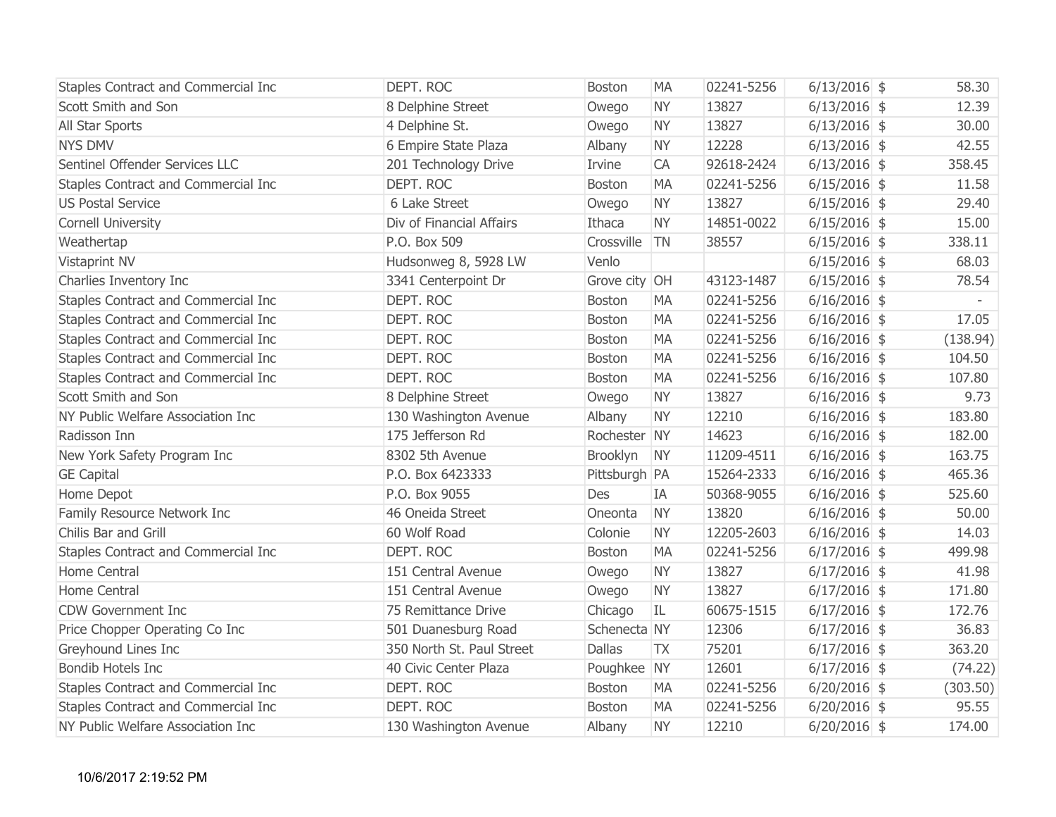| | | | | | | | |
|---|---|---|---|---|---|---|---|
| Staples Contract and Commercial Inc | DEPT. ROC | Boston | MA | 02241-5256 | 6/13/2016 | $ | 58.30 |
| Scott Smith and Son | 8 Delphine Street | Owego | NY | 13827 | 6/13/2016 | $ | 12.39 |
| All Star Sports | 4 Delphine St. | Owego | NY | 13827 | 6/13/2016 | $ | 30.00 |
| NYS DMV | 6 Empire State Plaza | Albany | NY | 12228 | 6/13/2016 | $ | 42.55 |
| Sentinel Offender Services LLC | 201 Technology Drive | Irvine | CA | 92618-2424 | 6/13/2016 | $ | 358.45 |
| Staples Contract and Commercial Inc | DEPT. ROC | Boston | MA | 02241-5256 | 6/15/2016 | $ | 11.58 |
| US Postal Service | 6 Lake Street | Owego | NY | 13827 | 6/15/2016 | $ | 29.40 |
| Cornell University | Div of Financial Affairs | Ithaca | NY | 14851-0022 | 6/15/2016 | $ | 15.00 |
| Weathertap | P.O. Box 509 | Crossville | TN | 38557 | 6/15/2016 | $ | 338.11 |
| Vistaprint NV | Hudsonweg 8, 5928 LW | Venlo | | | 6/15/2016 | $ | 68.03 |
| Charlies Inventory Inc | 3341 Centerpoint Dr | Grove city | OH | 43123-1487 | 6/15/2016 | $ | 78.54 |
| Staples Contract and Commercial Inc | DEPT. ROC | Boston | MA | 02241-5256 | 6/16/2016 | $ | - |
| Staples Contract and Commercial Inc | DEPT. ROC | Boston | MA | 02241-5256 | 6/16/2016 | $ | 17.05 |
| Staples Contract and Commercial Inc | DEPT. ROC | Boston | MA | 02241-5256 | 6/16/2016 | $ | (138.94) |
| Staples Contract and Commercial Inc | DEPT. ROC | Boston | MA | 02241-5256 | 6/16/2016 | $ | 104.50 |
| Staples Contract and Commercial Inc | DEPT. ROC | Boston | MA | 02241-5256 | 6/16/2016 | $ | 107.80 |
| Scott Smith and Son | 8 Delphine Street | Owego | NY | 13827 | 6/16/2016 | $ | 9.73 |
| NY Public Welfare Association Inc | 130 Washington Avenue | Albany | NY | 12210 | 6/16/2016 | $ | 183.80 |
| Radisson Inn | 175 Jefferson Rd | Rochester | NY | 14623 | 6/16/2016 | $ | 182.00 |
| New York Safety Program Inc | 8302 5th Avenue | Brooklyn | NY | 11209-4511 | 6/16/2016 | $ | 163.75 |
| GE Capital | P.O. Box 6423333 | Pittsburgh | PA | 15264-2333 | 6/16/2016 | $ | 465.36 |
| Home Depot | P.O. Box 9055 | Des | IA | 50368-9055 | 6/16/2016 | $ | 525.60 |
| Family Resource Network Inc | 46 Oneida Street | Oneonta | NY | 13820 | 6/16/2016 | $ | 50.00 |
| Chilis Bar and Grill | 60 Wolf Road | Colonie | NY | 12205-2603 | 6/16/2016 | $ | 14.03 |
| Staples Contract and Commercial Inc | DEPT. ROC | Boston | MA | 02241-5256 | 6/17/2016 | $ | 499.98 |
| Home Central | 151 Central Avenue | Owego | NY | 13827 | 6/17/2016 | $ | 41.98 |
| Home Central | 151 Central Avenue | Owego | NY | 13827 | 6/17/2016 | $ | 171.80 |
| CDW Government Inc | 75 Remittance Drive | Chicago | IL | 60675-1515 | 6/17/2016 | $ | 172.76 |
| Price Chopper Operating Co Inc | 501 Duanesburg Road | Schenecta | NY | 12306 | 6/17/2016 | $ | 36.83 |
| Greyhound Lines Inc | 350 North St. Paul Street | Dallas | TX | 75201 | 6/17/2016 | $ | 363.20 |
| Bondib Hotels Inc | 40 Civic Center Plaza | Poughkee | NY | 12601 | 6/17/2016 | $ | (74.22) |
| Staples Contract and Commercial Inc | DEPT. ROC | Boston | MA | 02241-5256 | 6/20/2016 | $ | (303.50) |
| Staples Contract and Commercial Inc | DEPT. ROC | Boston | MA | 02241-5256 | 6/20/2016 | $ | 95.55 |
| NY Public Welfare Association Inc | 130 Washington Avenue | Albany | NY | 12210 | 6/20/2016 | $ | 174.00 |

10/6/2017 2:19:52 PM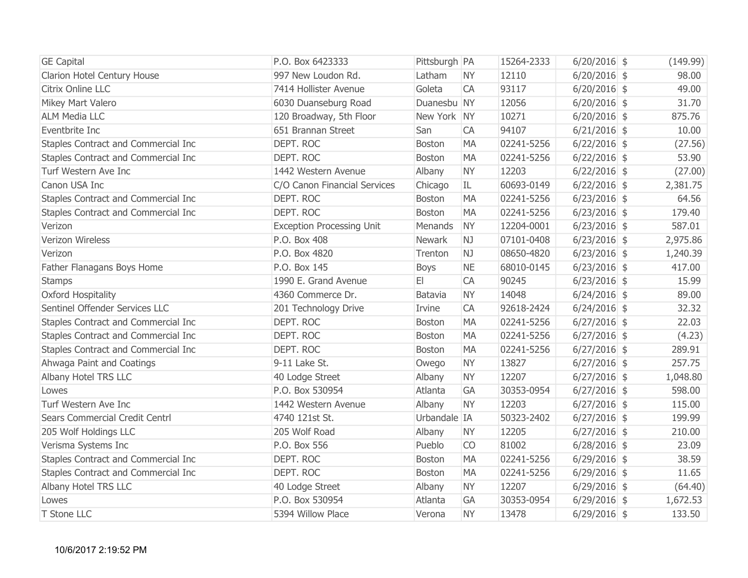| | | | | | | | |
|---|---|---|---|---|---|---|---|
| GE Capital | P.O. Box 6423333 | Pittsburgh | PA | 15264-2333 | 6/20/2016 | $ | (149.99) |
| Clarion Hotel Century House | 997 New Loudon Rd. | Latham | NY | 12110 | 6/20/2016 | $ | 98.00 |
| Citrix Online LLC | 7414 Hollister Avenue | Goleta | CA | 93117 | 6/20/2016 | $ | 49.00 |
| Mikey Mart Valero | 6030 Duanseburg Road | Duanesbu | NY | 12056 | 6/20/2016 | $ | 31.70 |
| ALM Media LLC | 120 Broadway, 5th Floor | New York | NY | 10271 | 6/20/2016 | $ | 875.76 |
| Eventbrite Inc | 651 Brannan Street | San | CA | 94107 | 6/21/2016 | $ | 10.00 |
| Staples Contract and Commercial Inc | DEPT. ROC | Boston | MA | 02241-5256 | 6/22/2016 | $ | (27.56) |
| Staples Contract and Commercial Inc | DEPT. ROC | Boston | MA | 02241-5256 | 6/22/2016 | $ | 53.90 |
| Turf Western Ave Inc | 1442 Western Avenue | Albany | NY | 12203 | 6/22/2016 | $ | (27.00) |
| Canon USA Inc | C/O Canon Financial Services | Chicago | IL | 60693-0149 | 6/22/2016 | $ | 2,381.75 |
| Staples Contract and Commercial Inc | DEPT. ROC | Boston | MA | 02241-5256 | 6/23/2016 | $ | 64.56 |
| Staples Contract and Commercial Inc | DEPT. ROC | Boston | MA | 02241-5256 | 6/23/2016 | $ | 179.40 |
| Verizon | Exception Processing Unit | Menands | NY | 12204-0001 | 6/23/2016 | $ | 587.01 |
| Verizon Wireless | P.O. Box 408 | Newark | NJ | 07101-0408 | 6/23/2016 | $ | 2,975.86 |
| Verizon | P.O. Box 4820 | Trenton | NJ | 08650-4820 | 6/23/2016 | $ | 1,240.39 |
| Father Flanagans Boys Home | P.O. Box 145 | Boys | NE | 68010-0145 | 6/23/2016 | $ | 417.00 |
| Stamps | 1990 E. Grand Avenue | El | CA | 90245 | 6/23/2016 | $ | 15.99 |
| Oxford Hospitality | 4360 Commerce Dr. | Batavia | NY | 14048 | 6/24/2016 | $ | 89.00 |
| Sentinel Offender Services LLC | 201 Technology Drive | Irvine | CA | 92618-2424 | 6/24/2016 | $ | 32.32 |
| Staples Contract and Commercial Inc | DEPT. ROC | Boston | MA | 02241-5256 | 6/27/2016 | $ | 22.03 |
| Staples Contract and Commercial Inc | DEPT. ROC | Boston | MA | 02241-5256 | 6/27/2016 | $ | (4.23) |
| Staples Contract and Commercial Inc | DEPT. ROC | Boston | MA | 02241-5256 | 6/27/2016 | $ | 289.91 |
| Ahwaga Paint and Coatings | 9-11 Lake St. | Owego | NY | 13827 | 6/27/2016 | $ | 257.75 |
| Albany Hotel TRS LLC | 40 Lodge Street | Albany | NY | 12207 | 6/27/2016 | $ | 1,048.80 |
| Lowes | P.O. Box 530954 | Atlanta | GA | 30353-0954 | 6/27/2016 | $ | 598.00 |
| Turf Western Ave Inc | 1442 Western Avenue | Albany | NY | 12203 | 6/27/2016 | $ | 115.00 |
| Sears Commercial Credit Centrl | 4740 121st St. | Urbandale | IA | 50323-2402 | 6/27/2016 | $ | 199.99 |
| 205 Wolf Holdings LLC | 205 Wolf Road | Albany | NY | 12205 | 6/27/2016 | $ | 210.00 |
| Verisma Systems Inc | P.O. Box 556 | Pueblo | CO | 81002 | 6/28/2016 | $ | 23.09 |
| Staples Contract and Commercial Inc | DEPT. ROC | Boston | MA | 02241-5256 | 6/29/2016 | $ | 38.59 |
| Staples Contract and Commercial Inc | DEPT. ROC | Boston | MA | 02241-5256 | 6/29/2016 | $ | 11.65 |
| Albany Hotel TRS LLC | 40 Lodge Street | Albany | NY | 12207 | 6/29/2016 | $ | (64.40) |
| Lowes | P.O. Box 530954 | Atlanta | GA | 30353-0954 | 6/29/2016 | $ | 1,672.53 |
| T Stone LLC | 5394 Willow Place | Verona | NY | 13478 | 6/29/2016 | $ | 133.50 |

10/6/2017 2:19:52 PM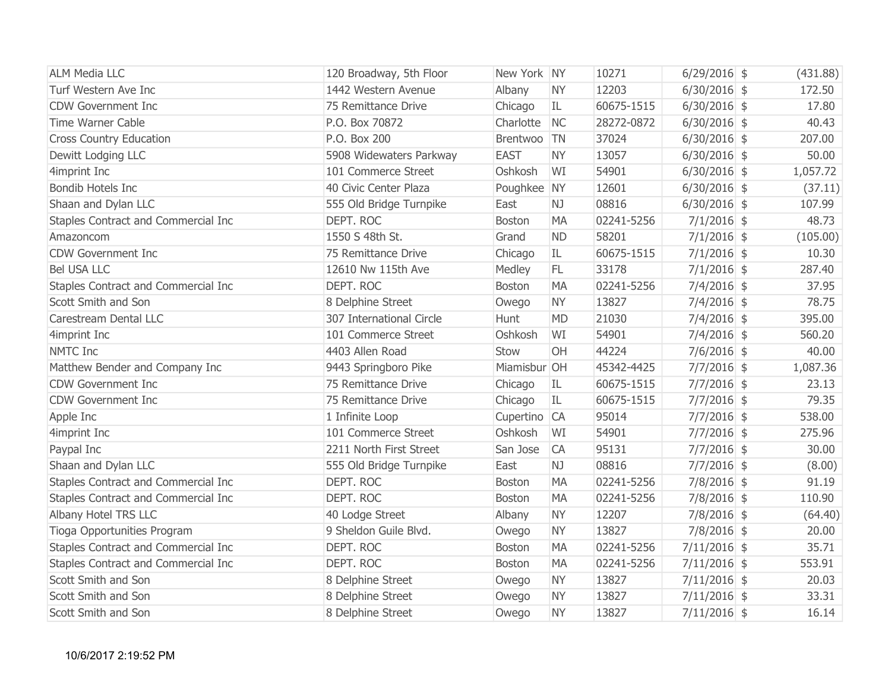| | | | | | | | |
|---|---|---|---|---|---|---|---|
| ALM Media LLC | 120 Broadway, 5th Floor | New York | NY | 10271 | 6/29/2016 | $ | (431.88) |
| Turf Western Ave Inc | 1442 Western Avenue | Albany | NY | 12203 | 6/30/2016 | $ | 172.50 |
| CDW Government Inc | 75 Remittance Drive | Chicago | IL | 60675-1515 | 6/30/2016 | $ | 17.80 |
| Time Warner Cable | P.O. Box 70872 | Charlotte | NC | 28272-0872 | 6/30/2016 | $ | 40.43 |
| Cross Country Education | P.O. Box 200 | Brentwoo | TN | 37024 | 6/30/2016 | $ | 207.00 |
| Dewitt Lodging LLC | 5908 Widewaters Parkway | EAST | NY | 13057 | 6/30/2016 | $ | 50.00 |
| 4imprint Inc | 101 Commerce Street | Oshkosh | WI | 54901 | 6/30/2016 | $ | 1,057.72 |
| Bondib Hotels Inc | 40 Civic Center Plaza | Poughkee | NY | 12601 | 6/30/2016 | $ | (37.11) |
| Shaan and Dylan LLC | 555 Old Bridge Turnpike | East | NJ | 08816 | 6/30/2016 | $ | 107.99 |
| Staples Contract and Commercial Inc | DEPT. ROC | Boston | MA | 02241-5256 | 7/1/2016 | $ | 48.73 |
| Amazoncom | 1550 S 48th St. | Grand | ND | 58201 | 7/1/2016 | $ | (105.00) |
| CDW Government Inc | 75 Remittance Drive | Chicago | IL | 60675-1515 | 7/1/2016 | $ | 10.30 |
| Bel USA LLC | 12610 Nw 115th Ave | Medley | FL | 33178 | 7/1/2016 | $ | 287.40 |
| Staples Contract and Commercial Inc | DEPT. ROC | Boston | MA | 02241-5256 | 7/4/2016 | $ | 37.95 |
| Scott Smith and Son | 8 Delphine Street | Owego | NY | 13827 | 7/4/2016 | $ | 78.75 |
| Carestream Dental LLC | 307 International Circle | Hunt | MD | 21030 | 7/4/2016 | $ | 395.00 |
| 4imprint Inc | 101 Commerce Street | Oshkosh | WI | 54901 | 7/4/2016 | $ | 560.20 |
| NMTC Inc | 4403 Allen Road | Stow | OH | 44224 | 7/6/2016 | $ | 40.00 |
| Matthew Bender and Company Inc | 9443 Springboro Pike | Miamisbur | OH | 45342-4425 | 7/7/2016 | $ | 1,087.36 |
| CDW Government Inc | 75 Remittance Drive | Chicago | IL | 60675-1515 | 7/7/2016 | $ | 23.13 |
| CDW Government Inc | 75 Remittance Drive | Chicago | IL | 60675-1515 | 7/7/2016 | $ | 79.35 |
| Apple Inc | 1 Infinite Loop | Cupertino | CA | 95014 | 7/7/2016 | $ | 538.00 |
| 4imprint Inc | 101 Commerce Street | Oshkosh | WI | 54901 | 7/7/2016 | $ | 275.96 |
| Paypal Inc | 2211 North First Street | San Jose | CA | 95131 | 7/7/2016 | $ | 30.00 |
| Shaan and Dylan LLC | 555 Old Bridge Turnpike | East | NJ | 08816 | 7/7/2016 | $ | (8.00) |
| Staples Contract and Commercial Inc | DEPT. ROC | Boston | MA | 02241-5256 | 7/8/2016 | $ | 91.19 |
| Staples Contract and Commercial Inc | DEPT. ROC | Boston | MA | 02241-5256 | 7/8/2016 | $ | 110.90 |
| Albany Hotel TRS LLC | 40 Lodge Street | Albany | NY | 12207 | 7/8/2016 | $ | (64.40) |
| Tioga Opportunities Program | 9 Sheldon Guile Blvd. | Owego | NY | 13827 | 7/8/2016 | $ | 20.00 |
| Staples Contract and Commercial Inc | DEPT. ROC | Boston | MA | 02241-5256 | 7/11/2016 | $ | 35.71 |
| Staples Contract and Commercial Inc | DEPT. ROC | Boston | MA | 02241-5256 | 7/11/2016 | $ | 553.91 |
| Scott Smith and Son | 8 Delphine Street | Owego | NY | 13827 | 7/11/2016 | $ | 20.03 |
| Scott Smith and Son | 8 Delphine Street | Owego | NY | 13827 | 7/11/2016 | $ | 33.31 |
| Scott Smith and Son | 8 Delphine Street | Owego | NY | 13827 | 7/11/2016 | $ | 16.14 |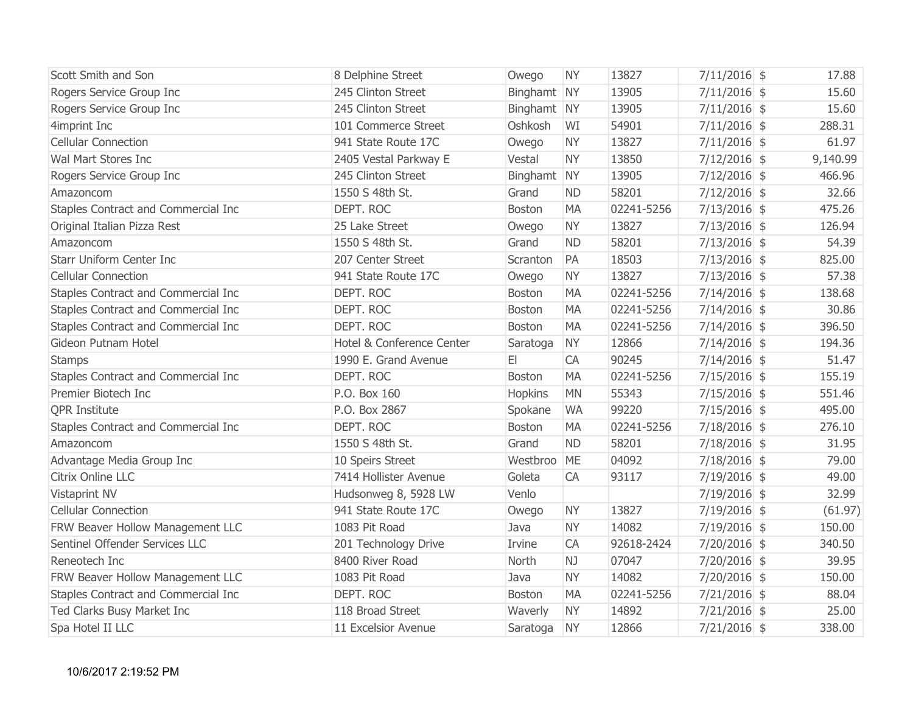| | | | | | | | |
|---|---|---|---|---|---|---|---|
| Scott Smith and Son | 8 Delphine Street | Owego | NY | 13827 | 7/11/2016 | $ | 17.88 |
| Rogers Service Group Inc | 245 Clinton Street | Binghamt | NY | 13905 | 7/11/2016 | $ | 15.60 |
| Rogers Service Group Inc | 245 Clinton Street | Binghamt | NY | 13905 | 7/11/2016 | $ | 15.60 |
| 4imprint Inc | 101 Commerce Street | Oshkosh | WI | 54901 | 7/11/2016 | $ | 288.31 |
| Cellular Connection | 941 State Route 17C | Owego | NY | 13827 | 7/11/2016 | $ | 61.97 |
| Wal Mart Stores Inc | 2405 Vestal Parkway E | Vestal | NY | 13850 | 7/12/2016 | $ | 9,140.99 |
| Rogers Service Group Inc | 245 Clinton Street | Binghamt | NY | 13905 | 7/12/2016 | $ | 466.96 |
| Amazoncom | 1550 S 48th St. | Grand | ND | 58201 | 7/12/2016 | $ | 32.66 |
| Staples Contract and Commercial Inc | DEPT. ROC | Boston | MA | 02241-5256 | 7/13/2016 | $ | 475.26 |
| Original Italian Pizza Rest | 25 Lake Street | Owego | NY | 13827 | 7/13/2016 | $ | 126.94 |
| Amazoncom | 1550 S 48th St. | Grand | ND | 58201 | 7/13/2016 | $ | 54.39 |
| Starr Uniform Center Inc | 207 Center Street | Scranton | PA | 18503 | 7/13/2016 | $ | 825.00 |
| Cellular Connection | 941 State Route 17C | Owego | NY | 13827 | 7/13/2016 | $ | 57.38 |
| Staples Contract and Commercial Inc | DEPT. ROC | Boston | MA | 02241-5256 | 7/14/2016 | $ | 138.68 |
| Staples Contract and Commercial Inc | DEPT. ROC | Boston | MA | 02241-5256 | 7/14/2016 | $ | 30.86 |
| Staples Contract and Commercial Inc | DEPT. ROC | Boston | MA | 02241-5256 | 7/14/2016 | $ | 396.50 |
| Gideon Putnam Hotel | Hotel & Conference Center | Saratoga | NY | 12866 | 7/14/2016 | $ | 194.36 |
| Stamps | 1990 E. Grand Avenue | El | CA | 90245 | 7/14/2016 | $ | 51.47 |
| Staples Contract and Commercial Inc | DEPT. ROC | Boston | MA | 02241-5256 | 7/15/2016 | $ | 155.19 |
| Premier Biotech Inc | P.O. Box 160 | Hopkins | MN | 55343 | 7/15/2016 | $ | 551.46 |
| QPR Institute | P.O. Box 2867 | Spokane | WA | 99220 | 7/15/2016 | $ | 495.00 |
| Staples Contract and Commercial Inc | DEPT. ROC | Boston | MA | 02241-5256 | 7/18/2016 | $ | 276.10 |
| Amazoncom | 1550 S 48th St. | Grand | ND | 58201 | 7/18/2016 | $ | 31.95 |
| Advantage Media Group Inc | 10 Speirs Street | Westbroo | ME | 04092 | 7/18/2016 | $ | 79.00 |
| Citrix Online LLC | 7414 Hollister Avenue | Goleta | CA | 93117 | 7/19/2016 | $ | 49.00 |
| Vistaprint NV | Hudsonweg 8, 5928 LW | Venlo | | | 7/19/2016 | $ | 32.99 |
| Cellular Connection | 941 State Route 17C | Owego | NY | 13827 | 7/19/2016 | $ | (61.97) |
| FRW Beaver Hollow Management LLC | 1083 Pit Road | Java | NY | 14082 | 7/19/2016 | $ | 150.00 |
| Sentinel Offender Services LLC | 201 Technology Drive | Irvine | CA | 92618-2424 | 7/20/2016 | $ | 340.50 |
| Reneotech Inc | 8400 River Road | North | NJ | 07047 | 7/20/2016 | $ | 39.95 |
| FRW Beaver Hollow Management LLC | 1083 Pit Road | Java | NY | 14082 | 7/20/2016 | $ | 150.00 |
| Staples Contract and Commercial Inc | DEPT. ROC | Boston | MA | 02241-5256 | 7/21/2016 | $ | 88.04 |
| Ted Clarks Busy Market Inc | 118 Broad Street | Waverly | NY | 14892 | 7/21/2016 | $ | 25.00 |
| Spa Hotel II LLC | 11 Excelsior Avenue | Saratoga | NY | 12866 | 7/21/2016 | $ | 338.00 |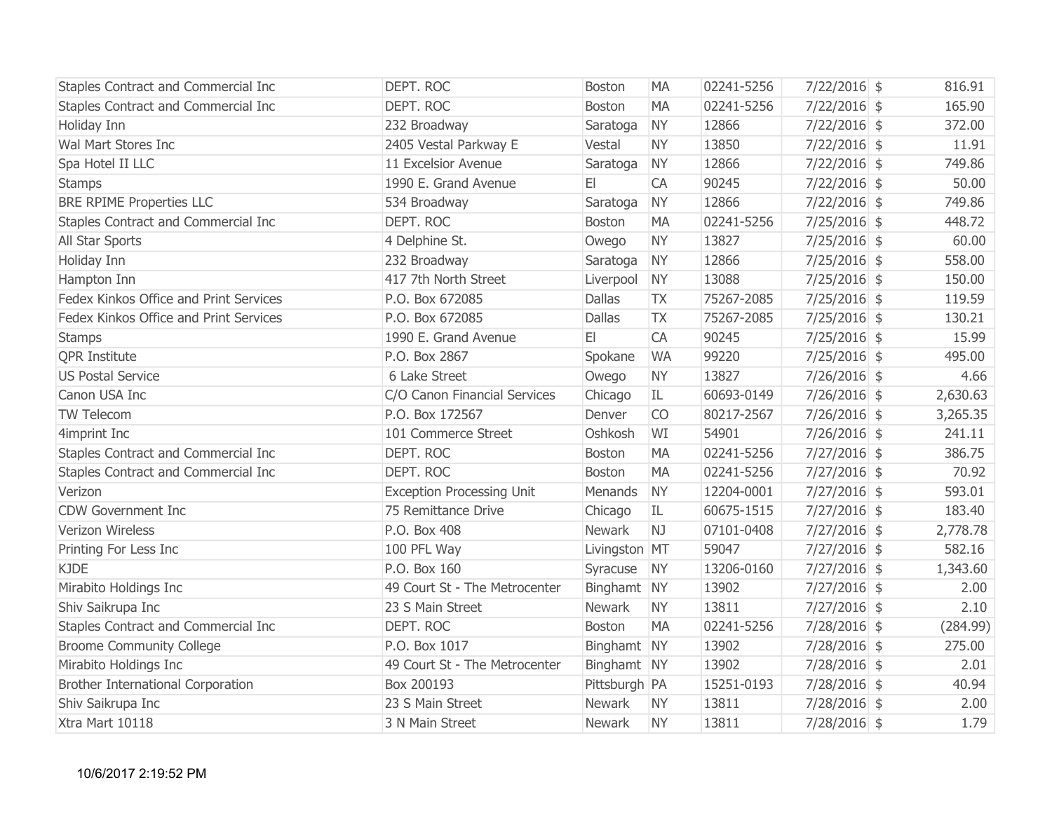| | | | | | | | |
|---|---|---|---|---|---|---|---|
| Staples Contract and Commercial Inc | DEPT. ROC | Boston | MA | 02241-5256 | 7/22/2016 | $ | 816.91 |
| Staples Contract and Commercial Inc | DEPT. ROC | Boston | MA | 02241-5256 | 7/22/2016 | $ | 165.90 |
| Holiday Inn | 232 Broadway | Saratoga | NY | 12866 | 7/22/2016 | $ | 372.00 |
| Wal Mart Stores Inc | 2405 Vestal Parkway E | Vestal | NY | 13850 | 7/22/2016 | $ | 11.91 |
| Spa Hotel II LLC | 11 Excelsior Avenue | Saratoga | NY | 12866 | 7/22/2016 | $ | 749.86 |
| Stamps | 1990 E. Grand Avenue | El | CA | 90245 | 7/22/2016 | $ | 50.00 |
| BRE RPIME Properties LLC | 534 Broadway | Saratoga | NY | 12866 | 7/22/2016 | $ | 749.86 |
| Staples Contract and Commercial Inc | DEPT. ROC | Boston | MA | 02241-5256 | 7/25/2016 | $ | 448.72 |
| All Star Sports | 4 Delphine St. | Owego | NY | 13827 | 7/25/2016 | $ | 60.00 |
| Holiday Inn | 232 Broadway | Saratoga | NY | 12866 | 7/25/2016 | $ | 558.00 |
| Hampton Inn | 417 7th North Street | Liverpool | NY | 13088 | 7/25/2016 | $ | 150.00 |
| Fedex Kinkos Office and Print Services | P.O. Box 672085 | Dallas | TX | 75267-2085 | 7/25/2016 | $ | 119.59 |
| Fedex Kinkos Office and Print Services | P.O. Box 672085 | Dallas | TX | 75267-2085 | 7/25/2016 | $ | 130.21 |
| Stamps | 1990 E. Grand Avenue | El | CA | 90245 | 7/25/2016 | $ | 15.99 |
| QPR Institute | P.O. Box 2867 | Spokane | WA | 99220 | 7/25/2016 | $ | 495.00 |
| US Postal Service | 6 Lake Street | Owego | NY | 13827 | 7/26/2016 | $ | 4.66 |
| Canon USA Inc | C/O Canon Financial Services | Chicago | IL | 60693-0149 | 7/26/2016 | $ | 2,630.63 |
| TW Telecom | P.O. Box 172567 | Denver | CO | 80217-2567 | 7/26/2016 | $ | 3,265.35 |
| 4imprint Inc | 101 Commerce Street | Oshkosh | WI | 54901 | 7/26/2016 | $ | 241.11 |
| Staples Contract and Commercial Inc | DEPT. ROC | Boston | MA | 02241-5256 | 7/27/2016 | $ | 386.75 |
| Staples Contract and Commercial Inc | DEPT. ROC | Boston | MA | 02241-5256 | 7/27/2016 | $ | 70.92 |
| Verizon | Exception Processing Unit | Menands | NY | 12204-0001 | 7/27/2016 | $ | 593.01 |
| CDW Government Inc | 75 Remittance Drive | Chicago | IL | 60675-1515 | 7/27/2016 | $ | 183.40 |
| Verizon Wireless | P.O. Box 408 | Newark | NJ | 07101-0408 | 7/27/2016 | $ | 2,778.78 |
| Printing For Less Inc | 100 PFL Way | Livingston | MT | 59047 | 7/27/2016 | $ | 582.16 |
| KJDE | P.O. Box 160 | Syracuse | NY | 13206-0160 | 7/27/2016 | $ | 1,343.60 |
| Mirabito Holdings Inc | 49 Court St - The Metrocenter | Binghamt | NY | 13902 | 7/27/2016 | $ | 2.00 |
| Shiv Saikrupa Inc | 23 S Main Street | Newark | NY | 13811 | 7/27/2016 | $ | 2.10 |
| Staples Contract and Commercial Inc | DEPT. ROC | Boston | MA | 02241-5256 | 7/28/2016 | $ | (284.99) |
| Broome Community College | P.O. Box 1017 | Binghamt | NY | 13902 | 7/28/2016 | $ | 275.00 |
| Mirabito Holdings Inc | 49 Court St - The Metrocenter | Binghamt | NY | 13902 | 7/28/2016 | $ | 2.01 |
| Brother International Corporation | Box 200193 | Pittsburgh | PA | 15251-0193 | 7/28/2016 | $ | 40.94 |
| Shiv Saikrupa Inc | 23 S Main Street | Newark | NY | 13811 | 7/28/2016 | $ | 2.00 |
| Xtra Mart 10118 | 3 N Main Street | Newark | NY | 13811 | 7/28/2016 | $ | 1.79 |

10/6/2017 2:19:52 PM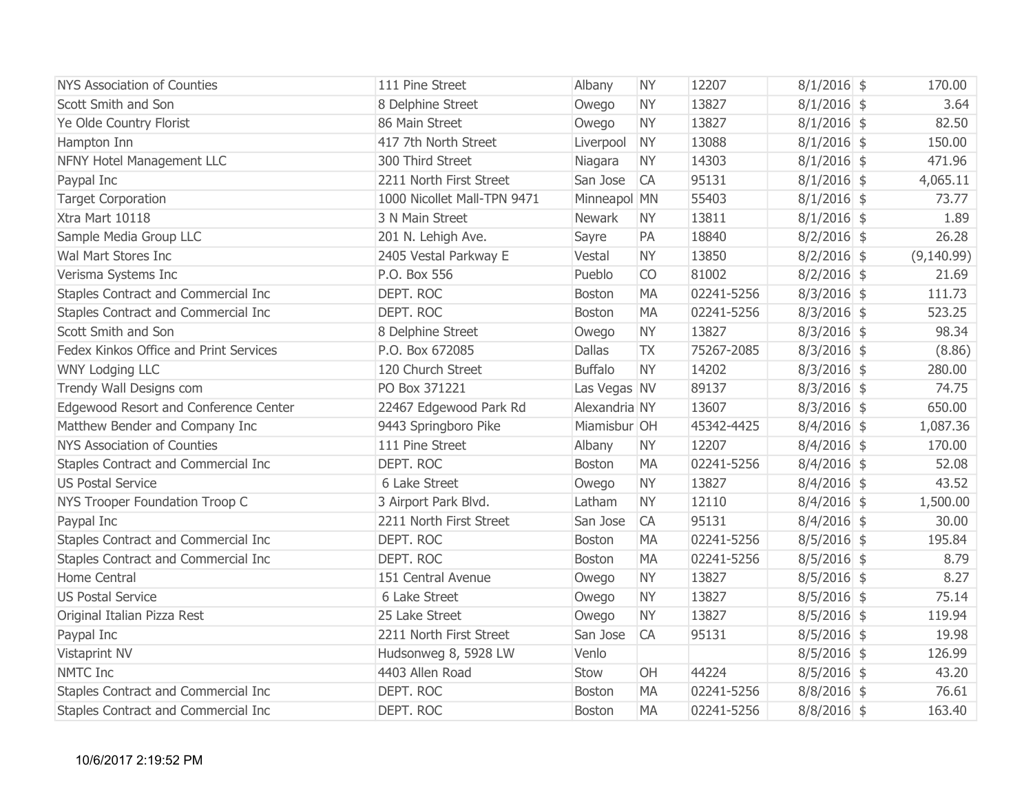| | | | | | | | |
|---|---|---|---|---|---|---|---|
| NYS Association of Counties | 111 Pine Street | Albany | NY | 12207 | 8/1/2016 | $ | 170.00 |
| Scott Smith and Son | 8 Delphine Street | Owego | NY | 13827 | 8/1/2016 | $ | 3.64 |
| Ye Olde Country Florist | 86 Main Street | Owego | NY | 13827 | 8/1/2016 | $ | 82.50 |
| Hampton Inn | 417 7th North Street | Liverpool | NY | 13088 | 8/1/2016 | $ | 150.00 |
| NFNY Hotel Management LLC | 300 Third Street | Niagara | NY | 14303 | 8/1/2016 | $ | 471.96 |
| Paypal Inc | 2211 North First Street | San Jose | CA | 95131 | 8/1/2016 | $ | 4,065.11 |
| Target Corporation | 1000 Nicollet Mall-TPN 9471 | Minneapol | MN | 55403 | 8/1/2016 | $ | 73.77 |
| Xtra Mart 10118 | 3 N Main Street | Newark | NY | 13811 | 8/1/2016 | $ | 1.89 |
| Sample Media Group LLC | 201 N. Lehigh Ave. | Sayre | PA | 18840 | 8/2/2016 | $ | 26.28 |
| Wal Mart Stores Inc | 2405 Vestal Parkway E | Vestal | NY | 13850 | 8/2/2016 | $ | (9,140.99) |
| Verisma Systems Inc | P.O. Box 556 | Pueblo | CO | 81002 | 8/2/2016 | $ | 21.69 |
| Staples Contract and Commercial Inc | DEPT. ROC | Boston | MA | 02241-5256 | 8/3/2016 | $ | 111.73 |
| Staples Contract and Commercial Inc | DEPT. ROC | Boston | MA | 02241-5256 | 8/3/2016 | $ | 523.25 |
| Scott Smith and Son | 8 Delphine Street | Owego | NY | 13827 | 8/3/2016 | $ | 98.34 |
| Fedex Kinkos Office and Print Services | P.O. Box 672085 | Dallas | TX | 75267-2085 | 8/3/2016 | $ | (8.86) |
| WNY Lodging LLC | 120 Church Street | Buffalo | NY | 14202 | 8/3/2016 | $ | 280.00 |
| Trendy Wall Designs com | PO Box 371221 | Las Vegas | NV | 89137 | 8/3/2016 | $ | 74.75 |
| Edgewood Resort and Conference Center | 22467 Edgewood Park Rd | Alexandria | NY | 13607 | 8/3/2016 | $ | 650.00 |
| Matthew Bender and Company Inc | 9443 Springboro Pike | Miamisbur | OH | 45342-4425 | 8/4/2016 | $ | 1,087.36 |
| NYS Association of Counties | 111 Pine Street | Albany | NY | 12207 | 8/4/2016 | $ | 170.00 |
| Staples Contract and Commercial Inc | DEPT. ROC | Boston | MA | 02241-5256 | 8/4/2016 | $ | 52.08 |
| US Postal Service | 6 Lake Street | Owego | NY | 13827 | 8/4/2016 | $ | 43.52 |
| NYS Trooper Foundation Troop C | 3 Airport Park Blvd. | Latham | NY | 12110 | 8/4/2016 | $ | 1,500.00 |
| Paypal Inc | 2211 North First Street | San Jose | CA | 95131 | 8/4/2016 | $ | 30.00 |
| Staples Contract and Commercial Inc | DEPT. ROC | Boston | MA | 02241-5256 | 8/5/2016 | $ | 195.84 |
| Staples Contract and Commercial Inc | DEPT. ROC | Boston | MA | 02241-5256 | 8/5/2016 | $ | 8.79 |
| Home Central | 151 Central Avenue | Owego | NY | 13827 | 8/5/2016 | $ | 8.27 |
| US Postal Service | 6 Lake Street | Owego | NY | 13827 | 8/5/2016 | $ | 75.14 |
| Original Italian Pizza Rest | 25 Lake Street | Owego | NY | 13827 | 8/5/2016 | $ | 119.94 |
| Paypal Inc | 2211 North First Street | San Jose | CA | 95131 | 8/5/2016 | $ | 19.98 |
| Vistaprint NV | Hudsonweg 8, 5928 LW | Venlo | | | 8/5/2016 | $ | 126.99 |
| NMTC Inc | 4403 Allen Road | Stow | OH | 44224 | 8/5/2016 | $ | 43.20 |
| Staples Contract and Commercial Inc | DEPT. ROC | Boston | MA | 02241-5256 | 8/8/2016 | $ | 76.61 |
| Staples Contract and Commercial Inc | DEPT. ROC | Boston | MA | 02241-5256 | 8/8/2016 | $ | 163.40 |

10/6/2017 2:19:52 PM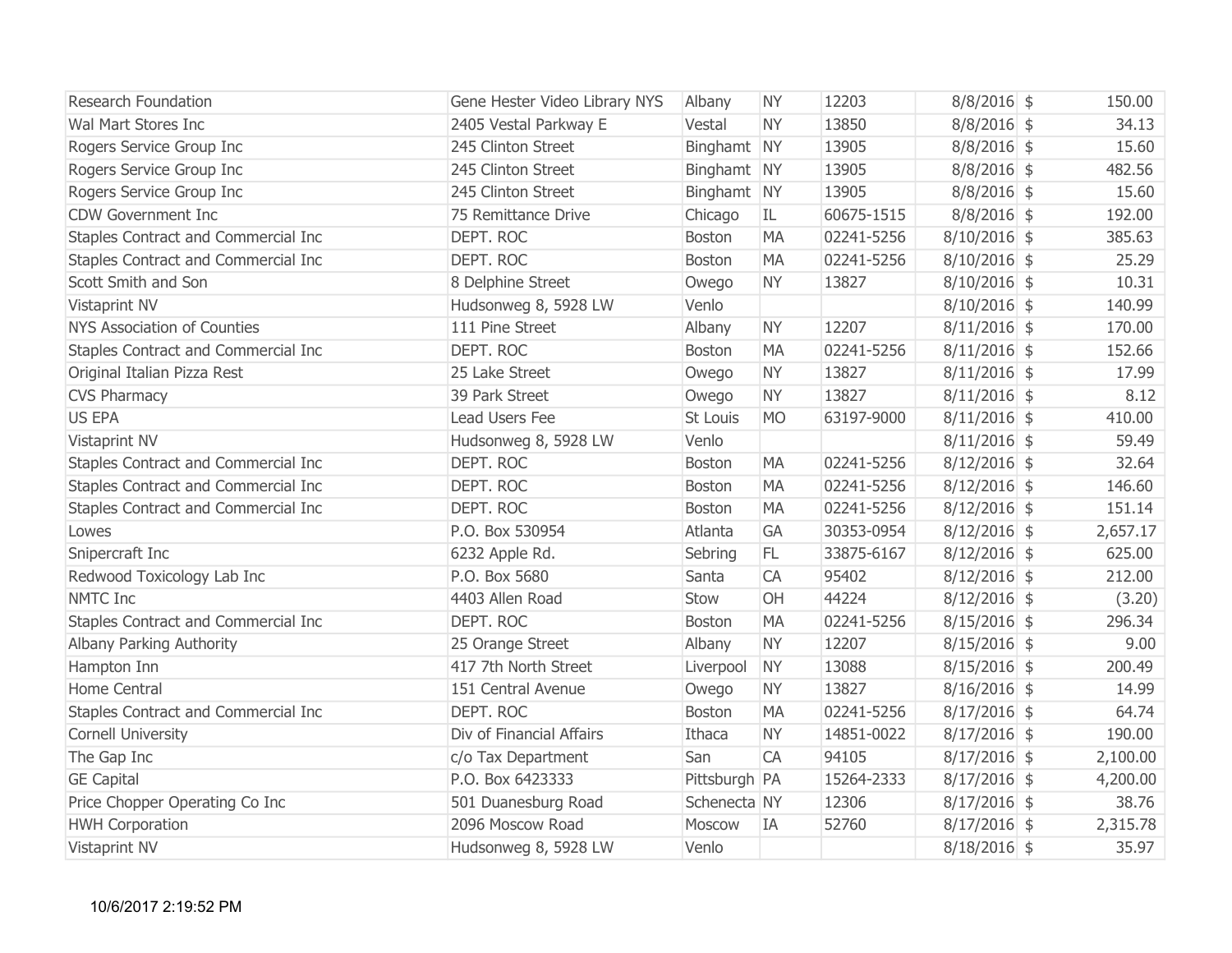| | | | | | | | |
|---|---|---|---|---|---|---|---|
| Research Foundation | Gene Hester Video Library NYS | Albany | NY | 12203 | 8/8/2016 | $ | 150.00 |
| Wal Mart Stores Inc | 2405 Vestal Parkway E | Vestal | NY | 13850 | 8/8/2016 | $ | 34.13 |
| Rogers Service Group Inc | 245 Clinton Street | Binghamt | NY | 13905 | 8/8/2016 | $ | 15.60 |
| Rogers Service Group Inc | 245 Clinton Street | Binghamt | NY | 13905 | 8/8/2016 | $ | 482.56 |
| Rogers Service Group Inc | 245 Clinton Street | Binghamt | NY | 13905 | 8/8/2016 | $ | 15.60 |
| CDW Government Inc | 75 Remittance Drive | Chicago | IL | 60675-1515 | 8/8/2016 | $ | 192.00 |
| Staples Contract and Commercial Inc | DEPT. ROC | Boston | MA | 02241-5256 | 8/10/2016 | $ | 385.63 |
| Staples Contract and Commercial Inc | DEPT. ROC | Boston | MA | 02241-5256 | 8/10/2016 | $ | 25.29 |
| Scott Smith and Son | 8 Delphine Street | Owego | NY | 13827 | 8/10/2016 | $ | 10.31 |
| Vistaprint NV | Hudsonweg 8, 5928 LW | Venlo | | | 8/10/2016 | $ | 140.99 |
| NYS Association of Counties | 111 Pine Street | Albany | NY | 12207 | 8/11/2016 | $ | 170.00 |
| Staples Contract and Commercial Inc | DEPT. ROC | Boston | MA | 02241-5256 | 8/11/2016 | $ | 152.66 |
| Original Italian Pizza Rest | 25 Lake Street | Owego | NY | 13827 | 8/11/2016 | $ | 17.99 |
| CVS Pharmacy | 39 Park Street | Owego | NY | 13827 | 8/11/2016 | $ | 8.12 |
| US EPA | Lead Users Fee | St Louis | MO | 63197-9000 | 8/11/2016 | $ | 410.00 |
| Vistaprint NV | Hudsonweg 8, 5928 LW | Venlo | | | 8/11/2016 | $ | 59.49 |
| Staples Contract and Commercial Inc | DEPT. ROC | Boston | MA | 02241-5256 | 8/12/2016 | $ | 32.64 |
| Staples Contract and Commercial Inc | DEPT. ROC | Boston | MA | 02241-5256 | 8/12/2016 | $ | 146.60 |
| Staples Contract and Commercial Inc | DEPT. ROC | Boston | MA | 02241-5256 | 8/12/2016 | $ | 151.14 |
| Lowes | P.O. Box 530954 | Atlanta | GA | 30353-0954 | 8/12/2016 | $ | 2,657.17 |
| Snipercraft Inc | 6232 Apple Rd. | Sebring | FL | 33875-6167 | 8/12/2016 | $ | 625.00 |
| Redwood Toxicology Lab Inc | P.O. Box 5680 | Santa | CA | 95402 | 8/12/2016 | $ | 212.00 |
| NMTC Inc | 4403 Allen Road | Stow | OH | 44224 | 8/12/2016 | $ | (3.20) |
| Staples Contract and Commercial Inc | DEPT. ROC | Boston | MA | 02241-5256 | 8/15/2016 | $ | 296.34 |
| Albany Parking Authority | 25 Orange Street | Albany | NY | 12207 | 8/15/2016 | $ | 9.00 |
| Hampton Inn | 417 7th North Street | Liverpool | NY | 13088 | 8/15/2016 | $ | 200.49 |
| Home Central | 151 Central Avenue | Owego | NY | 13827 | 8/16/2016 | $ | 14.99 |
| Staples Contract and Commercial Inc | DEPT. ROC | Boston | MA | 02241-5256 | 8/17/2016 | $ | 64.74 |
| Cornell University | Div of Financial Affairs | Ithaca | NY | 14851-0022 | 8/17/2016 | $ | 190.00 |
| The Gap Inc | c/o Tax Department | San | CA | 94105 | 8/17/2016 | $ | 2,100.00 |
| GE Capital | P.O. Box 6423333 | Pittsburgh | PA | 15264-2333 | 8/17/2016 | $ | 4,200.00 |
| Price Chopper Operating Co Inc | 501 Duanesburg Road | Schenecta | NY | 12306 | 8/17/2016 | $ | 38.76 |
| HWH Corporation | 2096 Moscow Road | Moscow | IA | 52760 | 8/17/2016 | $ | 2,315.78 |
| Vistaprint NV | Hudsonweg 8, 5928 LW | Venlo | | | 8/18/2016 | $ | 35.97 |

10/6/2017 2:19:52 PM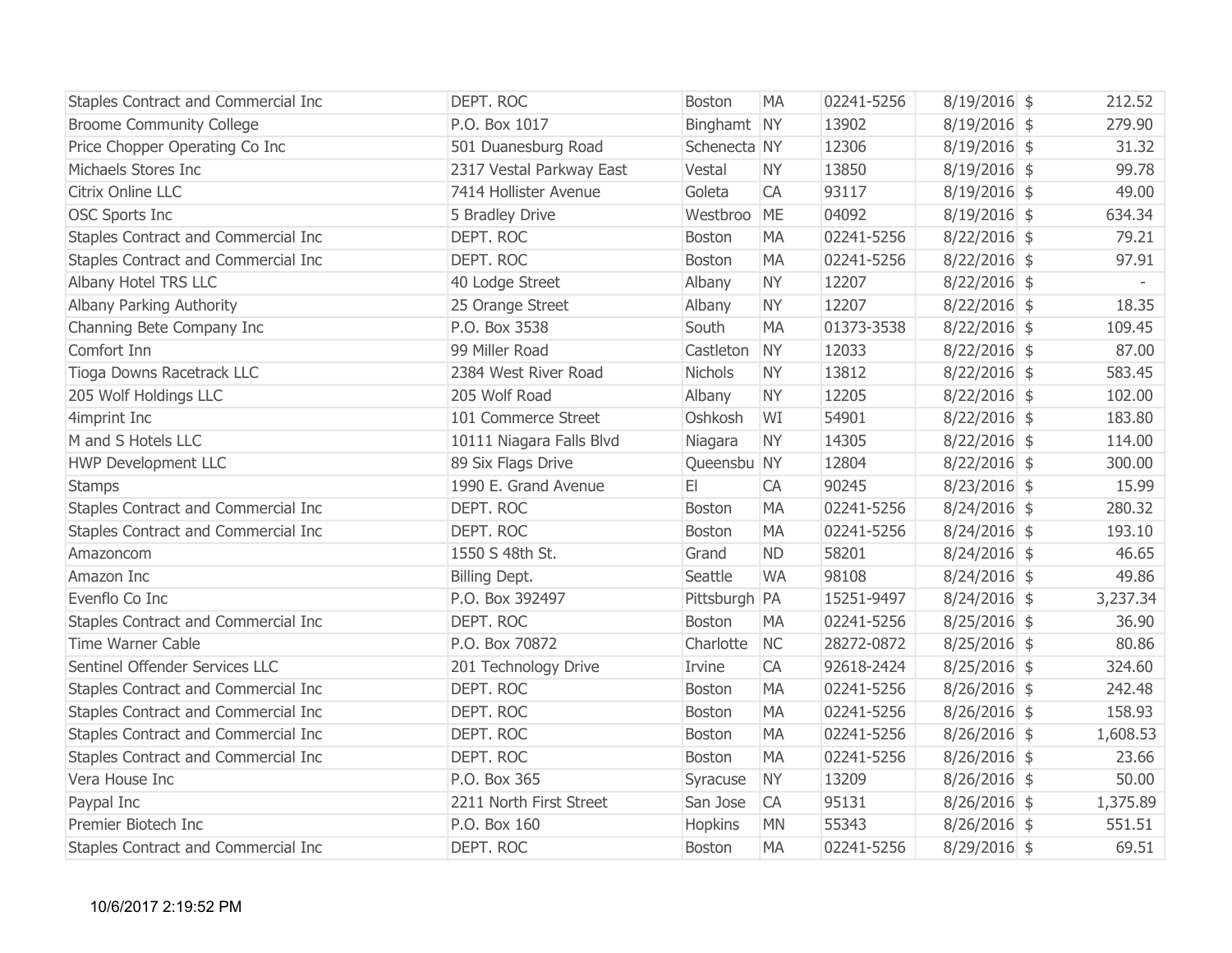| Staples Contract and Commercial Inc | DEPT. ROC | Boston | MA | 02241-5256 | 8/19/2016 | $ | 212.52 |
|---|---|---|---|---|---|---|---|
| Broome Community College | P.O. Box 1017 | Binghamt | NY | 13902 | 8/19/2016 | $ | 279.90 |
| Price Chopper Operating Co Inc | 501 Duanesburg Road | Schenecta | NY | 12306 | 8/19/2016 | $ | 31.32 |
| Michaels Stores Inc | 2317 Vestal Parkway East | Vestal | NY | 13850 | 8/19/2016 | $ | 99.78 |
| Citrix Online LLC | 7414 Hollister Avenue | Goleta | CA | 93117 | 8/19/2016 | $ | 49.00 |
| OSC Sports Inc | 5 Bradley Drive | Westbroo | ME | 04092 | 8/19/2016 | $ | 634.34 |
| Staples Contract and Commercial Inc | DEPT. ROC | Boston | MA | 02241-5256 | 8/22/2016 | $ | 79.21 |
| Staples Contract and Commercial Inc | DEPT. ROC | Boston | MA | 02241-5256 | 8/22/2016 | $ | 97.91 |
| Albany Hotel TRS LLC | 40 Lodge Street | Albany | NY | 12207 | 8/22/2016 | $ | - |
| Albany Parking Authority | 25 Orange Street | Albany | NY | 12207 | 8/22/2016 | $ | 18.35 |
| Channing Bete Company Inc | P.O. Box 3538 | South | MA | 01373-3538 | 8/22/2016 | $ | 109.45 |
| Comfort Inn | 99 Miller Road | Castleton | NY | 12033 | 8/22/2016 | $ | 87.00 |
| Tioga Downs Racetrack LLC | 2384 West River Road | Nichols | NY | 13812 | 8/22/2016 | $ | 583.45 |
| 205 Wolf Holdings LLC | 205 Wolf Road | Albany | NY | 12205 | 8/22/2016 | $ | 102.00 |
| 4imprint Inc | 101 Commerce Street | Oshkosh | WI | 54901 | 8/22/2016 | $ | 183.80 |
| M and S Hotels LLC | 10111 Niagara Falls Blvd | Niagara | NY | 14305 | 8/22/2016 | $ | 114.00 |
| HWP Development LLC | 89 Six Flags Drive | Queensbu | NY | 12804 | 8/22/2016 | $ | 300.00 |
| Stamps | 1990 E. Grand Avenue | El | CA | 90245 | 8/23/2016 | $ | 15.99 |
| Staples Contract and Commercial Inc | DEPT. ROC | Boston | MA | 02241-5256 | 8/24/2016 | $ | 280.32 |
| Staples Contract and Commercial Inc | DEPT. ROC | Boston | MA | 02241-5256 | 8/24/2016 | $ | 193.10 |
| Amazoncom | 1550 S 48th St. | Grand | ND | 58201 | 8/24/2016 | $ | 46.65 |
| Amazon Inc | Billing Dept. | Seattle | WA | 98108 | 8/24/2016 | $ | 49.86 |
| Evenflo Co Inc | P.O. Box 392497 | Pittsburgh | PA | 15251-9497 | 8/24/2016 | $ | 3,237.34 |
| Staples Contract and Commercial Inc | DEPT. ROC | Boston | MA | 02241-5256 | 8/25/2016 | $ | 36.90 |
| Time Warner Cable | P.O. Box 70872 | Charlotte | NC | 28272-0872 | 8/25/2016 | $ | 80.86 |
| Sentinel Offender Services LLC | 201 Technology Drive | Irvine | CA | 92618-2424 | 8/25/2016 | $ | 324.60 |
| Staples Contract and Commercial Inc | DEPT. ROC | Boston | MA | 02241-5256 | 8/26/2016 | $ | 242.48 |
| Staples Contract and Commercial Inc | DEPT. ROC | Boston | MA | 02241-5256 | 8/26/2016 | $ | 158.93 |
| Staples Contract and Commercial Inc | DEPT. ROC | Boston | MA | 02241-5256 | 8/26/2016 | $ | 1,608.53 |
| Staples Contract and Commercial Inc | DEPT. ROC | Boston | MA | 02241-5256 | 8/26/2016 | $ | 23.66 |
| Vera House Inc | P.O. Box 365 | Syracuse | NY | 13209 | 8/26/2016 | $ | 50.00 |
| Paypal Inc | 2211 North First Street | San Jose | CA | 95131 | 8/26/2016 | $ | 1,375.89 |
| Premier Biotech Inc | P.O. Box 160 | Hopkins | MN | 55343 | 8/26/2016 | $ | 551.51 |
| Staples Contract and Commercial Inc | DEPT. ROC | Boston | MA | 02241-5256 | 8/29/2016 | $ | 69.51 |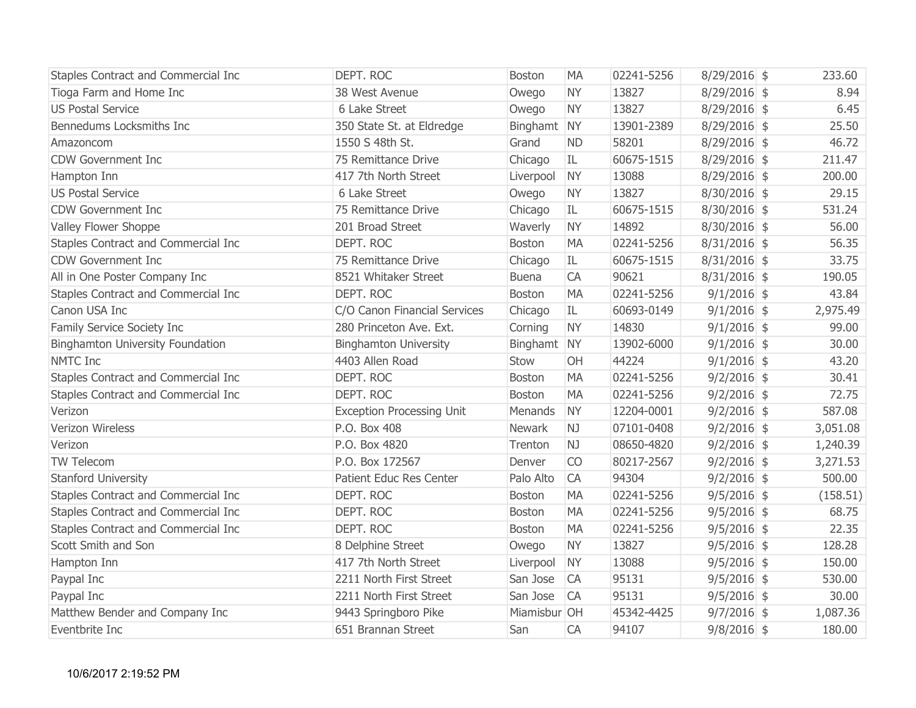| | | | | | | | |
|---|---|---|---|---|---|---|---|
| Staples Contract and Commercial Inc | DEPT. ROC | Boston | MA | 02241-5256 | 8/29/2016 | $ | 233.60 |
| Tioga Farm and Home Inc | 38 West Avenue | Owego | NY | 13827 | 8/29/2016 | $ | 8.94 |
| US Postal Service | 6 Lake Street | Owego | NY | 13827 | 8/29/2016 | $ | 6.45 |
| Bennedums Locksmiths Inc | 350 State St. at Eldredge | Binghamt | NY | 13901-2389 | 8/29/2016 | $ | 25.50 |
| Amazoncom | 1550 S 48th St. | Grand | ND | 58201 | 8/29/2016 | $ | 46.72 |
| CDW Government Inc | 75 Remittance Drive | Chicago | IL | 60675-1515 | 8/29/2016 | $ | 211.47 |
| Hampton Inn | 417 7th North Street | Liverpool | NY | 13088 | 8/29/2016 | $ | 200.00 |
| US Postal Service | 6 Lake Street | Owego | NY | 13827 | 8/30/2016 | $ | 29.15 |
| CDW Government Inc | 75 Remittance Drive | Chicago | IL | 60675-1515 | 8/30/2016 | $ | 531.24 |
| Valley Flower Shoppe | 201 Broad Street | Waverly | NY | 14892 | 8/30/2016 | $ | 56.00 |
| Staples Contract and Commercial Inc | DEPT. ROC | Boston | MA | 02241-5256 | 8/31/2016 | $ | 56.35 |
| CDW Government Inc | 75 Remittance Drive | Chicago | IL | 60675-1515 | 8/31/2016 | $ | 33.75 |
| All in One Poster Company Inc | 8521 Whitaker Street | Buena | CA | 90621 | 8/31/2016 | $ | 190.05 |
| Staples Contract and Commercial Inc | DEPT. ROC | Boston | MA | 02241-5256 | 9/1/2016 | $ | 43.84 |
| Canon USA Inc | C/O Canon Financial Services | Chicago | IL | 60693-0149 | 9/1/2016 | $ | 2,975.49 |
| Family Service Society Inc | 280 Princeton Ave. Ext. | Corning | NY | 14830 | 9/1/2016 | $ | 99.00 |
| Binghamton University Foundation | Binghamton University | Binghamt | NY | 13902-6000 | 9/1/2016 | $ | 30.00 |
| NMTC Inc | 4403 Allen Road | Stow | OH | 44224 | 9/1/2016 | $ | 43.20 |
| Staples Contract and Commercial Inc | DEPT. ROC | Boston | MA | 02241-5256 | 9/2/2016 | $ | 30.41 |
| Staples Contract and Commercial Inc | DEPT. ROC | Boston | MA | 02241-5256 | 9/2/2016 | $ | 72.75 |
| Verizon | Exception Processing Unit | Menands | NY | 12204-0001 | 9/2/2016 | $ | 587.08 |
| Verizon Wireless | P.O. Box 408 | Newark | NJ | 07101-0408 | 9/2/2016 | $ | 3,051.08 |
| Verizon | P.O. Box 4820 | Trenton | NJ | 08650-4820 | 9/2/2016 | $ | 1,240.39 |
| TW Telecom | P.O. Box 172567 | Denver | CO | 80217-2567 | 9/2/2016 | $ | 3,271.53 |
| Stanford University | Patient Educ Res Center | Palo Alto | CA | 94304 | 9/2/2016 | $ | 500.00 |
| Staples Contract and Commercial Inc | DEPT. ROC | Boston | MA | 02241-5256 | 9/5/2016 | $ | (158.51) |
| Staples Contract and Commercial Inc | DEPT. ROC | Boston | MA | 02241-5256 | 9/5/2016 | $ | 68.75 |
| Staples Contract and Commercial Inc | DEPT. ROC | Boston | MA | 02241-5256 | 9/5/2016 | $ | 22.35 |
| Scott Smith and Son | 8 Delphine Street | Owego | NY | 13827 | 9/5/2016 | $ | 128.28 |
| Hampton Inn | 417 7th North Street | Liverpool | NY | 13088 | 9/5/2016 | $ | 150.00 |
| Paypal Inc | 2211 North First Street | San Jose | CA | 95131 | 9/5/2016 | $ | 530.00 |
| Paypal Inc | 2211 North First Street | San Jose | CA | 95131 | 9/5/2016 | $ | 30.00 |
| Matthew Bender and Company Inc | 9443 Springboro Pike | Miamisbur | OH | 45342-4425 | 9/7/2016 | $ | 1,087.36 |
| Eventbrite Inc | 651 Brannan Street | San | CA | 94107 | 9/8/2016 | $ | 180.00 |

10/6/2017 2:19:52 PM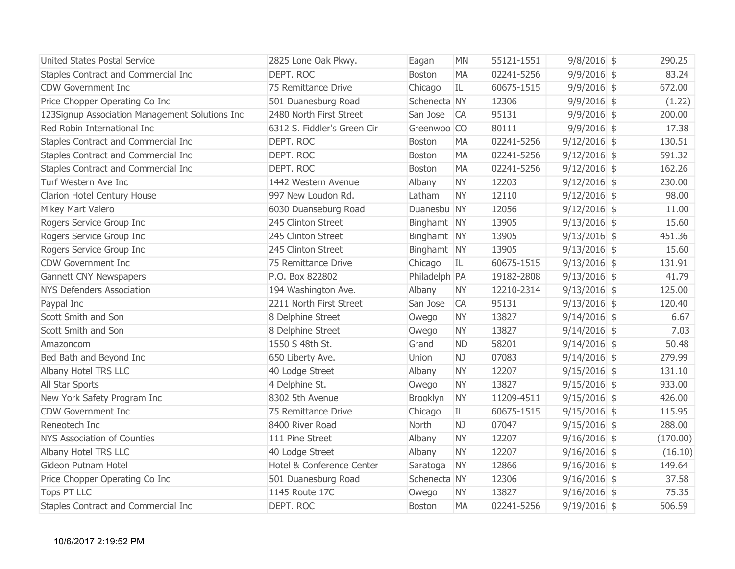| | | | | | | | |
|---|---|---|---|---|---|---|---|
| United States Postal Service | 2825 Lone Oak Pkwy. | Eagan | MN | 55121-1551 | 9/8/2016 | $ | 290.25 |
| Staples Contract and Commercial Inc | DEPT. ROC | Boston | MA | 02241-5256 | 9/9/2016 | $ | 83.24 |
| CDW Government Inc | 75 Remittance Drive | Chicago | IL | 60675-1515 | 9/9/2016 | $ | 672.00 |
| Price Chopper Operating Co Inc | 501 Duanesburg Road | Schenecta | NY | 12306 | 9/9/2016 | $ | (1.22) |
| 123Signup Association Management Solutions Inc | 2480 North First Street | San Jose | CA | 95131 | 9/9/2016 | $ | 200.00 |
| Red Robin International Inc | 6312 S. Fiddler's Green Cir | Greenwoo | CO | 80111 | 9/9/2016 | $ | 17.38 |
| Staples Contract and Commercial Inc | DEPT. ROC | Boston | MA | 02241-5256 | 9/12/2016 | $ | 130.51 |
| Staples Contract and Commercial Inc | DEPT. ROC | Boston | MA | 02241-5256 | 9/12/2016 | $ | 591.32 |
| Staples Contract and Commercial Inc | DEPT. ROC | Boston | MA | 02241-5256 | 9/12/2016 | $ | 162.26 |
| Turf Western Ave Inc | 1442 Western Avenue | Albany | NY | 12203 | 9/12/2016 | $ | 230.00 |
| Clarion Hotel Century House | 997 New Loudon Rd. | Latham | NY | 12110 | 9/12/2016 | $ | 98.00 |
| Mikey Mart Valero | 6030 Duanseburg Road | Duanesbu | NY | 12056 | 9/12/2016 | $ | 11.00 |
| Rogers Service Group Inc | 245 Clinton Street | Binghamt | NY | 13905 | 9/13/2016 | $ | 15.60 |
| Rogers Service Group Inc | 245 Clinton Street | Binghamt | NY | 13905 | 9/13/2016 | $ | 451.36 |
| Rogers Service Group Inc | 245 Clinton Street | Binghamt | NY | 13905 | 9/13/2016 | $ | 15.60 |
| CDW Government Inc | 75 Remittance Drive | Chicago | IL | 60675-1515 | 9/13/2016 | $ | 131.91 |
| Gannett CNY Newspapers | P.O. Box 822802 | Philadelph | PA | 19182-2808 | 9/13/2016 | $ | 41.79 |
| NYS Defenders Association | 194 Washington Ave. | Albany | NY | 12210-2314 | 9/13/2016 | $ | 125.00 |
| Paypal Inc | 2211 North First Street | San Jose | CA | 95131 | 9/13/2016 | $ | 120.40 |
| Scott Smith and Son | 8 Delphine Street | Owego | NY | 13827 | 9/14/2016 | $ | 6.67 |
| Scott Smith and Son | 8 Delphine Street | Owego | NY | 13827 | 9/14/2016 | $ | 7.03 |
| Amazoncom | 1550 S 48th St. | Grand | ND | 58201 | 9/14/2016 | $ | 50.48 |
| Bed Bath and Beyond Inc | 650 Liberty Ave. | Union | NJ | 07083 | 9/14/2016 | $ | 279.99 |
| Albany Hotel TRS LLC | 40 Lodge Street | Albany | NY | 12207 | 9/15/2016 | $ | 131.10 |
| All Star Sports | 4 Delphine St. | Owego | NY | 13827 | 9/15/2016 | $ | 933.00 |
| New York Safety Program Inc | 8302 5th Avenue | Brooklyn | NY | 11209-4511 | 9/15/2016 | $ | 426.00 |
| CDW Government Inc | 75 Remittance Drive | Chicago | IL | 60675-1515 | 9/15/2016 | $ | 115.95 |
| Reneotech Inc | 8400 River Road | North | NJ | 07047 | 9/15/2016 | $ | 288.00 |
| NYS Association of Counties | 111 Pine Street | Albany | NY | 12207 | 9/16/2016 | $ | (170.00) |
| Albany Hotel TRS LLC | 40 Lodge Street | Albany | NY | 12207 | 9/16/2016 | $ | (16.10) |
| Gideon Putnam Hotel | Hotel & Conference Center | Saratoga | NY | 12866 | 9/16/2016 | $ | 149.64 |
| Price Chopper Operating Co Inc | 501 Duanesburg Road | Schenecta | NY | 12306 | 9/16/2016 | $ | 37.58 |
| Tops PT LLC | 1145 Route 17C | Owego | NY | 13827 | 9/16/2016 | $ | 75.35 |
| Staples Contract and Commercial Inc | DEPT. ROC | Boston | MA | 02241-5256 | 9/19/2016 | $ | 506.59 |

10/6/2017 2:19:52 PM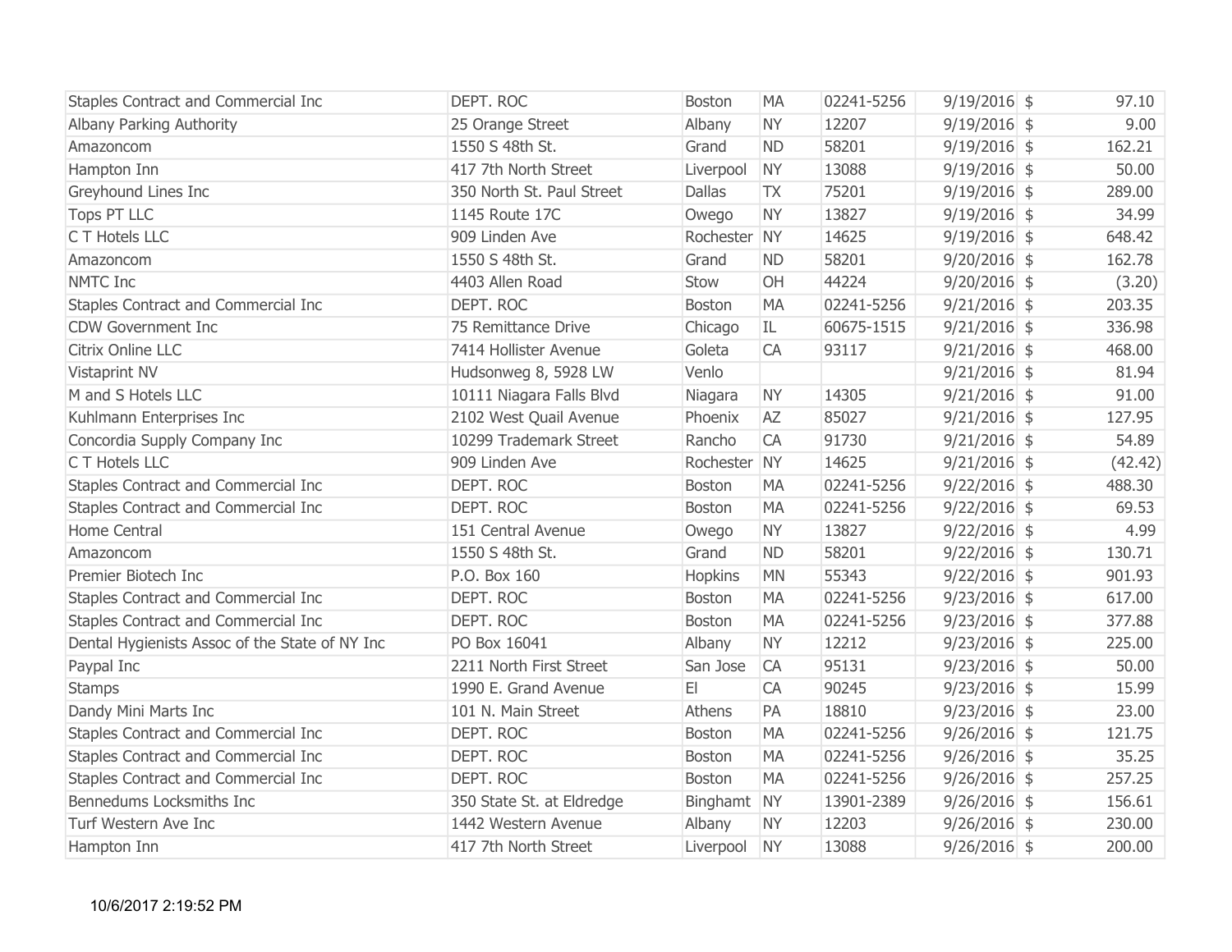| | | | | | | | |
|---|---|---|---|---|---|---|---|
| Staples Contract and Commercial Inc | DEPT. ROC | Boston | MA | 02241-5256 | 9/19/2016 | $ | 97.10 |
| Albany Parking Authority | 25 Orange Street | Albany | NY | 12207 | 9/19/2016 | $ | 9.00 |
| Amazoncom | 1550 S 48th St. | Grand | ND | 58201 | 9/19/2016 | $ | 162.21 |
| Hampton Inn | 417 7th North Street | Liverpool | NY | 13088 | 9/19/2016 | $ | 50.00 |
| Greyhound Lines Inc | 350 North St. Paul Street | Dallas | TX | 75201 | 9/19/2016 | $ | 289.00 |
| Tops PT LLC | 1145 Route 17C | Owego | NY | 13827 | 9/19/2016 | $ | 34.99 |
| C T Hotels LLC | 909 Linden Ave | Rochester | NY | 14625 | 9/19/2016 | $ | 648.42 |
| Amazoncom | 1550 S 48th St. | Grand | ND | 58201 | 9/20/2016 | $ | 162.78 |
| NMTC Inc | 4403 Allen Road | Stow | OH | 44224 | 9/20/2016 | $ | (3.20) |
| Staples Contract and Commercial Inc | DEPT. ROC | Boston | MA | 02241-5256 | 9/21/2016 | $ | 203.35 |
| CDW Government Inc | 75 Remittance Drive | Chicago | IL | 60675-1515 | 9/21/2016 | $ | 336.98 |
| Citrix Online LLC | 7414 Hollister Avenue | Goleta | CA | 93117 | 9/21/2016 | $ | 468.00 |
| Vistaprint NV | Hudsonweg 8, 5928 LW | Venlo | | | 9/21/2016 | $ | 81.94 |
| M and S Hotels LLC | 10111 Niagara Falls Blvd | Niagara | NY | 14305 | 9/21/2016 | $ | 91.00 |
| Kuhlmann Enterprises Inc | 2102 West Quail Avenue | Phoenix | AZ | 85027 | 9/21/2016 | $ | 127.95 |
| Concordia Supply Company Inc | 10299 Trademark Street | Rancho | CA | 91730 | 9/21/2016 | $ | 54.89 |
| C T Hotels LLC | 909 Linden Ave | Rochester | NY | 14625 | 9/21/2016 | $ | (42.42) |
| Staples Contract and Commercial Inc | DEPT. ROC | Boston | MA | 02241-5256 | 9/22/2016 | $ | 488.30 |
| Staples Contract and Commercial Inc | DEPT. ROC | Boston | MA | 02241-5256 | 9/22/2016 | $ | 69.53 |
| Home Central | 151 Central Avenue | Owego | NY | 13827 | 9/22/2016 | $ | 4.99 |
| Amazoncom | 1550 S 48th St. | Grand | ND | 58201 | 9/22/2016 | $ | 130.71 |
| Premier Biotech Inc | P.O. Box 160 | Hopkins | MN | 55343 | 9/22/2016 | $ | 901.93 |
| Staples Contract and Commercial Inc | DEPT. ROC | Boston | MA | 02241-5256 | 9/23/2016 | $ | 617.00 |
| Staples Contract and Commercial Inc | DEPT. ROC | Boston | MA | 02241-5256 | 9/23/2016 | $ | 377.88 |
| Dental Hygienists Assoc of the State of NY Inc | PO Box 16041 | Albany | NY | 12212 | 9/23/2016 | $ | 225.00 |
| Paypal Inc | 2211 North First Street | San Jose | CA | 95131 | 9/23/2016 | $ | 50.00 |
| Stamps | 1990 E. Grand Avenue | El | CA | 90245 | 9/23/2016 | $ | 15.99 |
| Dandy Mini Marts Inc | 101 N. Main Street | Athens | PA | 18810 | 9/23/2016 | $ | 23.00 |
| Staples Contract and Commercial Inc | DEPT. ROC | Boston | MA | 02241-5256 | 9/26/2016 | $ | 121.75 |
| Staples Contract and Commercial Inc | DEPT. ROC | Boston | MA | 02241-5256 | 9/26/2016 | $ | 35.25 |
| Staples Contract and Commercial Inc | DEPT. ROC | Boston | MA | 02241-5256 | 9/26/2016 | $ | 257.25 |
| Bennedums Locksmiths Inc | 350 State St. at Eldredge | Binghamt | NY | 13901-2389 | 9/26/2016 | $ | 156.61 |
| Turf Western Ave Inc | 1442 Western Avenue | Albany | NY | 12203 | 9/26/2016 | $ | 230.00 |
| Hampton Inn | 417 7th North Street | Liverpool | NY | 13088 | 9/26/2016 | $ | 200.00 |

10/6/2017 2:19:52 PM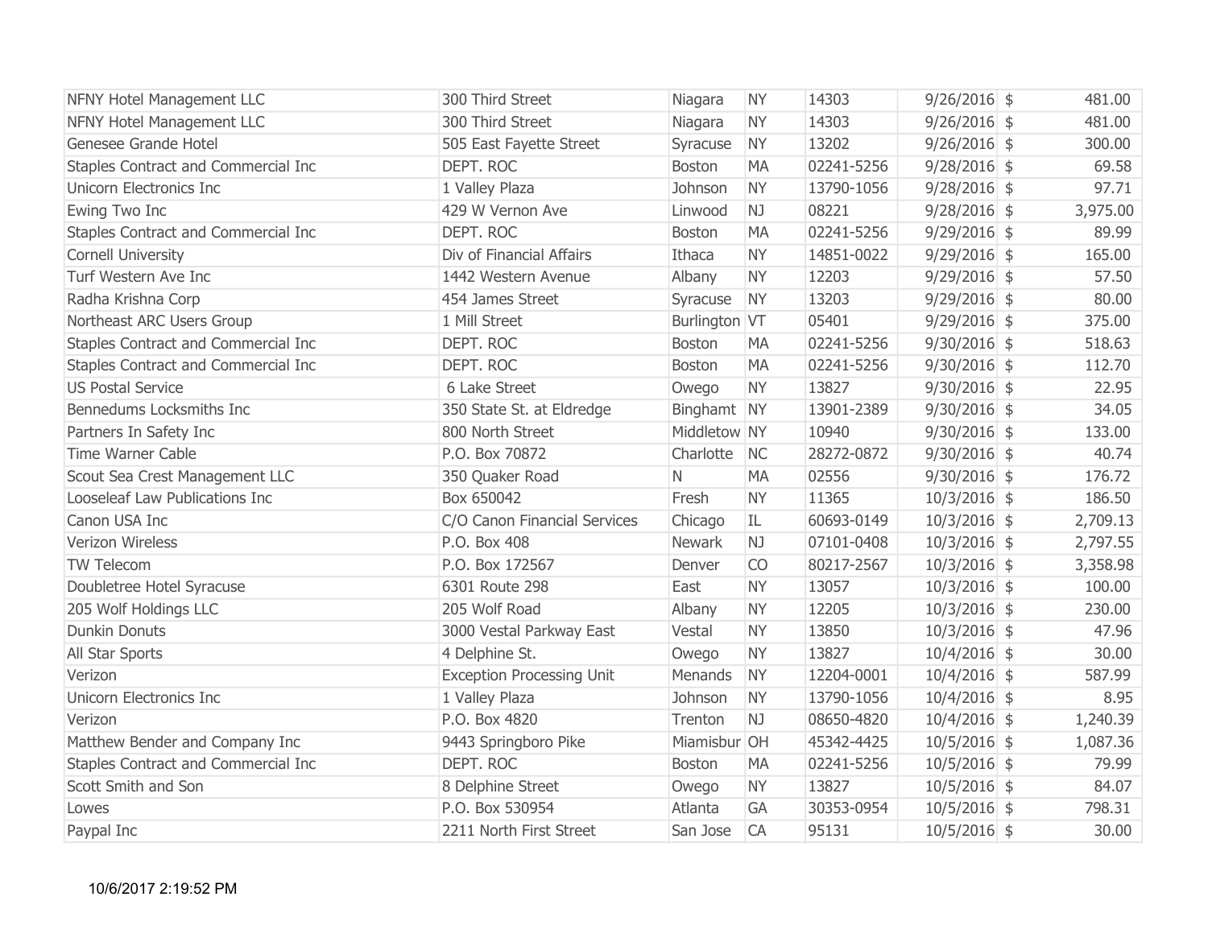| | | | | | | | |
|---|---|---|---|---|---|---|---|
| NFNY Hotel Management LLC | 300 Third Street | Niagara | NY | 14303 | 9/26/2016 | $ | 481.00 |
| NFNY Hotel Management LLC | 300 Third Street | Niagara | NY | 14303 | 9/26/2016 | $ | 481.00 |
| Genesee Grande Hotel | 505 East Fayette Street | Syracuse | NY | 13202 | 9/26/2016 | $ | 300.00 |
| Staples Contract and Commercial Inc | DEPT. ROC | Boston | MA | 02241-5256 | 9/28/2016 | $ | 69.58 |
| Unicorn Electronics Inc | 1 Valley Plaza | Johnson | NY | 13790-1056 | 9/28/2016 | $ | 97.71 |
| Ewing Two Inc | 429 W Vernon Ave | Linwood | NJ | 08221 | 9/28/2016 | $ | 3,975.00 |
| Staples Contract and Commercial Inc | DEPT. ROC | Boston | MA | 02241-5256 | 9/29/2016 | $ | 89.99 |
| Cornell University | Div of Financial Affairs | Ithaca | NY | 14851-0022 | 9/29/2016 | $ | 165.00 |
| Turf Western Ave Inc | 1442 Western Avenue | Albany | NY | 12203 | 9/29/2016 | $ | 57.50 |
| Radha Krishna Corp | 454 James Street | Syracuse | NY | 13203 | 9/29/2016 | $ | 80.00 |
| Northeast ARC Users Group | 1 Mill Street | Burlington | VT | 05401 | 9/29/2016 | $ | 375.00 |
| Staples Contract and Commercial Inc | DEPT. ROC | Boston | MA | 02241-5256 | 9/30/2016 | $ | 518.63 |
| Staples Contract and Commercial Inc | DEPT. ROC | Boston | MA | 02241-5256 | 9/30/2016 | $ | 112.70 |
| US Postal Service | 6 Lake Street | Owego | NY | 13827 | 9/30/2016 | $ | 22.95 |
| Bennedums Locksmiths Inc | 350 State St. at Eldredge | Binghamt | NY | 13901-2389 | 9/30/2016 | $ | 34.05 |
| Partners In Safety Inc | 800 North Street | Middletow | NY | 10940 | 9/30/2016 | $ | 133.00 |
| Time Warner Cable | P.O. Box 70872 | Charlotte | NC | 28272-0872 | 9/30/2016 | $ | 40.74 |
| Scout Sea Crest Management LLC | 350 Quaker Road | N | MA | 02556 | 9/30/2016 | $ | 176.72 |
| Looseleaf Law Publications Inc | Box 650042 | Fresh | NY | 11365 | 10/3/2016 | $ | 186.50 |
| Canon USA Inc | C/O Canon Financial Services | Chicago | IL | 60693-0149 | 10/3/2016 | $ | 2,709.13 |
| Verizon Wireless | P.O. Box 408 | Newark | NJ | 07101-0408 | 10/3/2016 | $ | 2,797.55 |
| TW Telecom | P.O. Box 172567 | Denver | CO | 80217-2567 | 10/3/2016 | $ | 3,358.98 |
| Doubletree Hotel Syracuse | 6301 Route 298 | East | NY | 13057 | 10/3/2016 | $ | 100.00 |
| 205 Wolf Holdings LLC | 205 Wolf Road | Albany | NY | 12205 | 10/3/2016 | $ | 230.00 |
| Dunkin Donuts | 3000 Vestal Parkway East | Vestal | NY | 13850 | 10/3/2016 | $ | 47.96 |
| All Star Sports | 4 Delphine St. | Owego | NY | 13827 | 10/4/2016 | $ | 30.00 |
| Verizon | Exception Processing Unit | Menands | NY | 12204-0001 | 10/4/2016 | $ | 587.99 |
| Unicorn Electronics Inc | 1 Valley Plaza | Johnson | NY | 13790-1056 | 10/4/2016 | $ | 8.95 |
| Verizon | P.O. Box 4820 | Trenton | NJ | 08650-4820 | 10/4/2016 | $ | 1,240.39 |
| Matthew Bender and Company Inc | 9443 Springboro Pike | Miamisbur | OH | 45342-4425 | 10/5/2016 | $ | 1,087.36 |
| Staples Contract and Commercial Inc | DEPT. ROC | Boston | MA | 02241-5256 | 10/5/2016 | $ | 79.99 |
| Scott Smith and Son | 8 Delphine Street | Owego | NY | 13827 | 10/5/2016 | $ | 84.07 |
| Lowes | P.O. Box 530954 | Atlanta | GA | 30353-0954 | 10/5/2016 | $ | 798.31 |
| Paypal Inc | 2211 North First Street | San Jose | CA | 95131 | 10/5/2016 | $ | 30.00 |

10/6/2017 2:19:52 PM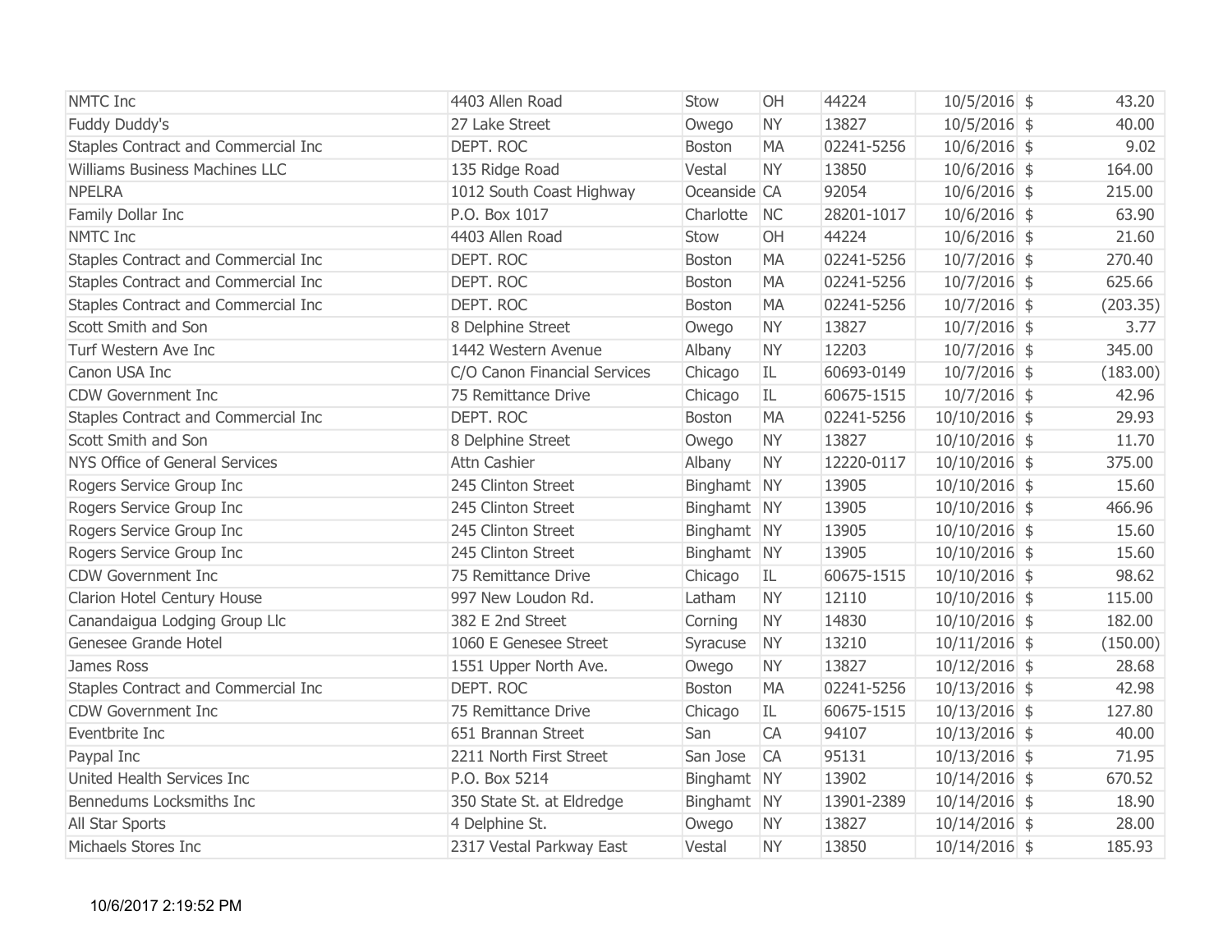| | | | | | | | |
|---|---|---|---|---|---|---|---|
| NMTC Inc | 4403 Allen Road | Stow | OH | 44224 | 10/5/2016 | $ | 43.20 |
| Fuddy Duddy's | 27 Lake Street | Owego | NY | 13827 | 10/5/2016 | $ | 40.00 |
| Staples Contract and Commercial Inc | DEPT. ROC | Boston | MA | 02241-5256 | 10/6/2016 | $ | 9.02 |
| Williams Business Machines LLC | 135 Ridge Road | Vestal | NY | 13850 | 10/6/2016 | $ | 164.00 |
| NPELRA | 1012 South Coast Highway | Oceanside | CA | 92054 | 10/6/2016 | $ | 215.00 |
| Family Dollar Inc | P.O. Box 1017 | Charlotte | NC | 28201-1017 | 10/6/2016 | $ | 63.90 |
| NMTC Inc | 4403 Allen Road | Stow | OH | 44224 | 10/6/2016 | $ | 21.60 |
| Staples Contract and Commercial Inc | DEPT. ROC | Boston | MA | 02241-5256 | 10/7/2016 | $ | 270.40 |
| Staples Contract and Commercial Inc | DEPT. ROC | Boston | MA | 02241-5256 | 10/7/2016 | $ | 625.66 |
| Staples Contract and Commercial Inc | DEPT. ROC | Boston | MA | 02241-5256 | 10/7/2016 | $ | (203.35) |
| Scott Smith and Son | 8 Delphine Street | Owego | NY | 13827 | 10/7/2016 | $ | 3.77 |
| Turf Western Ave Inc | 1442 Western Avenue | Albany | NY | 12203 | 10/7/2016 | $ | 345.00 |
| Canon USA Inc | C/O Canon Financial Services | Chicago | IL | 60693-0149 | 10/7/2016 | $ | (183.00) |
| CDW Government Inc | 75 Remittance Drive | Chicago | IL | 60675-1515 | 10/7/2016 | $ | 42.96 |
| Staples Contract and Commercial Inc | DEPT. ROC | Boston | MA | 02241-5256 | 10/10/2016 | $ | 29.93 |
| Scott Smith and Son | 8 Delphine Street | Owego | NY | 13827 | 10/10/2016 | $ | 11.70 |
| NYS Office of General Services | Attn Cashier | Albany | NY | 12220-0117 | 10/10/2016 | $ | 375.00 |
| Rogers Service Group Inc | 245 Clinton Street | Binghamt | NY | 13905 | 10/10/2016 | $ | 15.60 |
| Rogers Service Group Inc | 245 Clinton Street | Binghamt | NY | 13905 | 10/10/2016 | $ | 466.96 |
| Rogers Service Group Inc | 245 Clinton Street | Binghamt | NY | 13905 | 10/10/2016 | $ | 15.60 |
| Rogers Service Group Inc | 245 Clinton Street | Binghamt | NY | 13905 | 10/10/2016 | $ | 15.60 |
| CDW Government Inc | 75 Remittance Drive | Chicago | IL | 60675-1515 | 10/10/2016 | $ | 98.62 |
| Clarion Hotel Century House | 997 New Loudon Rd. | Latham | NY | 12110 | 10/10/2016 | $ | 115.00 |
| Canandaigua Lodging Group Llc | 382 E 2nd Street | Corning | NY | 14830 | 10/10/2016 | $ | 182.00 |
| Genesee Grande Hotel | 1060 E Genesee Street | Syracuse | NY | 13210 | 10/11/2016 | $ | (150.00) |
| James Ross | 1551 Upper North Ave. | Owego | NY | 13827 | 10/12/2016 | $ | 28.68 |
| Staples Contract and Commercial Inc | DEPT. ROC | Boston | MA | 02241-5256 | 10/13/2016 | $ | 42.98 |
| CDW Government Inc | 75 Remittance Drive | Chicago | IL | 60675-1515 | 10/13/2016 | $ | 127.80 |
| Eventbrite Inc | 651 Brannan Street | San | CA | 94107 | 10/13/2016 | $ | 40.00 |
| Paypal Inc | 2211 North First Street | San Jose | CA | 95131 | 10/13/2016 | $ | 71.95 |
| United Health Services Inc | P.O. Box 5214 | Binghamt | NY | 13902 | 10/14/2016 | $ | 670.52 |
| Bennedums Locksmiths Inc | 350 State St. at Eldredge | Binghamt | NY | 13901-2389 | 10/14/2016 | $ | 18.90 |
| All Star Sports | 4 Delphine St. | Owego | NY | 13827 | 10/14/2016 | $ | 28.00 |
| Michaels Stores Inc | 2317 Vestal Parkway East | Vestal | NY | 13850 | 10/14/2016 | $ | 185.93 |

10/6/2017 2:19:52 PM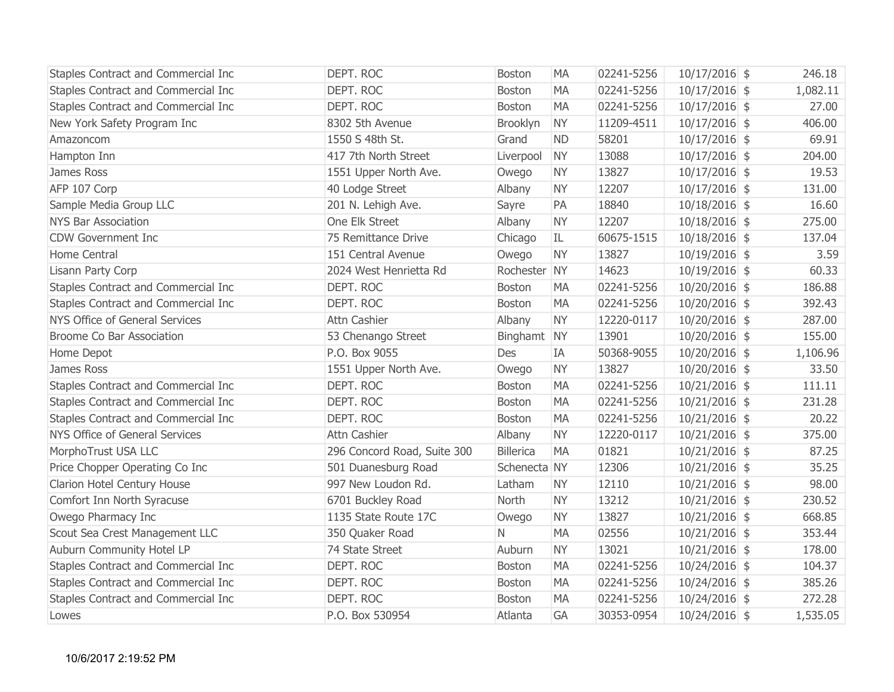| | | | | | | | |
|---|---|---|---|---|---|---|---|
| Staples Contract and Commercial Inc | DEPT. ROC | Boston | MA | 02241-5256 | 10/17/2016 | $ | 246.18 |
| Staples Contract and Commercial Inc | DEPT. ROC | Boston | MA | 02241-5256 | 10/17/2016 | $ | 1,082.11 |
| Staples Contract and Commercial Inc | DEPT. ROC | Boston | MA | 02241-5256 | 10/17/2016 | $ | 27.00 |
| New York Safety Program Inc | 8302 5th Avenue | Brooklyn | NY | 11209-4511 | 10/17/2016 | $ | 406.00 |
| Amazoncom | 1550 S 48th St. | Grand | ND | 58201 | 10/17/2016 | $ | 69.91 |
| Hampton Inn | 417 7th North Street | Liverpool | NY | 13088 | 10/17/2016 | $ | 204.00 |
| James Ross | 1551 Upper North Ave. | Owego | NY | 13827 | 10/17/2016 | $ | 19.53 |
| AFP 107 Corp | 40 Lodge Street | Albany | NY | 12207 | 10/17/2016 | $ | 131.00 |
| Sample Media Group LLC | 201 N. Lehigh Ave. | Sayre | PA | 18840 | 10/18/2016 | $ | 16.60 |
| NYS Bar Association | One Elk Street | Albany | NY | 12207 | 10/18/2016 | $ | 275.00 |
| CDW Government Inc | 75 Remittance Drive | Chicago | IL | 60675-1515 | 10/18/2016 | $ | 137.04 |
| Home Central | 151 Central Avenue | Owego | NY | 13827 | 10/19/2016 | $ | 3.59 |
| Lisann Party Corp | 2024 West Henrietta Rd | Rochester | NY | 14623 | 10/19/2016 | $ | 60.33 |
| Staples Contract and Commercial Inc | DEPT. ROC | Boston | MA | 02241-5256 | 10/20/2016 | $ | 186.88 |
| Staples Contract and Commercial Inc | DEPT. ROC | Boston | MA | 02241-5256 | 10/20/2016 | $ | 392.43 |
| NYS Office of General Services | Attn Cashier | Albany | NY | 12220-0117 | 10/20/2016 | $ | 287.00 |
| Broome Co Bar Association | 53 Chenango Street | Binghamt | NY | 13901 | 10/20/2016 | $ | 155.00 |
| Home Depot | P.O. Box 9055 | Des | IA | 50368-9055 | 10/20/2016 | $ | 1,106.96 |
| James Ross | 1551 Upper North Ave. | Owego | NY | 13827 | 10/20/2016 | $ | 33.50 |
| Staples Contract and Commercial Inc | DEPT. ROC | Boston | MA | 02241-5256 | 10/21/2016 | $ | 111.11 |
| Staples Contract and Commercial Inc | DEPT. ROC | Boston | MA | 02241-5256 | 10/21/2016 | $ | 231.28 |
| Staples Contract and Commercial Inc | DEPT. ROC | Boston | MA | 02241-5256 | 10/21/2016 | $ | 20.22 |
| NYS Office of General Services | Attn Cashier | Albany | NY | 12220-0117 | 10/21/2016 | $ | 375.00 |
| MorphoTrust USA LLC | 296 Concord Road, Suite 300 | Billerica | MA | 01821 | 10/21/2016 | $ | 87.25 |
| Price Chopper Operating Co Inc | 501 Duanesburg Road | Schenecta | NY | 12306 | 10/21/2016 | $ | 35.25 |
| Clarion Hotel Century House | 997 New Loudon Rd. | Latham | NY | 12110 | 10/21/2016 | $ | 98.00 |
| Comfort Inn North Syracuse | 6701 Buckley Road | North | NY | 13212 | 10/21/2016 | $ | 230.52 |
| Owego Pharmacy Inc | 1135 State Route 17C | Owego | NY | 13827 | 10/21/2016 | $ | 668.85 |
| Scout Sea Crest Management LLC | 350 Quaker Road | N | MA | 02556 | 10/21/2016 | $ | 353.44 |
| Auburn Community Hotel LP | 74 State Street | Auburn | NY | 13021 | 10/21/2016 | $ | 178.00 |
| Staples Contract and Commercial Inc | DEPT. ROC | Boston | MA | 02241-5256 | 10/24/2016 | $ | 104.37 |
| Staples Contract and Commercial Inc | DEPT. ROC | Boston | MA | 02241-5256 | 10/24/2016 | $ | 385.26 |
| Staples Contract and Commercial Inc | DEPT. ROC | Boston | MA | 02241-5256 | 10/24/2016 | $ | 272.28 |
| Lowes | P.O. Box 530954 | Atlanta | GA | 30353-0954 | 10/24/2016 | $ | 1,535.05 |

10/6/2017 2:19:52 PM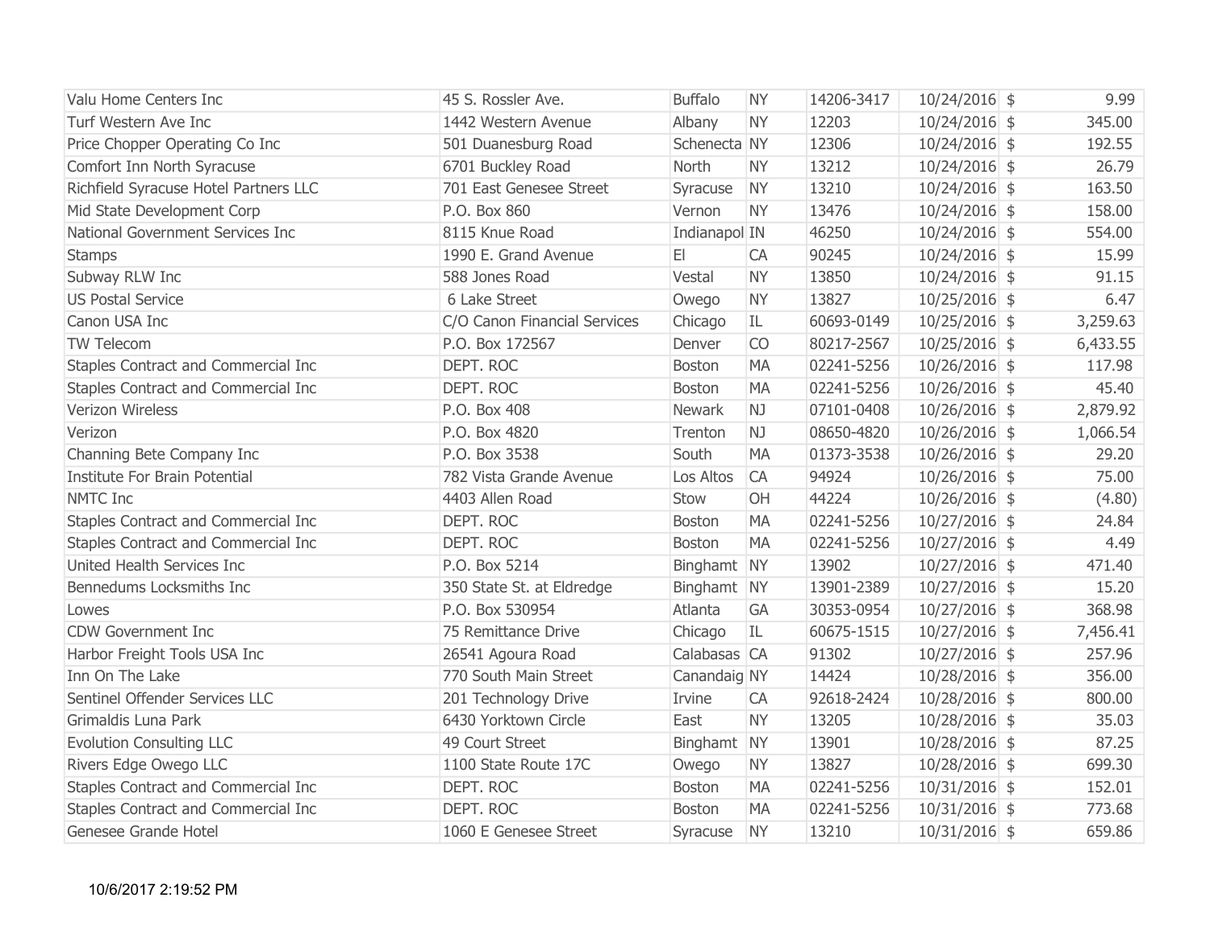| | | | | | | | |
|---|---|---|---|---|---|---|---|
| Valu Home Centers Inc | 45 S. Rossler Ave. | Buffalo | NY | 14206-3417 | 10/24/2016 | $ | 9.99 |
| Turf Western Ave Inc | 1442 Western Avenue | Albany | NY | 12203 | 10/24/2016 | $ | 345.00 |
| Price Chopper Operating Co Inc | 501 Duanesburg Road | Schenecta | NY | 12306 | 10/24/2016 | $ | 192.55 |
| Comfort Inn North Syracuse | 6701 Buckley Road | North | NY | 13212 | 10/24/2016 | $ | 26.79 |
| Richfield Syracuse Hotel Partners LLC | 701 East Genesee Street | Syracuse | NY | 13210 | 10/24/2016 | $ | 163.50 |
| Mid State Development Corp | P.O. Box 860 | Vernon | NY | 13476 | 10/24/2016 | $ | 158.00 |
| National Government Services Inc | 8115 Knue Road | Indianapol | IN | 46250 | 10/24/2016 | $ | 554.00 |
| Stamps | 1990 E. Grand Avenue | El | CA | 90245 | 10/24/2016 | $ | 15.99 |
| Subway RLW Inc | 588 Jones Road | Vestal | NY | 13850 | 10/24/2016 | $ | 91.15 |
| US Postal Service | 6 Lake Street | Owego | NY | 13827 | 10/25/2016 | $ | 6.47 |
| Canon USA Inc | C/O Canon Financial Services | Chicago | IL | 60693-0149 | 10/25/2016 | $ | 3,259.63 |
| TW Telecom | P.O. Box 172567 | Denver | CO | 80217-2567 | 10/25/2016 | $ | 6,433.55 |
| Staples Contract and Commercial Inc | DEPT. ROC | Boston | MA | 02241-5256 | 10/26/2016 | $ | 117.98 |
| Staples Contract and Commercial Inc | DEPT. ROC | Boston | MA | 02241-5256 | 10/26/2016 | $ | 45.40 |
| Verizon Wireless | P.O. Box 408 | Newark | NJ | 07101-0408 | 10/26/2016 | $ | 2,879.92 |
| Verizon | P.O. Box 4820 | Trenton | NJ | 08650-4820 | 10/26/2016 | $ | 1,066.54 |
| Channing Bete Company Inc | P.O. Box 3538 | South | MA | 01373-3538 | 10/26/2016 | $ | 29.20 |
| Institute For Brain Potential | 782 Vista Grande Avenue | Los Altos | CA | 94924 | 10/26/2016 | $ | 75.00 |
| NMTC Inc | 4403 Allen Road | Stow | OH | 44224 | 10/26/2016 | $ | (4.80) |
| Staples Contract and Commercial Inc | DEPT. ROC | Boston | MA | 02241-5256 | 10/27/2016 | $ | 24.84 |
| Staples Contract and Commercial Inc | DEPT. ROC | Boston | MA | 02241-5256 | 10/27/2016 | $ | 4.49 |
| United Health Services Inc | P.O. Box 5214 | Binghamt | NY | 13902 | 10/27/2016 | $ | 471.40 |
| Bennedums Locksmiths Inc | 350 State St. at Eldredge | Binghamt | NY | 13901-2389 | 10/27/2016 | $ | 15.20 |
| Lowes | P.O. Box 530954 | Atlanta | GA | 30353-0954 | 10/27/2016 | $ | 368.98 |
| CDW Government Inc | 75 Remittance Drive | Chicago | IL | 60675-1515 | 10/27/2016 | $ | 7,456.41 |
| Harbor Freight Tools USA Inc | 26541 Agoura Road | Calabasas | CA | 91302 | 10/27/2016 | $ | 257.96 |
| Inn On The Lake | 770 South Main Street | Canandaig | NY | 14424 | 10/28/2016 | $ | 356.00 |
| Sentinel Offender Services LLC | 201 Technology Drive | Irvine | CA | 92618-2424 | 10/28/2016 | $ | 800.00 |
| Grimaldis Luna Park | 6430 Yorktown Circle | East | NY | 13205 | 10/28/2016 | $ | 35.03 |
| Evolution Consulting LLC | 49 Court Street | Binghamt | NY | 13901 | 10/28/2016 | $ | 87.25 |
| Rivers Edge Owego LLC | 1100 State Route 17C | Owego | NY | 13827 | 10/28/2016 | $ | 699.30 |
| Staples Contract and Commercial Inc | DEPT. ROC | Boston | MA | 02241-5256 | 10/31/2016 | $ | 152.01 |
| Staples Contract and Commercial Inc | DEPT. ROC | Boston | MA | 02241-5256 | 10/31/2016 | $ | 773.68 |
| Genesee Grande Hotel | 1060 E Genesee Street | Syracuse | NY | 13210 | 10/31/2016 | $ | 659.86 |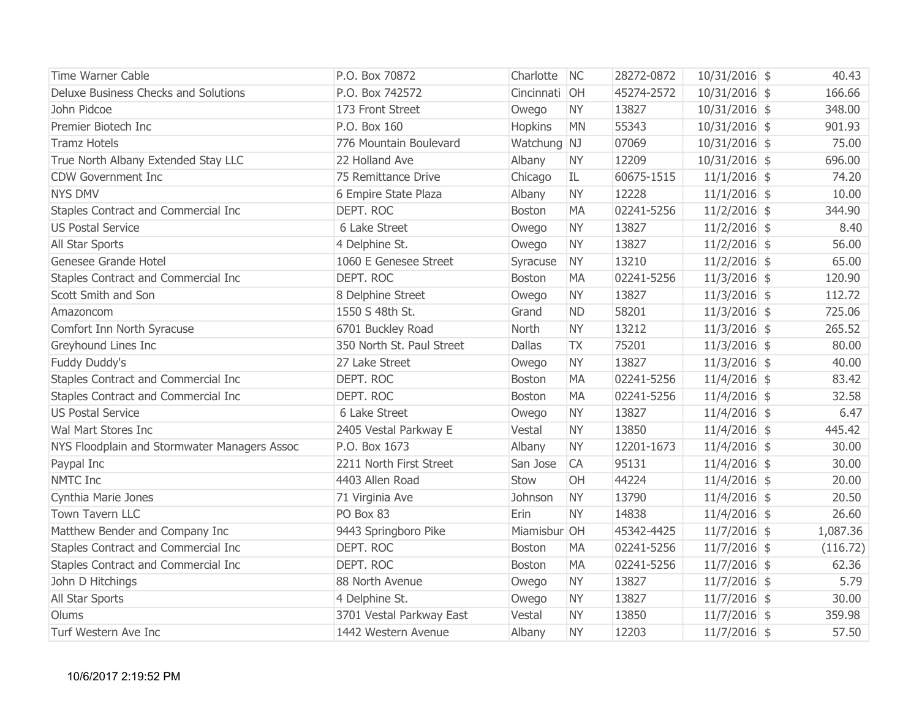| | | | | | | | |
|---|---|---|---|---|---|---|---|
| Time Warner Cable | P.O. Box 70872 | Charlotte | NC | 28272-0872 | 10/31/2016 | $ | 40.43 |
| Deluxe Business Checks and Solutions | P.O. Box 742572 | Cincinnati | OH | 45274-2572 | 10/31/2016 | $ | 166.66 |
| John Pidcoe | 173 Front Street | Owego | NY | 13827 | 10/31/2016 | $ | 348.00 |
| Premier Biotech Inc | P.O. Box 160 | Hopkins | MN | 55343 | 10/31/2016 | $ | 901.93 |
| Tramz Hotels | 776 Mountain Boulevard | Watchung | NJ | 07069 | 10/31/2016 | $ | 75.00 |
| True North Albany Extended Stay LLC | 22 Holland Ave | Albany | NY | 12209 | 10/31/2016 | $ | 696.00 |
| CDW Government Inc | 75 Remittance Drive | Chicago | IL | 60675-1515 | 11/1/2016 | $ | 74.20 |
| NYS DMV | 6 Empire State Plaza | Albany | NY | 12228 | 11/1/2016 | $ | 10.00 |
| Staples Contract and Commercial Inc | DEPT. ROC | Boston | MA | 02241-5256 | 11/2/2016 | $ | 344.90 |
| US Postal Service | 6 Lake Street | Owego | NY | 13827 | 11/2/2016 | $ | 8.40 |
| All Star Sports | 4 Delphine St. | Owego | NY | 13827 | 11/2/2016 | $ | 56.00 |
| Genesee Grande Hotel | 1060 E Genesee Street | Syracuse | NY | 13210 | 11/2/2016 | $ | 65.00 |
| Staples Contract and Commercial Inc | DEPT. ROC | Boston | MA | 02241-5256 | 11/3/2016 | $ | 120.90 |
| Scott Smith and Son | 8 Delphine Street | Owego | NY | 13827 | 11/3/2016 | $ | 112.72 |
| Amazoncom | 1550 S 48th St. | Grand | ND | 58201 | 11/3/2016 | $ | 725.06 |
| Comfort Inn North Syracuse | 6701 Buckley Road | North | NY | 13212 | 11/3/2016 | $ | 265.52 |
| Greyhound Lines Inc | 350 North St. Paul Street | Dallas | TX | 75201 | 11/3/2016 | $ | 80.00 |
| Fuddy Duddy's | 27 Lake Street | Owego | NY | 13827 | 11/3/2016 | $ | 40.00 |
| Staples Contract and Commercial Inc | DEPT. ROC | Boston | MA | 02241-5256 | 11/4/2016 | $ | 83.42 |
| Staples Contract and Commercial Inc | DEPT. ROC | Boston | MA | 02241-5256 | 11/4/2016 | $ | 32.58 |
| US Postal Service | 6 Lake Street | Owego | NY | 13827 | 11/4/2016 | $ | 6.47 |
| Wal Mart Stores Inc | 2405 Vestal Parkway E | Vestal | NY | 13850 | 11/4/2016 | $ | 445.42 |
| NYS Floodplain and Stormwater Managers Assoc | P.O. Box 1673 | Albany | NY | 12201-1673 | 11/4/2016 | $ | 30.00 |
| Paypal Inc | 2211 North First Street | San Jose | CA | 95131 | 11/4/2016 | $ | 30.00 |
| NMTC Inc | 4403 Allen Road | Stow | OH | 44224 | 11/4/2016 | $ | 20.00 |
| Cynthia Marie Jones | 71 Virginia Ave | Johnson | NY | 13790 | 11/4/2016 | $ | 20.50 |
| Town Tavern LLC | PO Box 83 | Erin | NY | 14838 | 11/4/2016 | $ | 26.60 |
| Matthew Bender and Company Inc | 9443 Springboro Pike | Miamisbur | OH | 45342-4425 | 11/7/2016 | $ | 1,087.36 |
| Staples Contract and Commercial Inc | DEPT. ROC | Boston | MA | 02241-5256 | 11/7/2016 | $ | (116.72) |
| Staples Contract and Commercial Inc | DEPT. ROC | Boston | MA | 02241-5256 | 11/7/2016 | $ | 62.36 |
| John D Hitchings | 88 North Avenue | Owego | NY | 13827 | 11/7/2016 | $ | 5.79 |
| All Star Sports | 4 Delphine St. | Owego | NY | 13827 | 11/7/2016 | $ | 30.00 |
| Olums | 3701 Vestal Parkway East | Vestal | NY | 13850 | 11/7/2016 | $ | 359.98 |
| Turf Western Ave Inc | 1442 Western Avenue | Albany | NY | 12203 | 11/7/2016 | $ | 57.50 |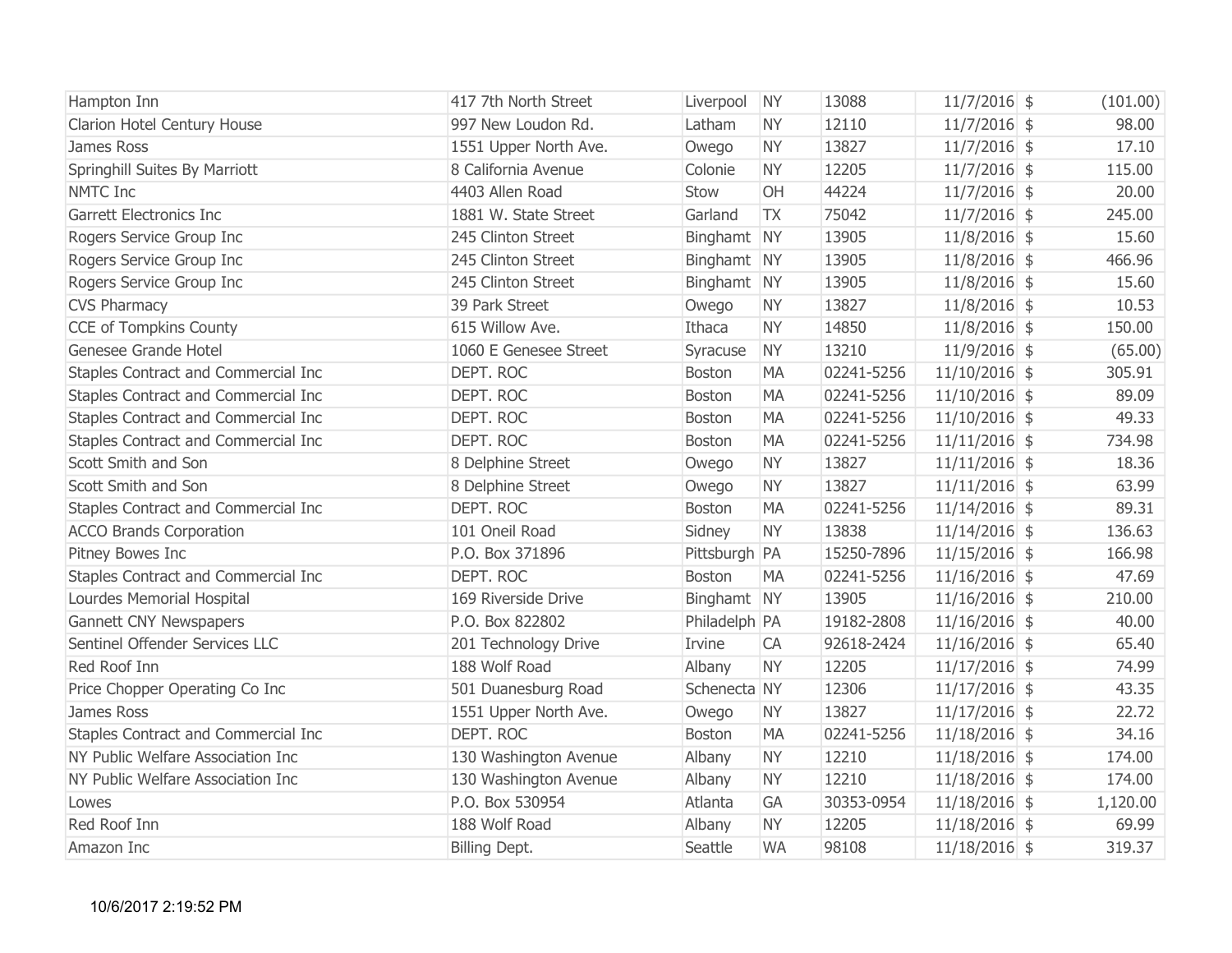| Hampton Inn | 417 7th North Street | Liverpool | NY | 13088 | 11/7/2016 | $ | (101.00) |
|---|---|---|---|---|---|---|---|
| Clarion Hotel Century House | 997 New Loudon Rd. | Latham | NY | 12110 | 11/7/2016 | $ | 98.00 |
| James Ross | 1551 Upper North Ave. | Owego | NY | 13827 | 11/7/2016 | $ | 17.10 |
| Springhill Suites By Marriott | 8 California Avenue | Colonie | NY | 12205 | 11/7/2016 | $ | 115.00 |
| NMTC Inc | 4403 Allen Road | Stow | OH | 44224 | 11/7/2016 | $ | 20.00 |
| Garrett Electronics Inc | 1881 W. State Street | Garland | TX | 75042 | 11/7/2016 | $ | 245.00 |
| Rogers Service Group Inc | 245 Clinton Street | Binghamt | NY | 13905 | 11/8/2016 | $ | 15.60 |
| Rogers Service Group Inc | 245 Clinton Street | Binghamt | NY | 13905 | 11/8/2016 | $ | 466.96 |
| Rogers Service Group Inc | 245 Clinton Street | Binghamt | NY | 13905 | 11/8/2016 | $ | 15.60 |
| CVS Pharmacy | 39 Park Street | Owego | NY | 13827 | 11/8/2016 | $ | 10.53 |
| CCE of Tompkins County | 615 Willow Ave. | Ithaca | NY | 14850 | 11/8/2016 | $ | 150.00 |
| Genesee Grande Hotel | 1060 E Genesee Street | Syracuse | NY | 13210 | 11/9/2016 | $ | (65.00) |
| Staples Contract and Commercial Inc | DEPT. ROC | Boston | MA | 02241-5256 | 11/10/2016 | $ | 305.91 |
| Staples Contract and Commercial Inc | DEPT. ROC | Boston | MA | 02241-5256 | 11/10/2016 | $ | 89.09 |
| Staples Contract and Commercial Inc | DEPT. ROC | Boston | MA | 02241-5256 | 11/10/2016 | $ | 49.33 |
| Staples Contract and Commercial Inc | DEPT. ROC | Boston | MA | 02241-5256 | 11/11/2016 | $ | 734.98 |
| Scott Smith and Son | 8 Delphine Street | Owego | NY | 13827 | 11/11/2016 | $ | 18.36 |
| Scott Smith and Son | 8 Delphine Street | Owego | NY | 13827 | 11/11/2016 | $ | 63.99 |
| Staples Contract and Commercial Inc | DEPT. ROC | Boston | MA | 02241-5256 | 11/14/2016 | $ | 89.31 |
| ACCO Brands Corporation | 101 Oneil Road | Sidney | NY | 13838 | 11/14/2016 | $ | 136.63 |
| Pitney Bowes Inc | P.O. Box 371896 | Pittsburgh | PA | 15250-7896 | 11/15/2016 | $ | 166.98 |
| Staples Contract and Commercial Inc | DEPT. ROC | Boston | MA | 02241-5256 | 11/16/2016 | $ | 47.69 |
| Lourdes Memorial Hospital | 169 Riverside Drive | Binghamt | NY | 13905 | 11/16/2016 | $ | 210.00 |
| Gannett CNY Newspapers | P.O. Box 822802 | Philadelph | PA | 19182-2808 | 11/16/2016 | $ | 40.00 |
| Sentinel Offender Services LLC | 201 Technology Drive | Irvine | CA | 92618-2424 | 11/16/2016 | $ | 65.40 |
| Red Roof Inn | 188 Wolf Road | Albany | NY | 12205 | 11/17/2016 | $ | 74.99 |
| Price Chopper Operating Co Inc | 501 Duanesburg Road | Schenecta | NY | 12306 | 11/17/2016 | $ | 43.35 |
| James Ross | 1551 Upper North Ave. | Owego | NY | 13827 | 11/17/2016 | $ | 22.72 |
| Staples Contract and Commercial Inc | DEPT. ROC | Boston | MA | 02241-5256 | 11/18/2016 | $ | 34.16 |
| NY Public Welfare Association Inc | 130 Washington Avenue | Albany | NY | 12210 | 11/18/2016 | $ | 174.00 |
| NY Public Welfare Association Inc | 130 Washington Avenue | Albany | NY | 12210 | 11/18/2016 | $ | 174.00 |
| Lowes | P.O. Box 530954 | Atlanta | GA | 30353-0954 | 11/18/2016 | $ | 1,120.00 |
| Red Roof Inn | 188 Wolf Road | Albany | NY | 12205 | 11/18/2016 | $ | 69.99 |
| Amazon Inc | Billing Dept. | Seattle | WA | 98108 | 11/18/2016 | $ | 319.37 |

10/6/2017 2:19:52 PM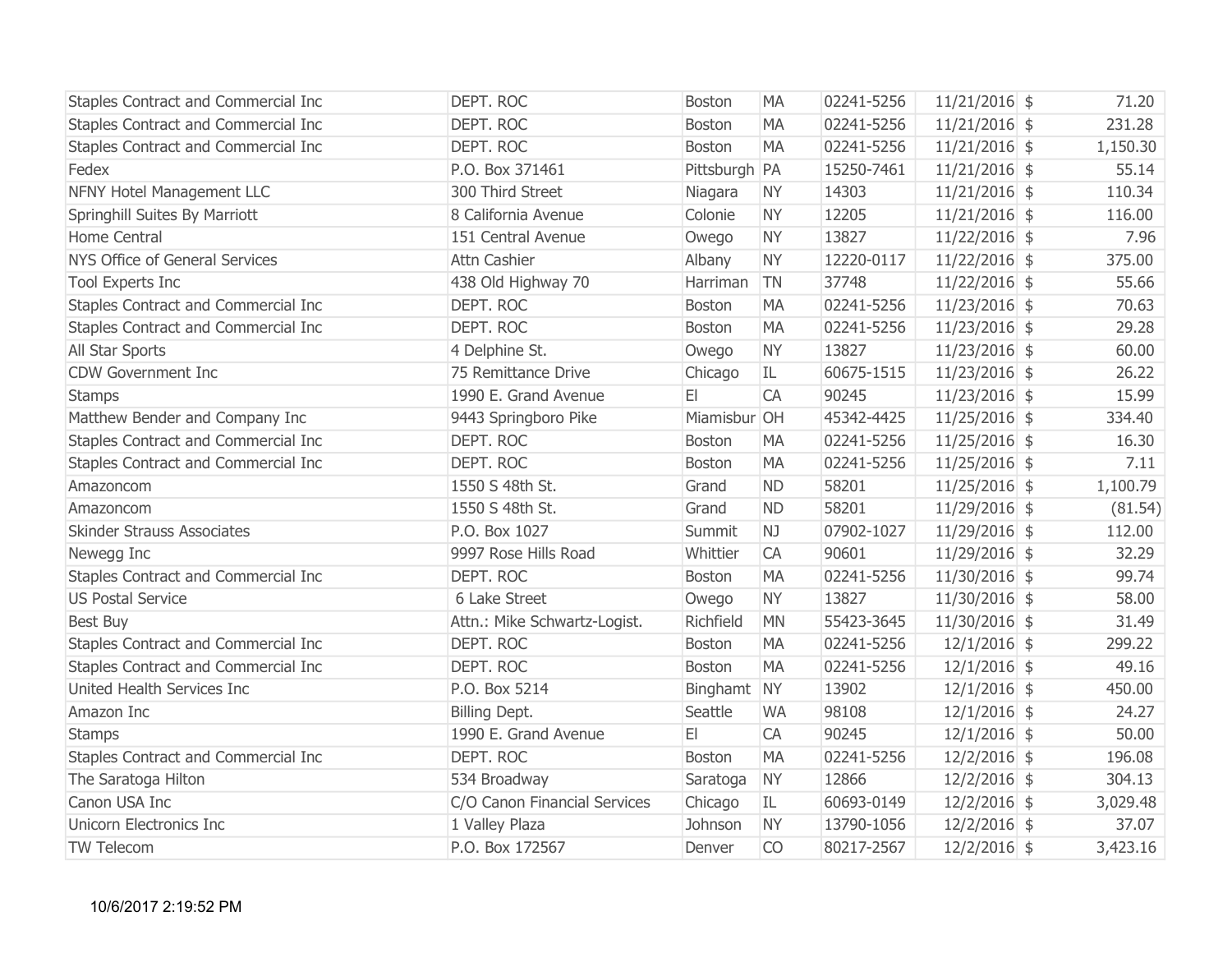| Staples Contract and Commercial Inc | DEPT. ROC | Boston | MA | 02241-5256 | 11/21/2016 | $ | 71.20 |
|---|---|---|---|---|---|---|---|
| Staples Contract and Commercial Inc | DEPT. ROC | Boston | MA | 02241-5256 | 11/21/2016 | $ | 231.28 |
| Staples Contract and Commercial Inc | DEPT. ROC | Boston | MA | 02241-5256 | 11/21/2016 | $ | 1,150.30 |
| Fedex | P.O. Box 371461 | Pittsburgh | PA | 15250-7461 | 11/21/2016 | $ | 55.14 |
| NFNY Hotel Management LLC | 300 Third Street | Niagara | NY | 14303 | 11/21/2016 | $ | 110.34 |
| Springhill Suites By Marriott | 8 California Avenue | Colonie | NY | 12205 | 11/21/2016 | $ | 116.00 |
| Home Central | 151 Central Avenue | Owego | NY | 13827 | 11/22/2016 | $ | 7.96 |
| NYS Office of General Services | Attn Cashier | Albany | NY | 12220-0117 | 11/22/2016 | $ | 375.00 |
| Tool Experts Inc | 438 Old Highway 70 | Harriman | TN | 37748 | 11/22/2016 | $ | 55.66 |
| Staples Contract and Commercial Inc | DEPT. ROC | Boston | MA | 02241-5256 | 11/23/2016 | $ | 70.63 |
| Staples Contract and Commercial Inc | DEPT. ROC | Boston | MA | 02241-5256 | 11/23/2016 | $ | 29.28 |
| All Star Sports | 4 Delphine St. | Owego | NY | 13827 | 11/23/2016 | $ | 60.00 |
| CDW Government Inc | 75 Remittance Drive | Chicago | IL | 60675-1515 | 11/23/2016 | $ | 26.22 |
| Stamps | 1990 E. Grand Avenue | El | CA | 90245 | 11/23/2016 | $ | 15.99 |
| Matthew Bender and Company Inc | 9443 Springboro Pike | Miamisbur | OH | 45342-4425 | 11/25/2016 | $ | 334.40 |
| Staples Contract and Commercial Inc | DEPT. ROC | Boston | MA | 02241-5256 | 11/25/2016 | $ | 16.30 |
| Staples Contract and Commercial Inc | DEPT. ROC | Boston | MA | 02241-5256 | 11/25/2016 | $ | 7.11 |
| Amazoncom | 1550 S 48th St. | Grand | ND | 58201 | 11/25/2016 | $ | 1,100.79 |
| Amazoncom | 1550 S 48th St. | Grand | ND | 58201 | 11/29/2016 | $ | (81.54) |
| Skinder Strauss Associates | P.O. Box 1027 | Summit | NJ | 07902-1027 | 11/29/2016 | $ | 112.00 |
| Newegg Inc | 9997 Rose Hills Road | Whittier | CA | 90601 | 11/29/2016 | $ | 32.29 |
| Staples Contract and Commercial Inc | DEPT. ROC | Boston | MA | 02241-5256 | 11/30/2016 | $ | 99.74 |
| US Postal Service | 6 Lake Street | Owego | NY | 13827 | 11/30/2016 | $ | 58.00 |
| Best Buy | Attn.: Mike Schwartz-Logist. | Richfield | MN | 55423-3645 | 11/30/2016 | $ | 31.49 |
| Staples Contract and Commercial Inc | DEPT. ROC | Boston | MA | 02241-5256 | 12/1/2016 | $ | 299.22 |
| Staples Contract and Commercial Inc | DEPT. ROC | Boston | MA | 02241-5256 | 12/1/2016 | $ | 49.16 |
| United Health Services Inc | P.O. Box 5214 | Binghamt | NY | 13902 | 12/1/2016 | $ | 450.00 |
| Amazon Inc | Billing Dept. | Seattle | WA | 98108 | 12/1/2016 | $ | 24.27 |
| Stamps | 1990 E. Grand Avenue | El | CA | 90245 | 12/1/2016 | $ | 50.00 |
| Staples Contract and Commercial Inc | DEPT. ROC | Boston | MA | 02241-5256 | 12/2/2016 | $ | 196.08 |
| The Saratoga Hilton | 534 Broadway | Saratoga | NY | 12866 | 12/2/2016 | $ | 304.13 |
| Canon USA Inc | C/O Canon Financial Services | Chicago | IL | 60693-0149 | 12/2/2016 | $ | 3,029.48 |
| Unicorn Electronics Inc | 1 Valley Plaza | Johnson | NY | 13790-1056 | 12/2/2016 | $ | 37.07 |
| TW Telecom | P.O. Box 172567 | Denver | CO | 80217-2567 | 12/2/2016 | $ | 3,423.16 |

10/6/2017 2:19:52 PM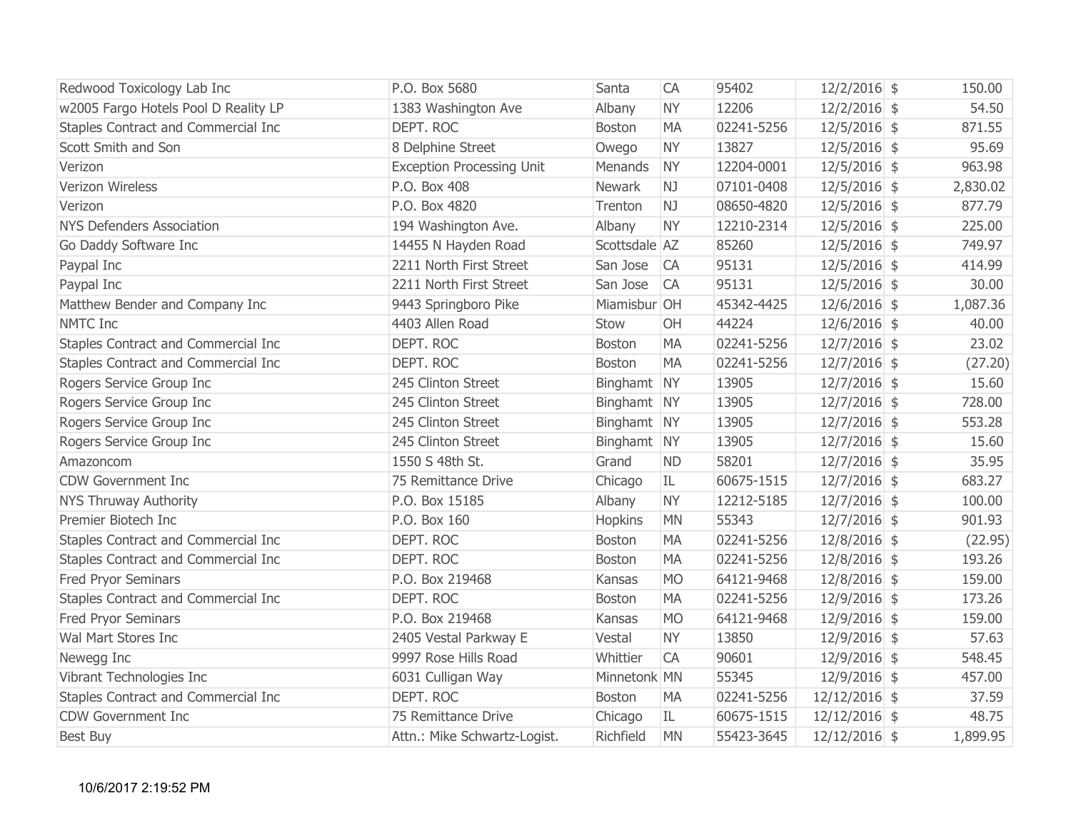| | | | | | | | |
|---|---|---|---|---|---|---|---|
| Redwood Toxicology Lab Inc | P.O. Box 5680 | Santa | CA | 95402 | 12/2/2016 | $ | 150.00 |
| w2005 Fargo Hotels Pool D Reality LP | 1383 Washington Ave | Albany | NY | 12206 | 12/2/2016 | $ | 54.50 |
| Staples Contract and Commercial Inc | DEPT. ROC | Boston | MA | 02241-5256 | 12/5/2016 | $ | 871.55 |
| Scott Smith and Son | 8 Delphine Street | Owego | NY | 13827 | 12/5/2016 | $ | 95.69 |
| Verizon | Exception Processing Unit | Menands | NY | 12204-0001 | 12/5/2016 | $ | 963.98 |
| Verizon Wireless | P.O. Box 408 | Newark | NJ | 07101-0408 | 12/5/2016 | $ | 2,830.02 |
| Verizon | P.O. Box 4820 | Trenton | NJ | 08650-4820 | 12/5/2016 | $ | 877.79 |
| NYS Defenders Association | 194 Washington Ave. | Albany | NY | 12210-2314 | 12/5/2016 | $ | 225.00 |
| Go Daddy Software Inc | 14455 N Hayden Road | Scottsdale | AZ | 85260 | 12/5/2016 | $ | 749.97 |
| Paypal Inc | 2211 North First Street | San Jose | CA | 95131 | 12/5/2016 | $ | 414.99 |
| Paypal Inc | 2211 North First Street | San Jose | CA | 95131 | 12/5/2016 | $ | 30.00 |
| Matthew Bender and Company Inc | 9443 Springboro Pike | Miamisbur | OH | 45342-4425 | 12/6/2016 | $ | 1,087.36 |
| NMTC Inc | 4403 Allen Road | Stow | OH | 44224 | 12/6/2016 | $ | 40.00 |
| Staples Contract and Commercial Inc | DEPT. ROC | Boston | MA | 02241-5256 | 12/7/2016 | $ | 23.02 |
| Staples Contract and Commercial Inc | DEPT. ROC | Boston | MA | 02241-5256 | 12/7/2016 | $ | (27.20) |
| Rogers Service Group Inc | 245 Clinton Street | Binghamt | NY | 13905 | 12/7/2016 | $ | 15.60 |
| Rogers Service Group Inc | 245 Clinton Street | Binghamt | NY | 13905 | 12/7/2016 | $ | 728.00 |
| Rogers Service Group Inc | 245 Clinton Street | Binghamt | NY | 13905 | 12/7/2016 | $ | 553.28 |
| Rogers Service Group Inc | 245 Clinton Street | Binghamt | NY | 13905 | 12/7/2016 | $ | 15.60 |
| Amazoncom | 1550 S 48th St. | Grand | ND | 58201 | 12/7/2016 | $ | 35.95 |
| CDW Government Inc | 75 Remittance Drive | Chicago | IL | 60675-1515 | 12/7/2016 | $ | 683.27 |
| NYS Thruway Authority | P.O. Box 15185 | Albany | NY | 12212-5185 | 12/7/2016 | $ | 100.00 |
| Premier Biotech Inc | P.O. Box 160 | Hopkins | MN | 55343 | 12/7/2016 | $ | 901.93 |
| Staples Contract and Commercial Inc | DEPT. ROC | Boston | MA | 02241-5256 | 12/8/2016 | $ | (22.95) |
| Staples Contract and Commercial Inc | DEPT. ROC | Boston | MA | 02241-5256 | 12/8/2016 | $ | 193.26 |
| Fred Pryor Seminars | P.O. Box 219468 | Kansas | MO | 64121-9468 | 12/8/2016 | $ | 159.00 |
| Staples Contract and Commercial Inc | DEPT. ROC | Boston | MA | 02241-5256 | 12/9/2016 | $ | 173.26 |
| Fred Pryor Seminars | P.O. Box 219468 | Kansas | MO | 64121-9468 | 12/9/2016 | $ | 159.00 |
| Wal Mart Stores Inc | 2405 Vestal Parkway E | Vestal | NY | 13850 | 12/9/2016 | $ | 57.63 |
| Newegg Inc | 9997 Rose Hills Road | Whittier | CA | 90601 | 12/9/2016 | $ | 548.45 |
| Vibrant Technologies Inc | 6031 Culligan Way | Minnetonk | MN | 55345 | 12/9/2016 | $ | 457.00 |
| Staples Contract and Commercial Inc | DEPT. ROC | Boston | MA | 02241-5256 | 12/12/2016 | $ | 37.59 |
| CDW Government Inc | 75 Remittance Drive | Chicago | IL | 60675-1515 | 12/12/2016 | $ | 48.75 |
| Best Buy | Attn.: Mike Schwartz-Logist. | Richfield | MN | 55423-3645 | 12/12/2016 | $ | 1,899.95 |

10/6/2017 2:19:52 PM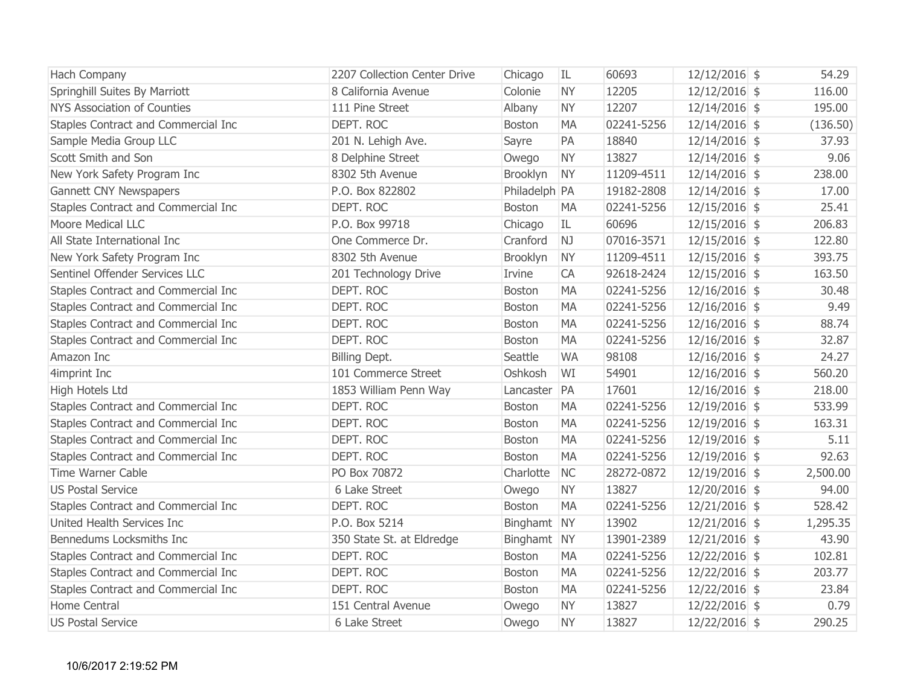| Hach Company | 2207 Collection Center Drive | Chicago | IL | 60693 | 12/12/2016 | $ | 54.29 |
|---|---|---|---|---|---|---|---|
| Springhill Suites By Marriott | 8 California Avenue | Colonie | NY | 12205 | 12/12/2016 | $ | 116.00 |
| NYS Association of Counties | 111 Pine Street | Albany | NY | 12207 | 12/14/2016 | $ | 195.00 |
| Staples Contract and Commercial Inc | DEPT. ROC | Boston | MA | 02241-5256 | 12/14/2016 | $ | (136.50) |
| Sample Media Group LLC | 201 N. Lehigh Ave. | Sayre | PA | 18840 | 12/14/2016 | $ | 37.93 |
| Scott Smith and Son | 8 Delphine Street | Owego | NY | 13827 | 12/14/2016 | $ | 9.06 |
| New York Safety Program Inc | 8302 5th Avenue | Brooklyn | NY | 11209-4511 | 12/14/2016 | $ | 238.00 |
| Gannett CNY Newspapers | P.O. Box 822802 | Philadelph | PA | 19182-2808 | 12/14/2016 | $ | 17.00 |
| Staples Contract and Commercial Inc | DEPT. ROC | Boston | MA | 02241-5256 | 12/15/2016 | $ | 25.41 |
| Moore Medical LLC | P.O. Box 99718 | Chicago | IL | 60696 | 12/15/2016 | $ | 206.83 |
| All State International Inc | One Commerce Dr. | Cranford | NJ | 07016-3571 | 12/15/2016 | $ | 122.80 |
| New York Safety Program Inc | 8302 5th Avenue | Brooklyn | NY | 11209-4511 | 12/15/2016 | $ | 393.75 |
| Sentinel Offender Services LLC | 201 Technology Drive | Irvine | CA | 92618-2424 | 12/15/2016 | $ | 163.50 |
| Staples Contract and Commercial Inc | DEPT. ROC | Boston | MA | 02241-5256 | 12/16/2016 | $ | 30.48 |
| Staples Contract and Commercial Inc | DEPT. ROC | Boston | MA | 02241-5256 | 12/16/2016 | $ | 9.49 |
| Staples Contract and Commercial Inc | DEPT. ROC | Boston | MA | 02241-5256 | 12/16/2016 | $ | 88.74 |
| Staples Contract and Commercial Inc | DEPT. ROC | Boston | MA | 02241-5256 | 12/16/2016 | $ | 32.87 |
| Amazon Inc | Billing Dept. | Seattle | WA | 98108 | 12/16/2016 | $ | 24.27 |
| 4imprint Inc | 101 Commerce Street | Oshkosh | WI | 54901 | 12/16/2016 | $ | 560.20 |
| High Hotels Ltd | 1853 William Penn Way | Lancaster | PA | 17601 | 12/16/2016 | $ | 218.00 |
| Staples Contract and Commercial Inc | DEPT. ROC | Boston | MA | 02241-5256 | 12/19/2016 | $ | 533.99 |
| Staples Contract and Commercial Inc | DEPT. ROC | Boston | MA | 02241-5256 | 12/19/2016 | $ | 163.31 |
| Staples Contract and Commercial Inc | DEPT. ROC | Boston | MA | 02241-5256 | 12/19/2016 | $ | 5.11 |
| Staples Contract and Commercial Inc | DEPT. ROC | Boston | MA | 02241-5256 | 12/19/2016 | $ | 92.63 |
| Time Warner Cable | PO Box 70872 | Charlotte | NC | 28272-0872 | 12/19/2016 | $ | 2,500.00 |
| US Postal Service | 6 Lake Street | Owego | NY | 13827 | 12/20/2016 | $ | 94.00 |
| Staples Contract and Commercial Inc | DEPT. ROC | Boston | MA | 02241-5256 | 12/21/2016 | $ | 528.42 |
| United Health Services Inc | P.O. Box 5214 | Binghamt | NY | 13902 | 12/21/2016 | $ | 1,295.35 |
| Bennedums Locksmiths Inc | 350 State St. at Eldredge | Binghamt | NY | 13901-2389 | 12/21/2016 | $ | 43.90 |
| Staples Contract and Commercial Inc | DEPT. ROC | Boston | MA | 02241-5256 | 12/22/2016 | $ | 102.81 |
| Staples Contract and Commercial Inc | DEPT. ROC | Boston | MA | 02241-5256 | 12/22/2016 | $ | 203.77 |
| Staples Contract and Commercial Inc | DEPT. ROC | Boston | MA | 02241-5256 | 12/22/2016 | $ | 23.84 |
| Home Central | 151 Central Avenue | Owego | NY | 13827 | 12/22/2016 | $ | 0.79 |
| US Postal Service | 6 Lake Street | Owego | NY | 13827 | 12/22/2016 | $ | 290.25 |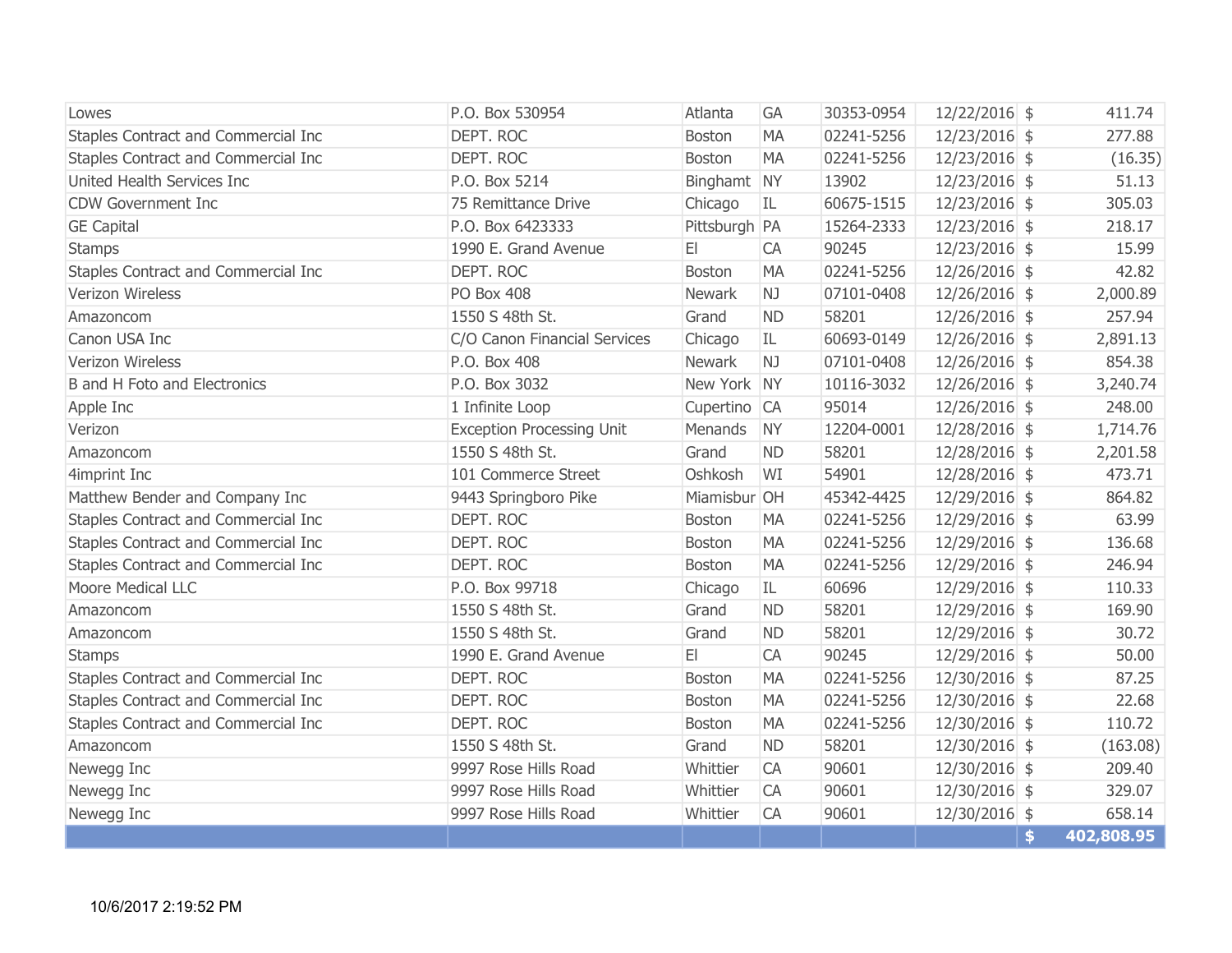| | | | | | | | |
|---|---|---|---|---|---|---|---|
| Lowes | P.O. Box 530954 | Atlanta | GA | 30353-0954 | 12/22/2016 | $ | 411.74 |
| Staples Contract and Commercial Inc | DEPT. ROC | Boston | MA | 02241-5256 | 12/23/2016 | $ | 277.88 |
| Staples Contract and Commercial Inc | DEPT. ROC | Boston | MA | 02241-5256 | 12/23/2016 | $ | (16.35) |
| United Health Services Inc | P.O. Box 5214 | Binghamt | NY | 13902 | 12/23/2016 | $ | 51.13 |
| CDW Government Inc | 75 Remittance Drive | Chicago | IL | 60675-1515 | 12/23/2016 | $ | 305.03 |
| GE Capital | P.O. Box 6423333 | Pittsburgh | PA | 15264-2333 | 12/23/2016 | $ | 218.17 |
| Stamps | 1990 E. Grand Avenue | El | CA | 90245 | 12/23/2016 | $ | 15.99 |
| Staples Contract and Commercial Inc | DEPT. ROC | Boston | MA | 02241-5256 | 12/26/2016 | $ | 42.82 |
| Verizon Wireless | PO Box 408 | Newark | NJ | 07101-0408 | 12/26/2016 | $ | 2,000.89 |
| Amazoncom | 1550 S 48th St. | Grand | ND | 58201 | 12/26/2016 | $ | 257.94 |
| Canon USA Inc | C/O Canon Financial Services | Chicago | IL | 60693-0149 | 12/26/2016 | $ | 2,891.13 |
| Verizon Wireless | P.O. Box 408 | Newark | NJ | 07101-0408 | 12/26/2016 | $ | 854.38 |
| B and H Foto and Electronics | P.O. Box 3032 | New York | NY | 10116-3032 | 12/26/2016 | $ | 3,240.74 |
| Apple Inc | 1 Infinite Loop | Cupertino | CA | 95014 | 12/26/2016 | $ | 248.00 |
| Verizon | Exception Processing Unit | Menands | NY | 12204-0001 | 12/28/2016 | $ | 1,714.76 |
| Amazoncom | 1550 S 48th St. | Grand | ND | 58201 | 12/28/2016 | $ | 2,201.58 |
| 4imprint Inc | 101 Commerce Street | Oshkosh | WI | 54901 | 12/28/2016 | $ | 473.71 |
| Matthew Bender and Company Inc | 9443 Springboro Pike | Miamisbur | OH | 45342-4425 | 12/29/2016 | $ | 864.82 |
| Staples Contract and Commercial Inc | DEPT. ROC | Boston | MA | 02241-5256 | 12/29/2016 | $ | 63.99 |
| Staples Contract and Commercial Inc | DEPT. ROC | Boston | MA | 02241-5256 | 12/29/2016 | $ | 136.68 |
| Staples Contract and Commercial Inc | DEPT. ROC | Boston | MA | 02241-5256 | 12/29/2016 | $ | 246.94 |
| Moore Medical LLC | P.O. Box 99718 | Chicago | IL | 60696 | 12/29/2016 | $ | 110.33 |
| Amazoncom | 1550 S 48th St. | Grand | ND | 58201 | 12/29/2016 | $ | 169.90 |
| Amazoncom | 1550 S 48th St. | Grand | ND | 58201 | 12/29/2016 | $ | 30.72 |
| Stamps | 1990 E. Grand Avenue | El | CA | 90245 | 12/29/2016 | $ | 50.00 |
| Staples Contract and Commercial Inc | DEPT. ROC | Boston | MA | 02241-5256 | 12/30/2016 | $ | 87.25 |
| Staples Contract and Commercial Inc | DEPT. ROC | Boston | MA | 02241-5256 | 12/30/2016 | $ | 22.68 |
| Staples Contract and Commercial Inc | DEPT. ROC | Boston | MA | 02241-5256 | 12/30/2016 | $ | 110.72 |
| Amazoncom | 1550 S 48th St. | Grand | ND | 58201 | 12/30/2016 | $ | (163.08) |
| Newegg Inc | 9997 Rose Hills Road | Whittier | CA | 90601 | 12/30/2016 | $ | 209.40 |
| Newegg Inc | 9997 Rose Hills Road | Whittier | CA | 90601 | 12/30/2016 | $ | 329.07 |
| Newegg Inc | 9997 Rose Hills Road | Whittier | CA | 90601 | 12/30/2016 | $ | 658.14 |
| | | | | | | **$** | **402,808.95** |

10/6/2017 2:19:52 PM